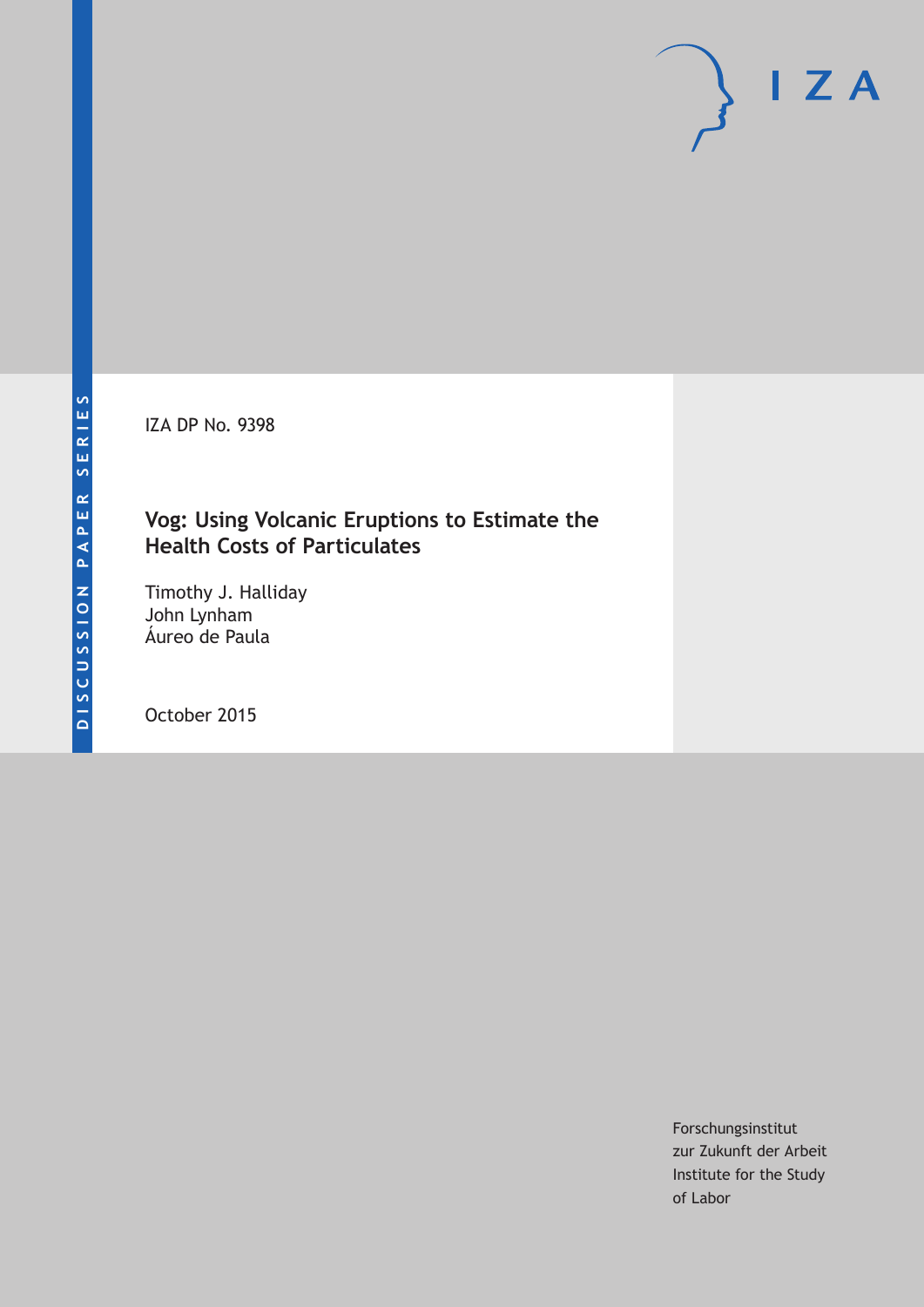DISCUSSION PAPER SERIES

IZA DP No. 9398

# Vog: Using Volcanic Eruptions to Estimate the Health Costs of Particulates

Timothy J. Halliday
John Lynham
Áureo de Paula

October 2015

Forschungsinstitut
zur Zukunft der Arbeit
Institute for the Study
of Labor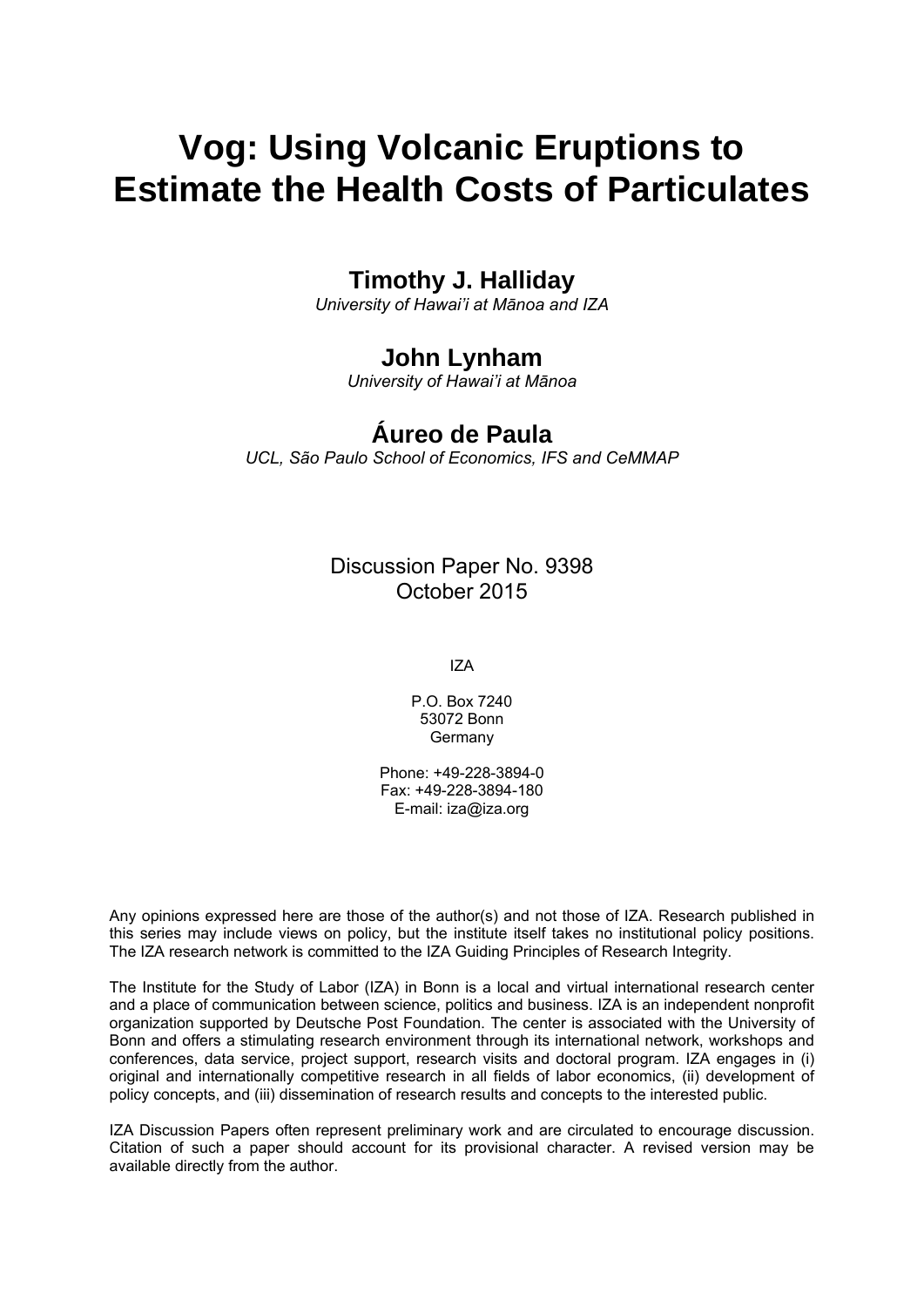# Vog: Using Volcanic Eruptions to Estimate the Health Costs of Particulates

## Timothy J. Halliday

*University of Hawai'i at Mānoa and IZA*

## John Lynham

*University of Hawai'i at Mānoa*

## Áureo de Paula

*UCL, São Paulo School of Economics, IFS and CeMMAP*

Discussion Paper No. 9398
October 2015

IZA

P.O. Box 7240
53072 Bonn
Germany

Phone: +49-228-3894-0
Fax: +49-228-3894-180
E-mail: iza@iza.org

Any opinions expressed here are those of the author(s) and not those of IZA. Research published in this series may include views on policy, but the institute itself takes no institutional policy positions. The IZA research network is committed to the IZA Guiding Principles of Research Integrity.

The Institute for the Study of Labor (IZA) in Bonn is a local and virtual international research center and a place of communication between science, politics and business. IZA is an independent nonprofit organization supported by Deutsche Post Foundation. The center is associated with the University of Bonn and offers a stimulating research environment through its international network, workshops and conferences, data service, project support, research visits and doctoral program. IZA engages in (i) original and internationally competitive research in all fields of labor economics, (ii) development of policy concepts, and (iii) dissemination of research results and concepts to the interested public.

IZA Discussion Papers often represent preliminary work and are circulated to encourage discussion. Citation of such a paper should account for its provisional character. A revised version may be available directly from the author.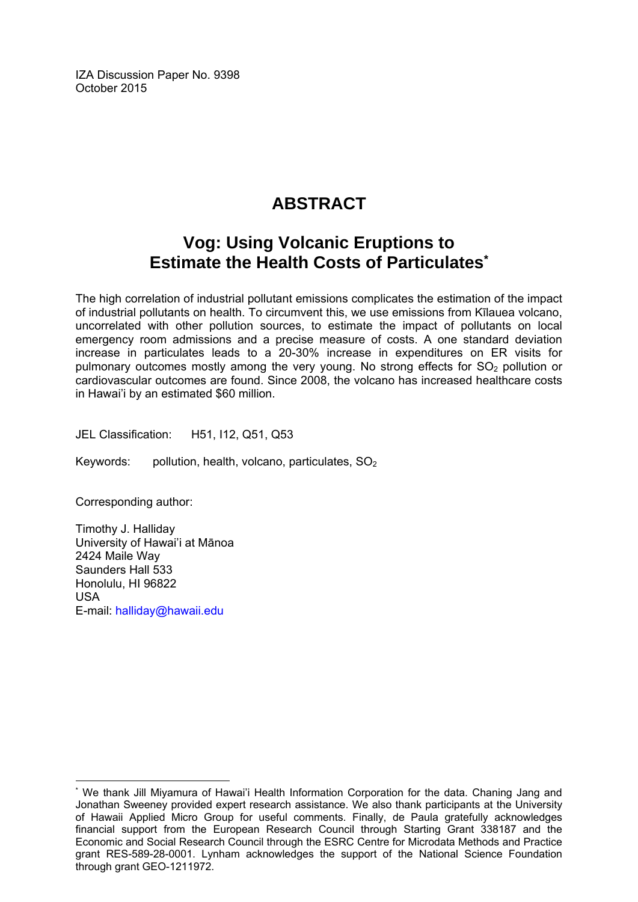IZA Discussion Paper No. 9398
October 2015

# ABSTRACT

## Vog: Using Volcanic Eruptions to Estimate the Health Costs of Particulates[*]

The high correlation of industrial pollutant emissions complicates the estimation of the impact of industrial pollutants on health. To circumvent this, we use emissions from Kīlauea volcano, uncorrelated with other pollution sources, to estimate the impact of pollutants on local emergency room admissions and a precise measure of costs. A one standard deviation increase in particulates leads to a 20-30% increase in expenditures on ER visits for pulmonary outcomes mostly among the very young. No strong effects for $SO_2$ pollution or cardiovascular outcomes are found. Since 2008, the volcano has increased healthcare costs in Hawai'i by an estimated $60 million.

JEL Classification: H51, I12, Q51, Q53

Keywords: pollution, health, volcano, particulates, $SO_2$

Corresponding author:

Timothy J. Halliday
University of Hawai'i at Mānoa
2424 Maile Way
Saunders Hall 533
Honolulu, HI 96822
USA
E-mail: halliday@hawaii.edu

[*] We thank Jill Miyamura of Hawai'i Health Information Corporation for the data. Chaning Jang and Jonathan Sweeney provided expert research assistance. We also thank participants at the University of Hawaii Applied Micro Group for useful comments. Finally, de Paula gratefully acknowledges financial support from the European Research Council through Starting Grant 338187 and the Economic and Social Research Council through the ESRC Centre for Microdata Methods and Practice grant RES-589-28-0001. Lynham acknowledges the support of the National Science Foundation through grant GEO-1211972.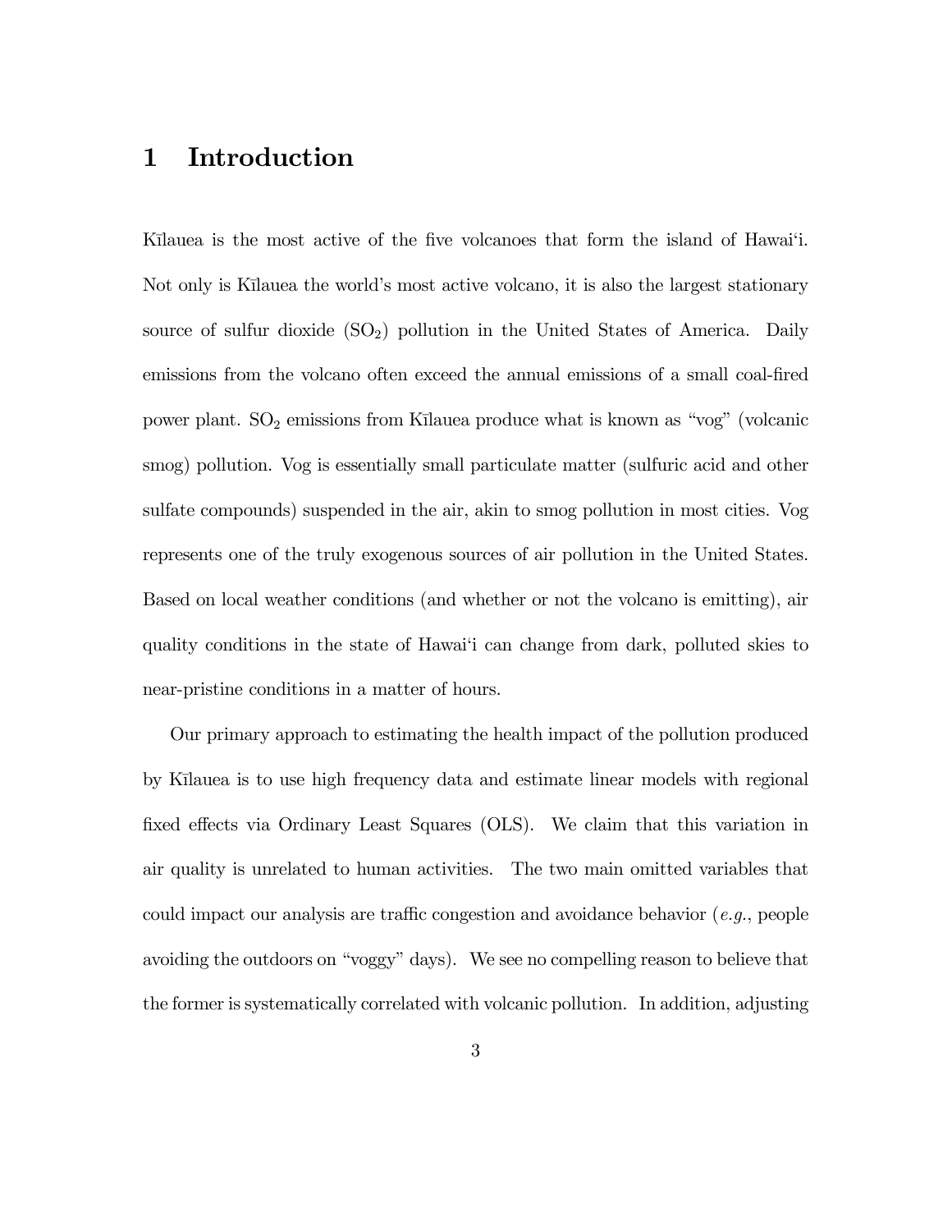# 1 Introduction

Kīlauea is the most active of the five volcanoes that form the island of Hawai'i. Not only is Kīlauea the world's most active volcano, it is also the largest stationary source of sulfur dioxide ($SO_2$) pollution in the United States of America. Daily emissions from the volcano often exceed the annual emissions of a small coal-fired power plant. $SO_2$ emissions from Kīlauea produce what is known as "vog" (volcanic smog) pollution. Vog is essentially small particulate matter (sulfuric acid and other sulfate compounds) suspended in the air, akin to smog pollution in most cities. Vog represents one of the truly exogenous sources of air pollution in the United States. Based on local weather conditions (and whether or not the volcano is emitting), air quality conditions in the state of Hawai'i can change from dark, polluted skies to near-pristine conditions in a matter of hours.

Our primary approach to estimating the health impact of the pollution produced by Kīlauea is to use high frequency data and estimate linear models with regional fixed effects via Ordinary Least Squares (OLS). We claim that this variation in air quality is unrelated to human activities. The two main omitted variables that could impact our analysis are traffic congestion and avoidance behavior (*e.g.*, people avoiding the outdoors on "voggy" days). We see no compelling reason to believe that the former is systematically correlated with volcanic pollution. In addition, adjusting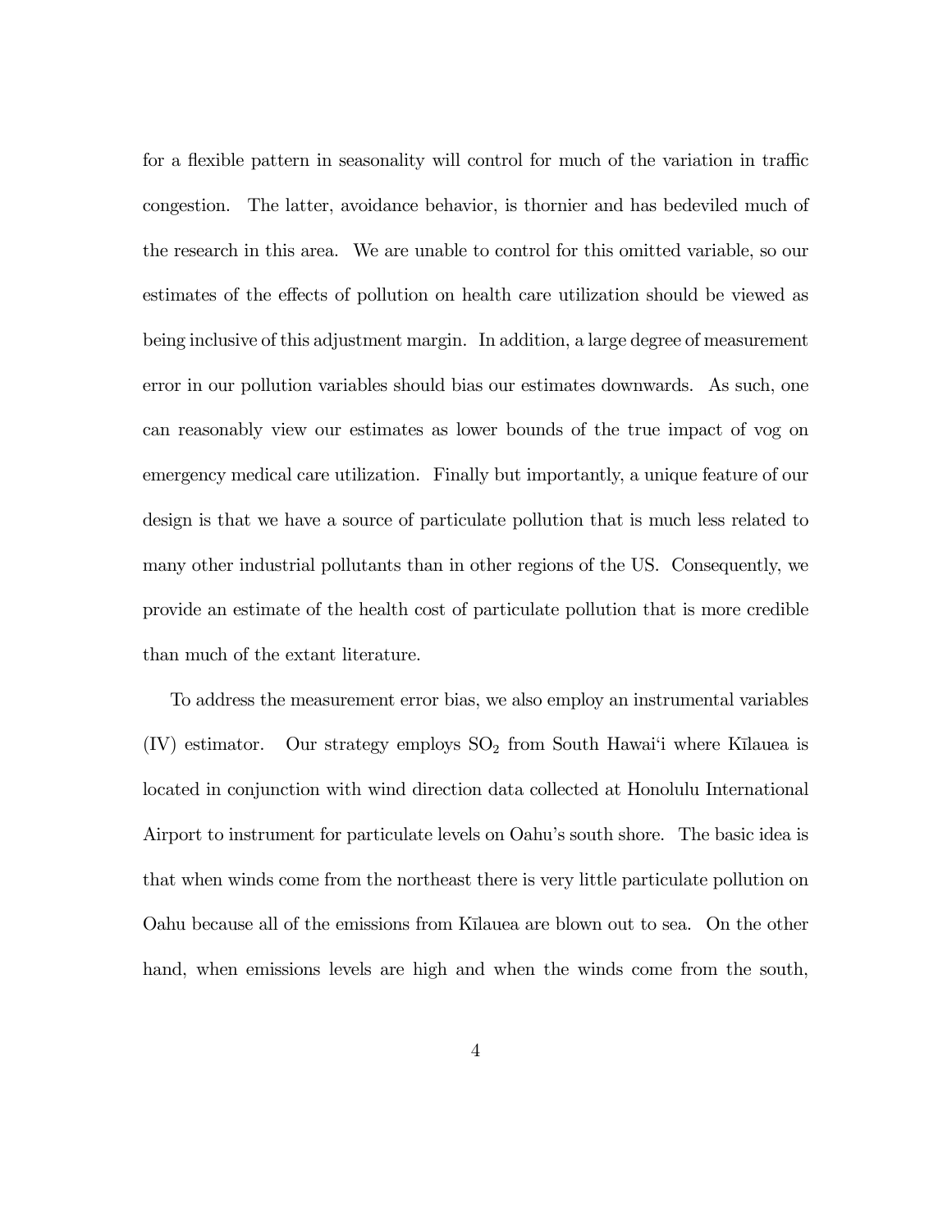for a flexible pattern in seasonality will control for much of the variation in traffic congestion. The latter, avoidance behavior, is thornier and has bedeviled much of the research in this area. We are unable to control for this omitted variable, so our estimates of the effects of pollution on health care utilization should be viewed as being inclusive of this adjustment margin. In addition, a large degree of measurement error in our pollution variables should bias our estimates downwards. As such, one can reasonably view our estimates as lower bounds of the true impact of vog on emergency medical care utilization. Finally but importantly, a unique feature of our design is that we have a source of particulate pollution that is much less related to many other industrial pollutants than in other regions of the US. Consequently, we provide an estimate of the health cost of particulate pollution that is more credible than much of the extant literature.

To address the measurement error bias, we also employ an instrumental variables (IV) estimator. Our strategy employs $SO_2$ from South Hawai'i where Kīlauea is located in conjunction with wind direction data collected at Honolulu International Airport to instrument for particulate levels on Oahu's south shore. The basic idea is that when winds come from the northeast there is very little particulate pollution on Oahu because all of the emissions from Kīlauea are blown out to sea. On the other hand, when emissions levels are high and when the winds come from the south,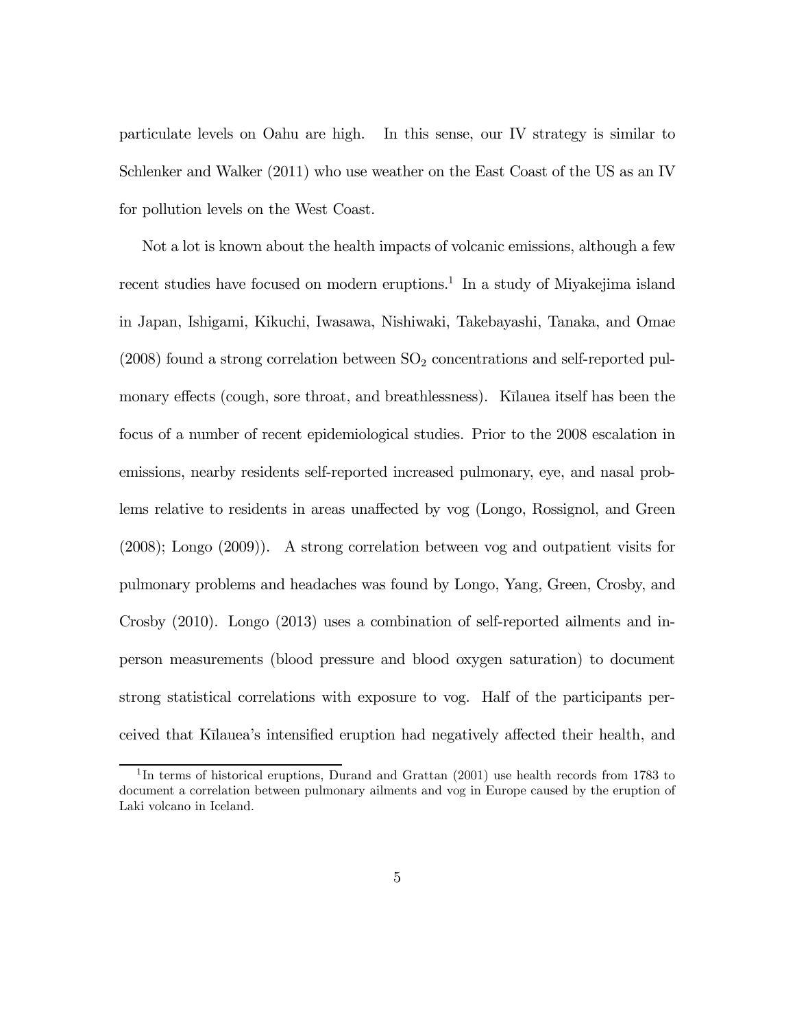particulate levels on Oahu are high. In this sense, our IV strategy is similar to Schlenker and Walker (2011) who use weather on the East Coast of the US as an IV for pollution levels on the West Coast.

Not a lot is known about the health impacts of volcanic emissions, although a few recent studies have focused on modern eruptions.[1] In a study of Miyakejima island in Japan, Ishigami, Kikuchi, Iwasawa, Nishiwaki, Takebayashi, Tanaka, and Omae (2008) found a strong correlation between $SO_2$ concentrations and self-reported pulmonary effects (cough, sore throat, and breathlessness). Kīlauea itself has been the focus of a number of recent epidemiological studies. Prior to the 2008 escalation in emissions, nearby residents self-reported increased pulmonary, eye, and nasal problems relative to residents in areas unaffected by vog (Longo, Rossignol, and Green (2008); Longo (2009)). A strong correlation between vog and outpatient visits for pulmonary problems and headaches was found by Longo, Yang, Green, Crosby, and Crosby (2010). Longo (2013) uses a combination of self-reported ailments and in-person measurements (blood pressure and blood oxygen saturation) to document strong statistical correlations with exposure to vog. Half of the participants perceived that Kīlauea's intensified eruption had negatively affected their health, and

[1] In terms of historical eruptions, Durand and Grattan (2001) use health records from 1783 to document a correlation between pulmonary ailments and vog in Europe caused by the eruption of Laki volcano in Iceland.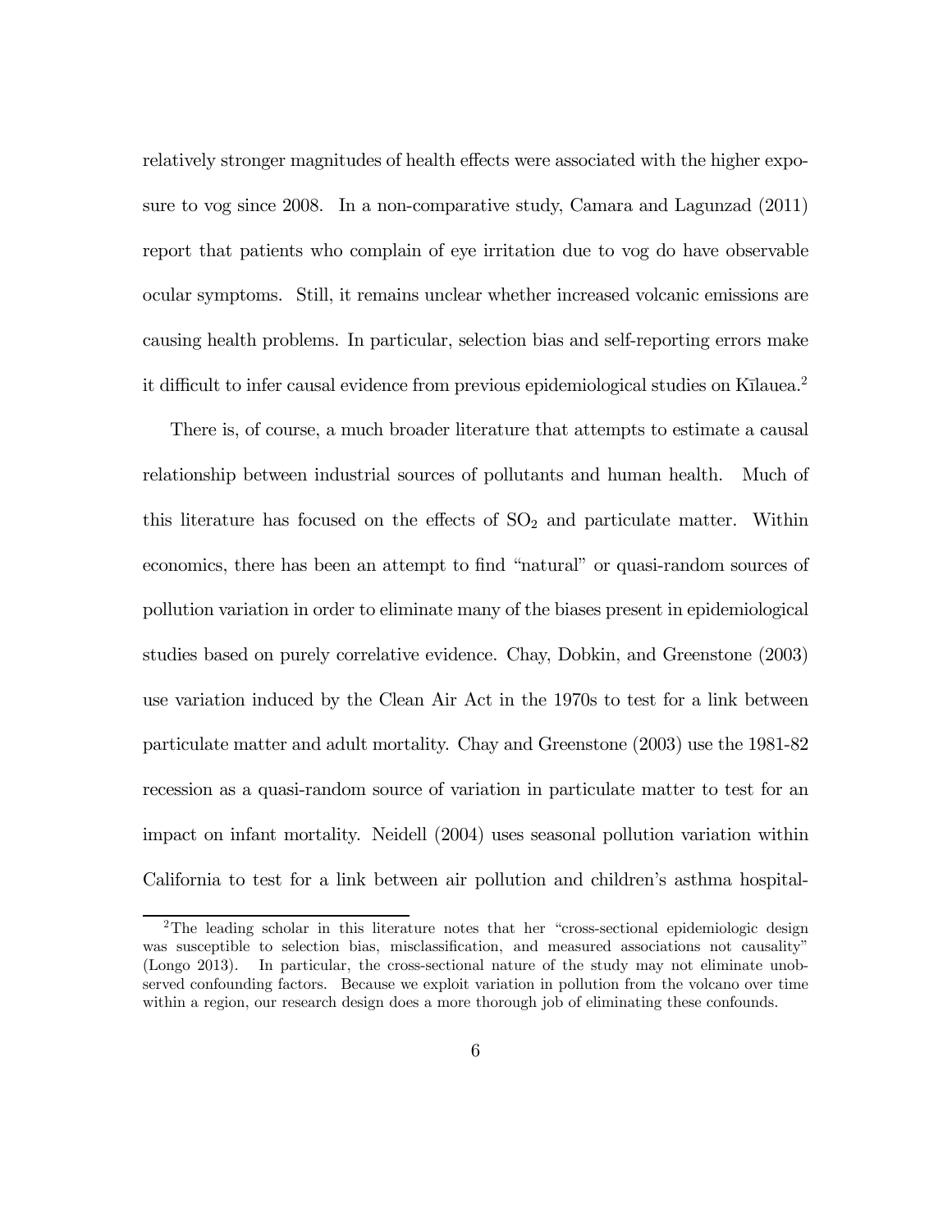relatively stronger magnitudes of health effects were associated with the higher exposure to vog since 2008. In a non-comparative study, Camara and Lagunzad (2011) report that patients who complain of eye irritation due to vog do have observable ocular symptoms. Still, it remains unclear whether increased volcanic emissions are causing health problems. In particular, selection bias and self-reporting errors make it difficult to infer causal evidence from previous epidemiological studies on Kīlauea.[2]

There is, of course, a much broader literature that attempts to estimate a causal relationship between industrial sources of pollutants and human health. Much of this literature has focused on the effects of $SO_2$ and particulate matter. Within economics, there has been an attempt to find "natural" or quasi-random sources of pollution variation in order to eliminate many of the biases present in epidemiological studies based on purely correlative evidence. Chay, Dobkin, and Greenstone (2003) use variation induced by the Clean Air Act in the 1970s to test for a link between particulate matter and adult mortality. Chay and Greenstone (2003) use the 1981-82 recession as a quasi-random source of variation in particulate matter to test for an impact on infant mortality. Neidell (2004) uses seasonal pollution variation within California to test for a link between air pollution and children's asthma hospital-

[2] The leading scholar in this literature notes that her "cross-sectional epidemiologic design was susceptible to selection bias, misclassification, and measured associations not causality" (Longo 2013). In particular, the cross-sectional nature of the study may not eliminate unobserved confounding factors. Because we exploit variation in pollution from the volcano over time within a region, our research design does a more thorough job of eliminating these confounds.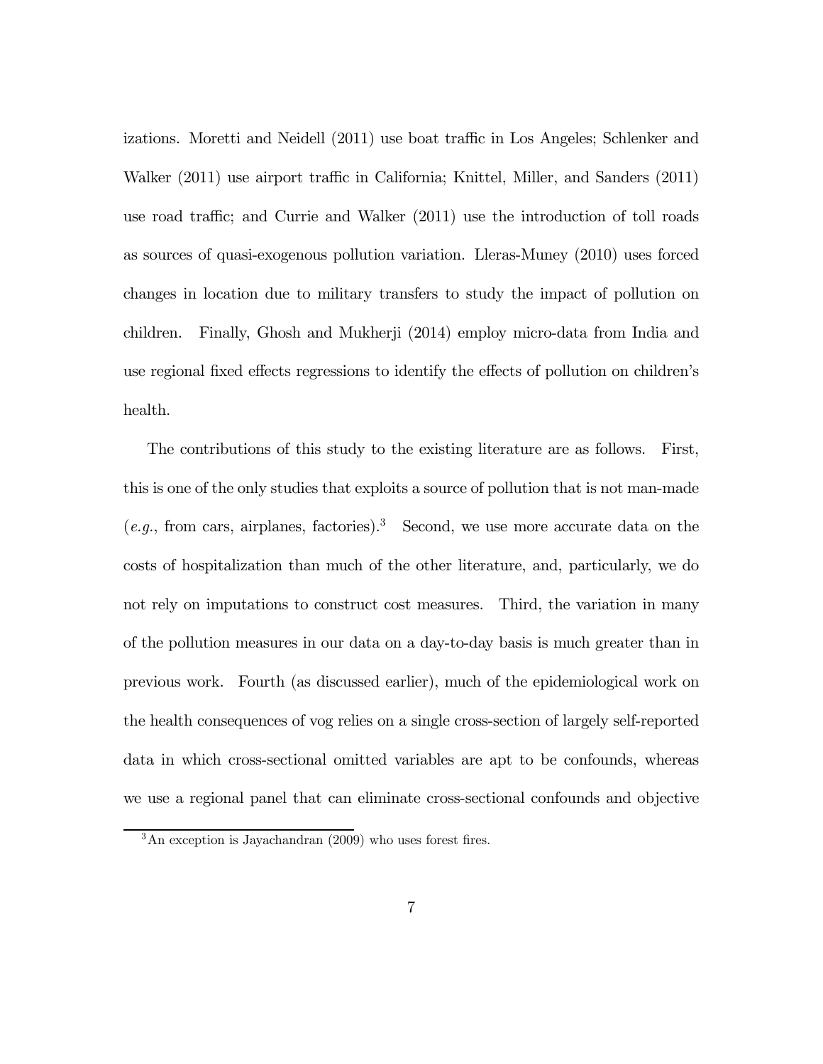izations. Moretti and Neidell (2011) use boat traffic in Los Angeles; Schlenker and Walker (2011) use airport traffic in California; Knittel, Miller, and Sanders (2011) use road traffic; and Currie and Walker (2011) use the introduction of toll roads as sources of quasi-exogenous pollution variation. Lleras-Muney (2010) uses forced changes in location due to military transfers to study the impact of pollution on children. Finally, Ghosh and Mukherji (2014) employ micro-data from India and use regional fixed effects regressions to identify the effects of pollution on children's health.

The contributions of this study to the existing literature are as follows. First, this is one of the only studies that exploits a source of pollution that is not man-made (*e.g.*, from cars, airplanes, factories).[3] Second, we use more accurate data on the costs of hospitalization than much of the other literature, and, particularly, we do not rely on imputations to construct cost measures. Third, the variation in many of the pollution measures in our data on a day-to-day basis is much greater than in previous work. Fourth (as discussed earlier), much of the epidemiological work on the health consequences of vog relies on a single cross-section of largely self-reported data in which cross-sectional omitted variables are apt to be confounds, whereas we use a regional panel that can eliminate cross-sectional confounds and objective

[3] An exception is Jayachandran (2009) who uses forest fires.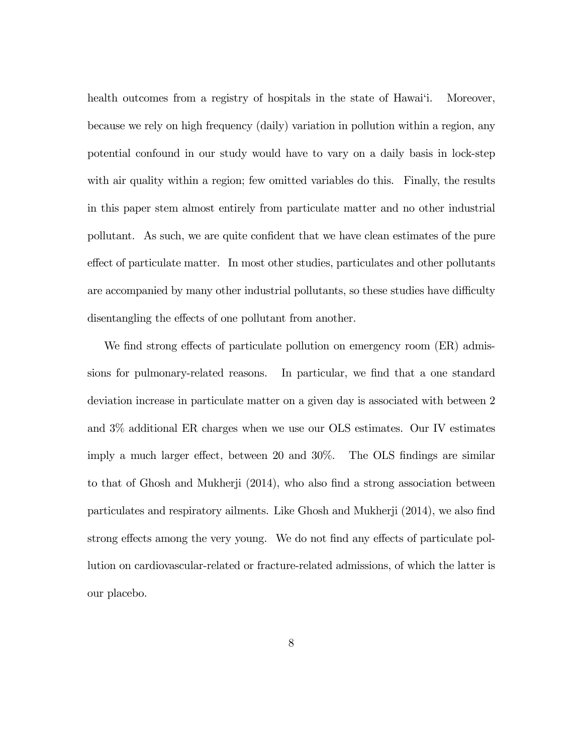health outcomes from a registry of hospitals in the state of Hawai'i. Moreover, because we rely on high frequency (daily) variation in pollution within a region, any potential confound in our study would have to vary on a daily basis in lock-step with air quality within a region; few omitted variables do this. Finally, the results in this paper stem almost entirely from particulate matter and no other industrial pollutant. As such, we are quite confident that we have clean estimates of the pure effect of particulate matter. In most other studies, particulates and other pollutants are accompanied by many other industrial pollutants, so these studies have difficulty disentangling the effects of one pollutant from another.

We find strong effects of particulate pollution on emergency room (ER) admissions for pulmonary-related reasons. In particular, we find that a one standard deviation increase in particulate matter on a given day is associated with between 2 and 3% additional ER charges when we use our OLS estimates. Our IV estimates imply a much larger effect, between 20 and 30%. The OLS findings are similar to that of Ghosh and Mukherji (2014), who also find a strong association between particulates and respiratory ailments. Like Ghosh and Mukherji (2014), we also find strong effects among the very young. We do not find any effects of particulate pollution on cardiovascular-related or fracture-related admissions, of which the latter is our placebo.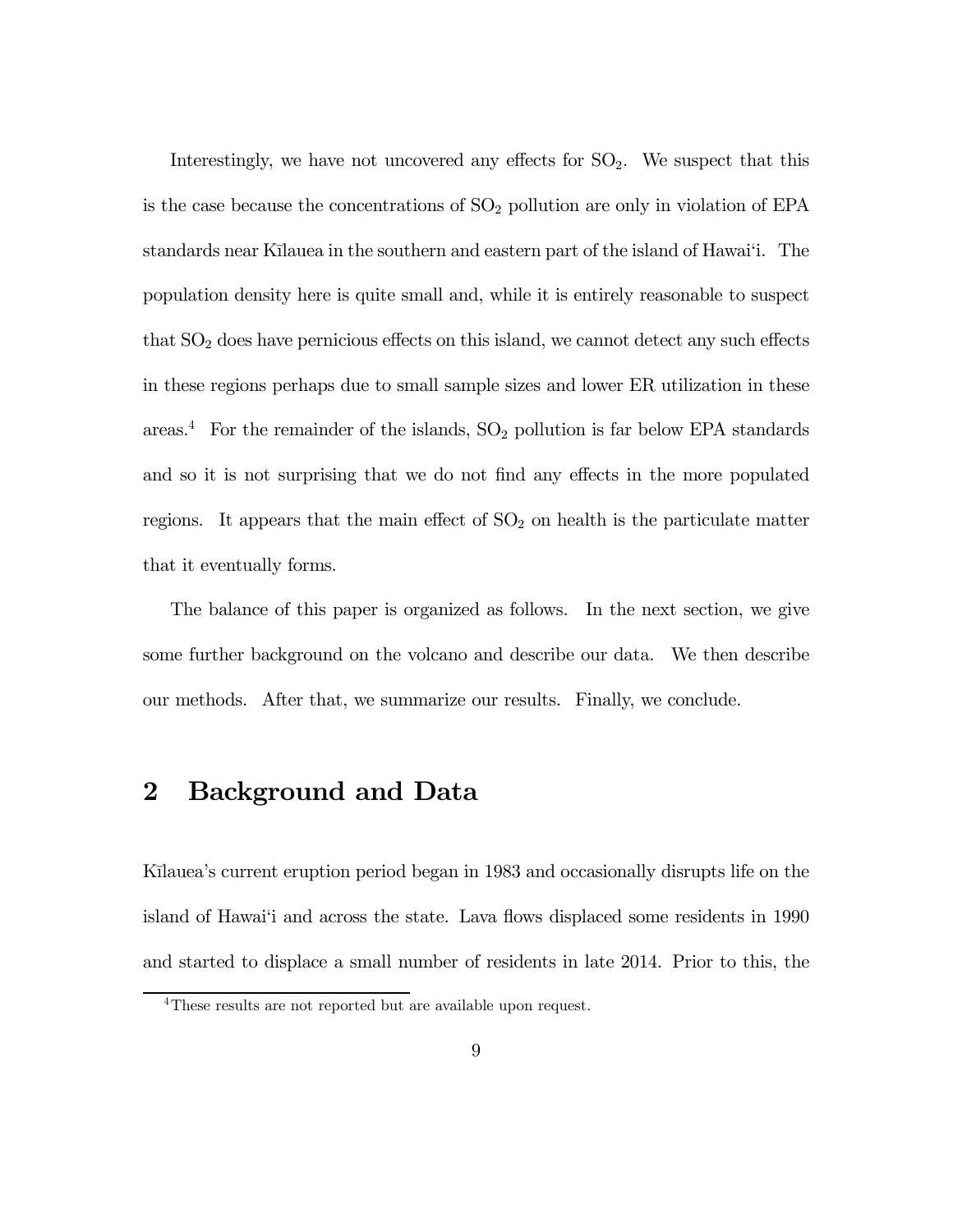Interestingly, we have not uncovered any effects for $SO_2$. We suspect that this is the case because the concentrations of $SO_2$ pollution are only in violation of EPA standards near Kīlauea in the southern and eastern part of the island of Hawai'i. The population density here is quite small and, while it is entirely reasonable to suspect that $SO_2$ does have pernicious effects on this island, we cannot detect any such effects in these regions perhaps due to small sample sizes and lower ER utilization in these areas.[4] For the remainder of the islands, $SO_2$ pollution is far below EPA standards and so it is not surprising that we do not find any effects in the more populated regions. It appears that the main effect of $SO_2$ on health is the particulate matter that it eventually forms.

The balance of this paper is organized as follows. In the next section, we give some further background on the volcano and describe our data. We then describe our methods. After that, we summarize our results. Finally, we conclude.

## 2 Background and Data

Kīlauea's current eruption period began in 1983 and occasionally disrupts life on the island of Hawai'i and across the state. Lava flows displaced some residents in 1990 and started to displace a small number of residents in late 2014. Prior to this, the

[4] These results are not reported but are available upon request.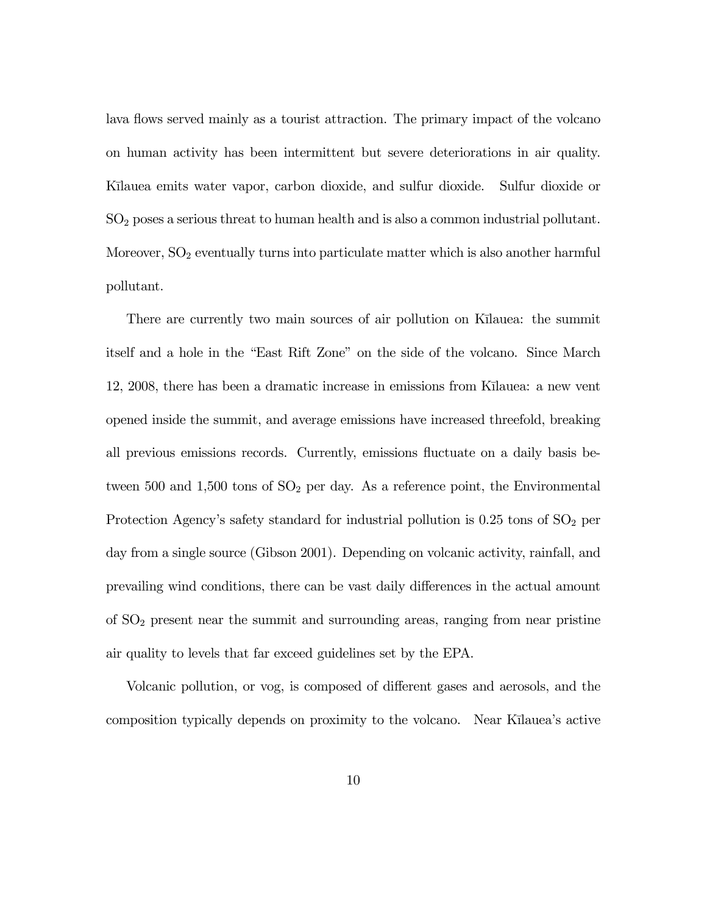lava flows served mainly as a tourist attraction. The primary impact of the volcano on human activity has been intermittent but severe deteriorations in air quality. Kīlauea emits water vapor, carbon dioxide, and sulfur dioxide. Sulfur dioxide or $SO_2$ poses a serious threat to human health and is also a common industrial pollutant. Moreover, $SO_2$ eventually turns into particulate matter which is also another harmful pollutant.

There are currently two main sources of air pollution on Kīlauea: the summit itself and a hole in the "East Rift Zone" on the side of the volcano. Since March 12, 2008, there has been a dramatic increase in emissions from Kīlauea: a new vent opened inside the summit, and average emissions have increased threefold, breaking all previous emissions records. Currently, emissions fluctuate on a daily basis between 500 and 1,500 tons of $SO_2$ per day. As a reference point, the Environmental Protection Agency's safety standard for industrial pollution is 0.25 tons of $SO_2$ per day from a single source (Gibson 2001). Depending on volcanic activity, rainfall, and prevailing wind conditions, there can be vast daily differences in the actual amount of $SO_2$ present near the summit and surrounding areas, ranging from near pristine air quality to levels that far exceed guidelines set by the EPA.

Volcanic pollution, or vog, is composed of different gases and aerosols, and the composition typically depends on proximity to the volcano. Near Kīlauea's active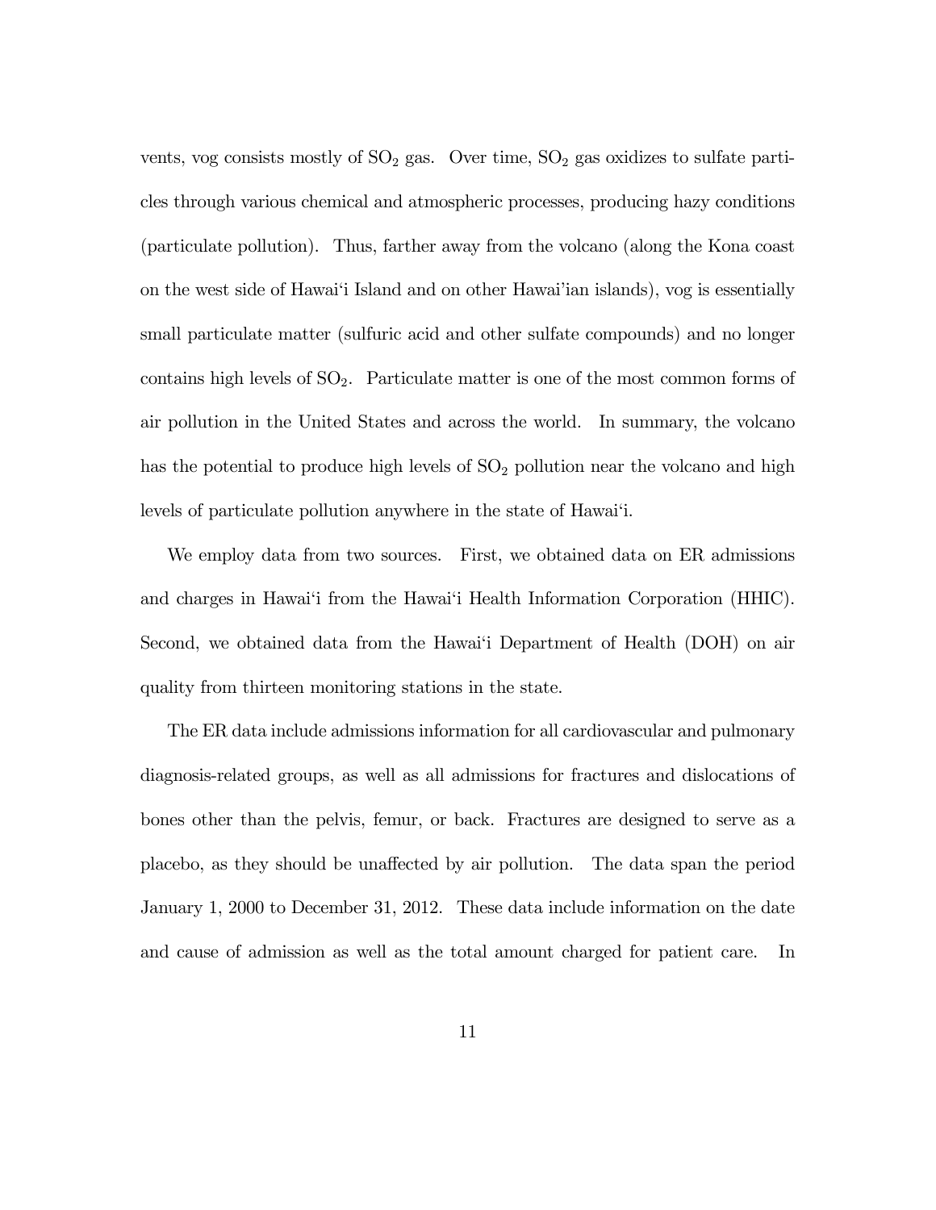vents, vog consists mostly of $SO_2$ gas. Over time, $SO_2$ gas oxidizes to sulfate particles through various chemical and atmospheric processes, producing hazy conditions (particulate pollution). Thus, farther away from the volcano (along the Kona coast on the west side of Hawai'i Island and on other Hawai'ian islands), vog is essentially small particulate matter (sulfuric acid and other sulfate compounds) and no longer contains high levels of $SO_2$. Particulate matter is one of the most common forms of air pollution in the United States and across the world. In summary, the volcano has the potential to produce high levels of $SO_2$ pollution near the volcano and high levels of particulate pollution anywhere in the state of Hawai'i.

We employ data from two sources. First, we obtained data on ER admissions and charges in Hawai'i from the Hawai'i Health Information Corporation (HHIC). Second, we obtained data from the Hawai'i Department of Health (DOH) on air quality from thirteen monitoring stations in the state.

The ER data include admissions information for all cardiovascular and pulmonary diagnosis-related groups, as well as all admissions for fractures and dislocations of bones other than the pelvis, femur, or back. Fractures are designed to serve as a placebo, as they should be unaffected by air pollution. The data span the period January 1, 2000 to December 31, 2012. These data include information on the date and cause of admission as well as the total amount charged for patient care. In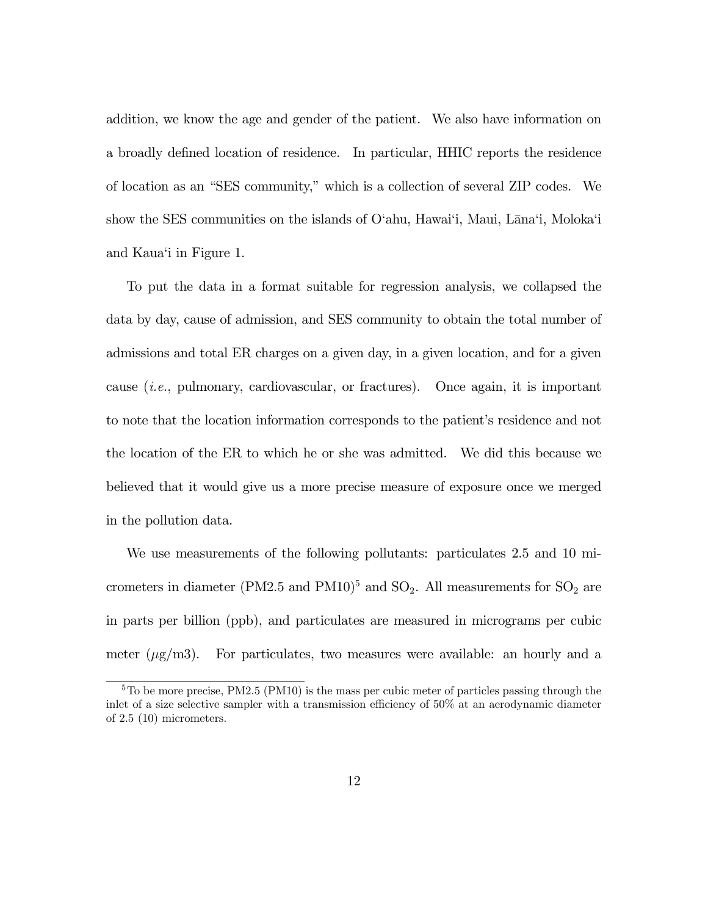addition, we know the age and gender of the patient. We also have information on a broadly defined location of residence. In particular, HHIC reports the residence of location as an "SES community," which is a collection of several ZIP codes. We show the SES communities on the islands of Oʻahu, Hawaiʻi, Maui, Lānaʻi, Molokaʻi and Kauaʻi in Figure 1.

To put the data in a format suitable for regression analysis, we collapsed the data by day, cause of admission, and SES community to obtain the total number of admissions and total ER charges on a given day, in a given location, and for a given cause (*i.e.*, pulmonary, cardiovascular, or fractures). Once again, it is important to note that the location information corresponds to the patient's residence and not the location of the ER to which he or she was admitted. We did this because we believed that it would give us a more precise measure of exposure once we merged in the pollution data.

We use measurements of the following pollutants: particulates 2.5 and 10 micrometers in diameter (PM2.5 and PM10)[5] and $SO_2$. All measurements for $SO_2$ are in parts per billion (ppb), and particulates are measured in micrograms per cubic meter ($\mu$g/m3). For particulates, two measures were available: an hourly and a

[5] To be more precise, PM2.5 (PM10) is the mass per cubic meter of particles passing through the inlet of a size selective sampler with a transmission efficiency of 50% at an aerodynamic diameter of 2.5 (10) micrometers.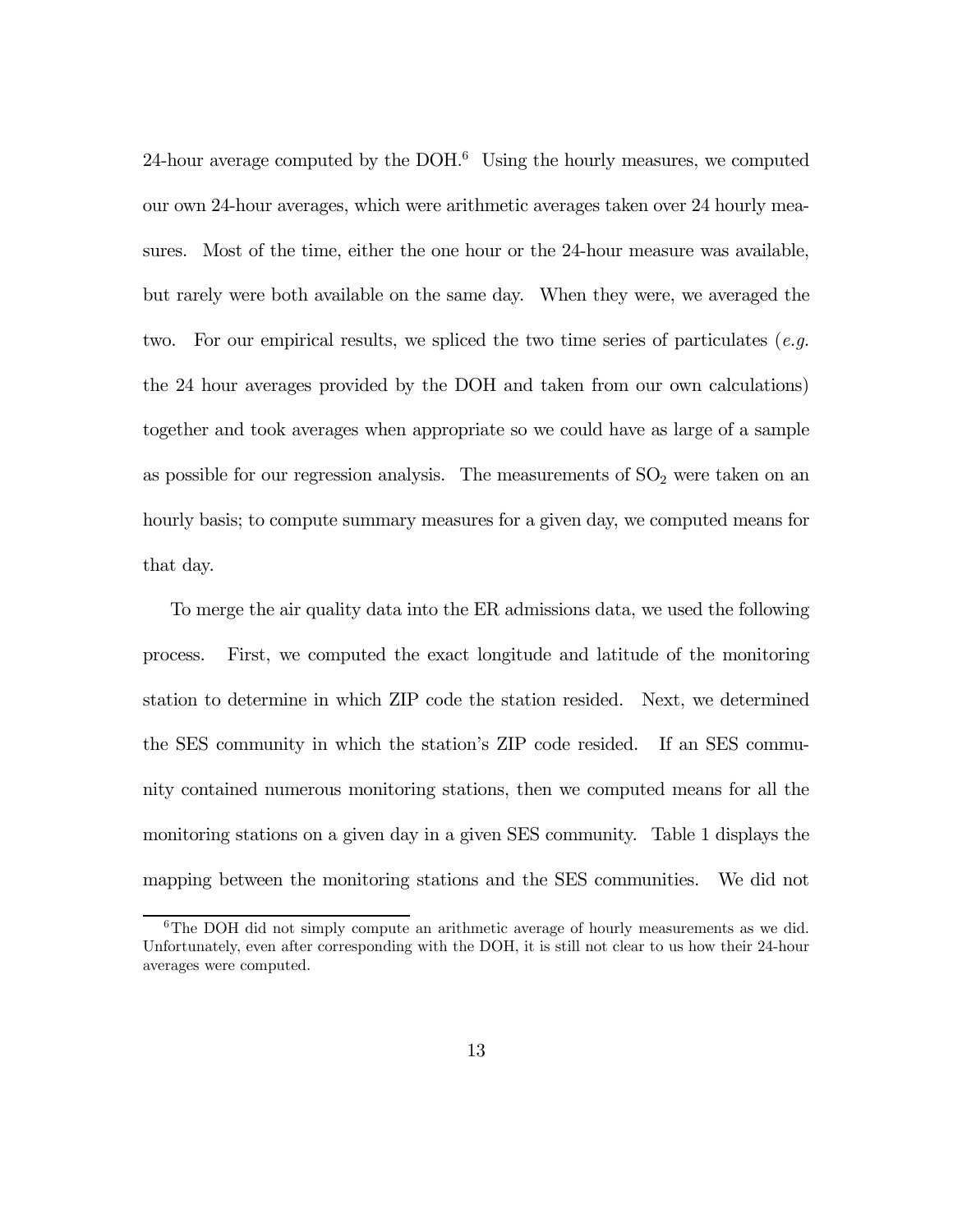24-hour average computed by the DOH.[6] Using the hourly measures, we computed our own 24-hour averages, which were arithmetic averages taken over 24 hourly measures. Most of the time, either the one hour or the 24-hour measure was available, but rarely were both available on the same day. When they were, we averaged the two. For our empirical results, we spliced the two time series of particulates (*e.g.* the 24 hour averages provided by the DOH and taken from our own calculations) together and took averages when appropriate so we could have as large of a sample as possible for our regression analysis. The measurements of $SO_2$ were taken on an hourly basis; to compute summary measures for a given day, we computed means for that day.

To merge the air quality data into the ER admissions data, we used the following process. First, we computed the exact longitude and latitude of the monitoring station to determine in which ZIP code the station resided. Next, we determined the SES community in which the station's ZIP code resided. If an SES community contained numerous monitoring stations, then we computed means for all the monitoring stations on a given day in a given SES community. Table 1 displays the mapping between the monitoring stations and the SES communities. We did not

[6] The DOH did not simply compute an arithmetic average of hourly measurements as we did. Unfortunately, even after corresponding with the DOH, it is still not clear to us how their 24-hour averages were computed.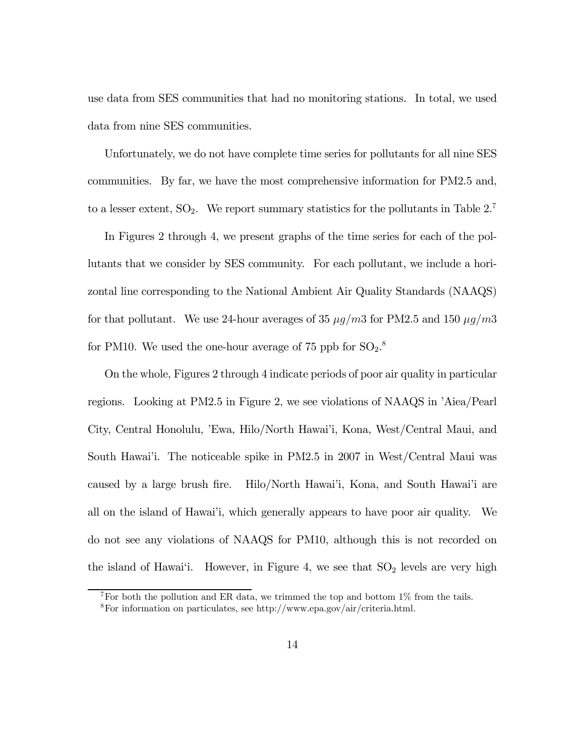use data from SES communities that had no monitoring stations. In total, we used data from nine SES communities.

Unfortunately, we do not have complete time series for pollutants for all nine SES communities. By far, we have the most comprehensive information for PM2.5 and, to a lesser extent, $SO_2$. We report summary statistics for the pollutants in Table 2.[7]

In Figures 2 through 4, we present graphs of the time series for each of the pollutants that we consider by SES community. For each pollutant, we include a horizontal line corresponding to the National Ambient Air Quality Standards (NAAQS) for that pollutant. We use 24-hour averages of 35 $\mu g/m3$ for PM2.5 and 150 $\mu g/m3$ for PM10. We used the one-hour average of 75 ppb for $SO_2$.[8]

On the whole, Figures 2 through 4 indicate periods of poor air quality in particular regions. Looking at PM2.5 in Figure 2, we see violations of NAAQS in 'Aiea/Pearl City, Central Honolulu, 'Ewa, Hilo/North Hawai'i, Kona, West/Central Maui, and South Hawai'i. The noticeable spike in PM2.5 in 2007 in West/Central Maui was caused by a large brush fire. Hilo/North Hawai'i, Kona, and South Hawai'i are all on the island of Hawai'i, which generally appears to have poor air quality. We do not see any violations of NAAQS for PM10, although this is not recorded on the island of Hawai'i. However, in Figure 4, we see that $SO_2$ levels are very high

[7] For both the pollution and ER data, we trimmed the top and bottom 1% from the tails.

[8] For information on particulates, see http://www.epa.gov/air/criteria.html.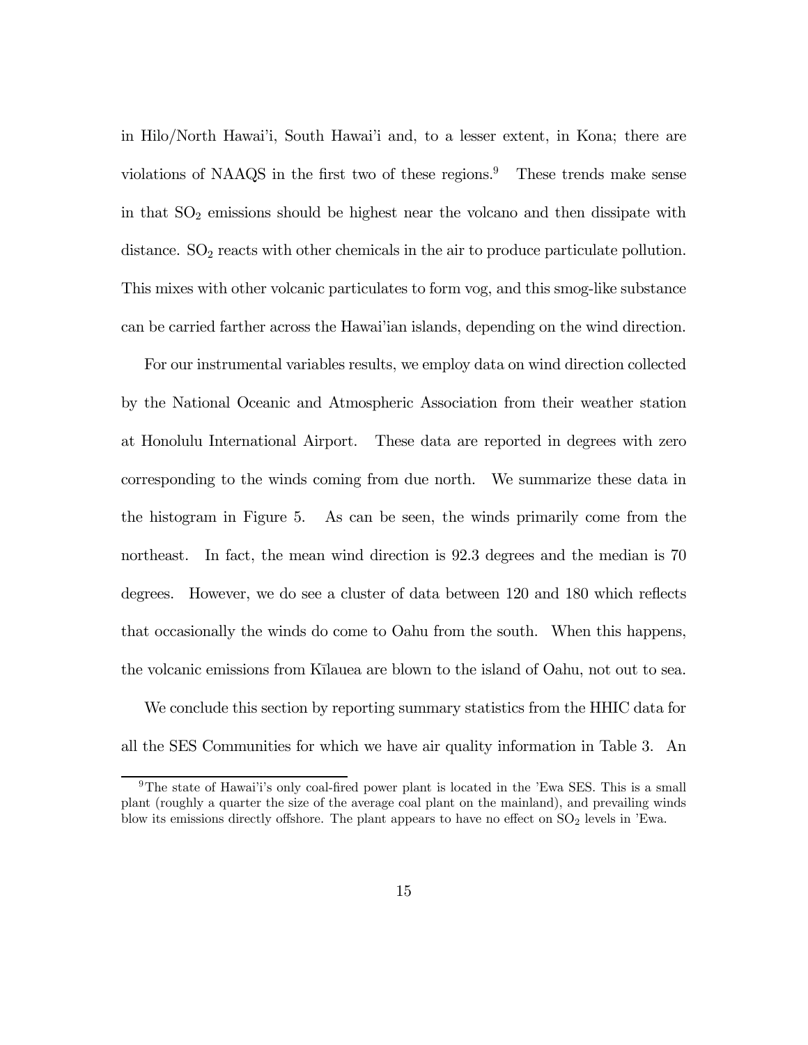in Hilo/North Hawai'i, South Hawai'i and, to a lesser extent, in Kona; there are violations of NAAQS in the first two of these regions.[9] These trends make sense in that $SO_2$ emissions should be highest near the volcano and then dissipate with distance. $SO_2$ reacts with other chemicals in the air to produce particulate pollution. This mixes with other volcanic particulates to form vog, and this smog-like substance can be carried farther across the Hawai'ian islands, depending on the wind direction.

For our instrumental variables results, we employ data on wind direction collected by the National Oceanic and Atmospheric Association from their weather station at Honolulu International Airport. These data are reported in degrees with zero corresponding to the winds coming from due north. We summarize these data in the histogram in Figure 5. As can be seen, the winds primarily come from the northeast. In fact, the mean wind direction is 92.3 degrees and the median is 70 degrees. However, we do see a cluster of data between 120 and 180 which reflects that occasionally the winds do come to Oahu from the south. When this happens, the volcanic emissions from Kīlauea are blown to the island of Oahu, not out to sea.

We conclude this section by reporting summary statistics from the HHIC data for all the SES Communities for which we have air quality information in Table 3. An

[9] The state of Hawai'i's only coal-fired power plant is located in the 'Ewa SES. This is a small plant (roughly a quarter the size of the average coal plant on the mainland), and prevailing winds blow its emissions directly offshore. The plant appears to have no effect on $SO_2$ levels in 'Ewa.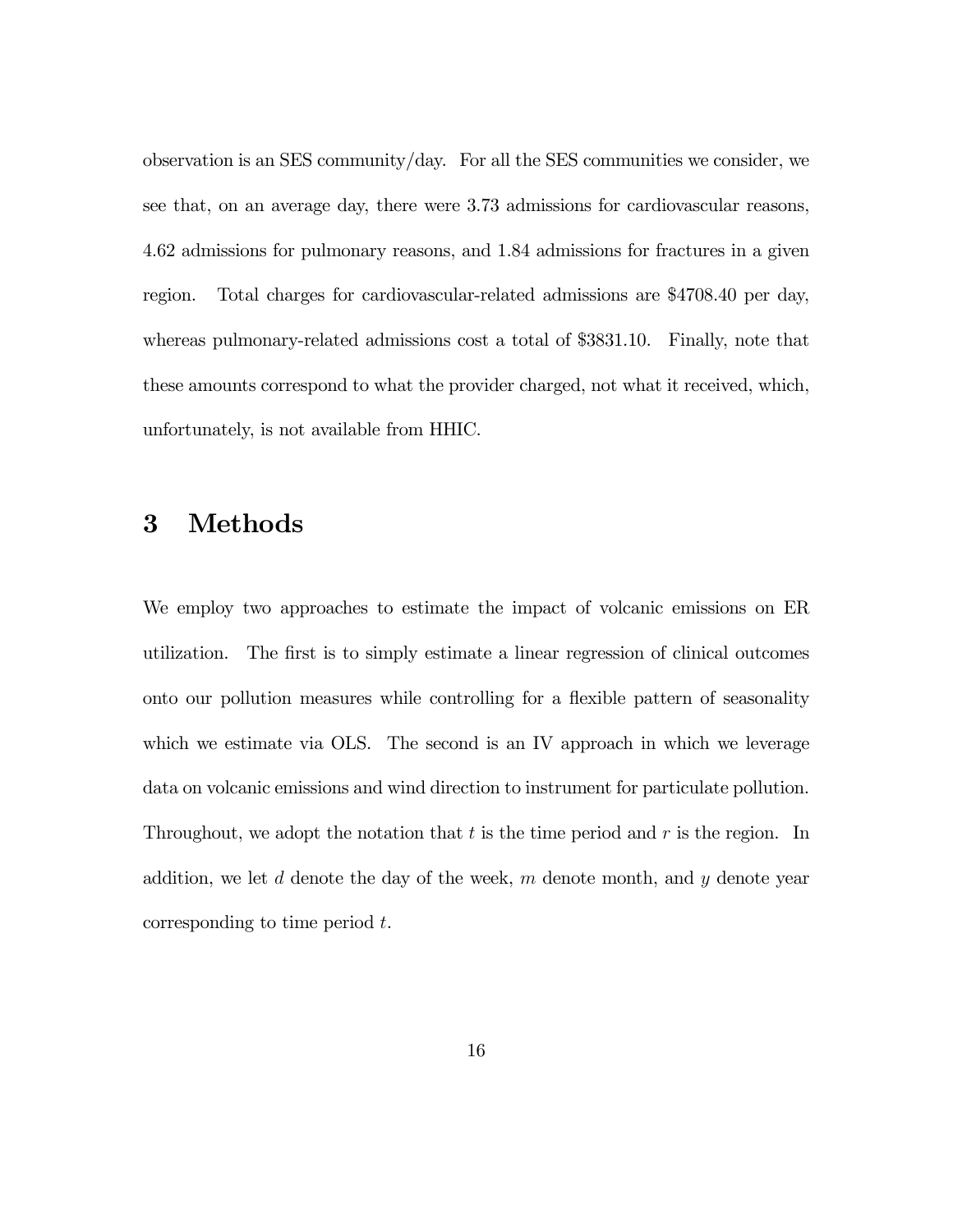observation is an SES community/day. For all the SES communities we consider, we see that, on an average day, there were 3.73 admissions for cardiovascular reasons, 4.62 admissions for pulmonary reasons, and 1.84 admissions for fractures in a given region. Total charges for cardiovascular-related admissions are $4708.40 per day, whereas pulmonary-related admissions cost a total of $3831.10. Finally, note that these amounts correspond to what the provider charged, not what it received, which, unfortunately, is not available from HHIC.

# 3 Methods

We employ two approaches to estimate the impact of volcanic emissions on ER utilization. The first is to simply estimate a linear regression of clinical outcomes onto our pollution measures while controlling for a flexible pattern of seasonality which we estimate via OLS. The second is an IV approach in which we leverage data on volcanic emissions and wind direction to instrument for particulate pollution. Throughout, we adopt the notation that $t$ is the time period and $r$ is the region. In addition, we let $d$ denote the day of the week, $m$ denote month, and $y$ denote year corresponding to time period $t$.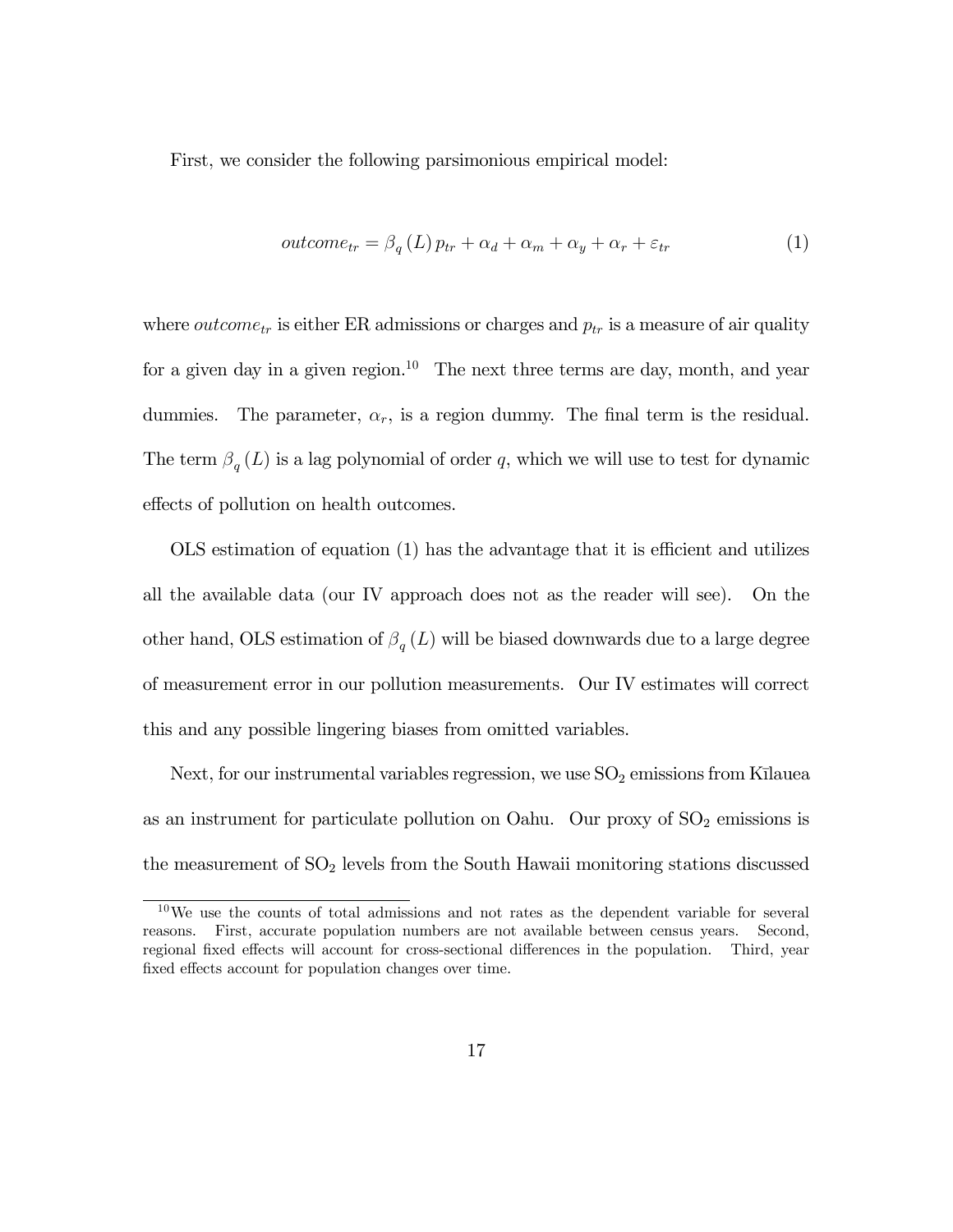First, we consider the following parsimonious empirical model:

$$outcome_{tr} = \beta_q(L) p_{tr} + \alpha_d + \alpha_m + \alpha_y + \alpha_r + \varepsilon_{tr} \tag{1}$$

where $outcome_{tr}$ is either ER admissions or charges and $p_{tr}$ is a measure of air quality for a given day in a given region.[10] The next three terms are day, month, and year dummies. The parameter, $\alpha_r$, is a region dummy. The final term is the residual. The term $\beta_q(L)$ is a lag polynomial of order $q$, which we will use to test for dynamic effects of pollution on health outcomes.

OLS estimation of equation (1) has the advantage that it is efficient and utilizes all the available data (our IV approach does not as the reader will see). On the other hand, OLS estimation of $\beta_q(L)$ will be biased downwards due to a large degree of measurement error in our pollution measurements. Our IV estimates will correct this and any possible lingering biases from omitted variables.

Next, for our instrumental variables regression, we use $SO_2$ emissions from Kīlauea as an instrument for particulate pollution on Oahu. Our proxy of $SO_2$ emissions is the measurement of $SO_2$ levels from the South Hawaii monitoring stations discussed

[10] We use the counts of total admissions and not rates as the dependent variable for several reasons. First, accurate population numbers are not available between census years. Second, regional fixed effects will account for cross-sectional differences in the population. Third, year fixed effects account for population changes over time.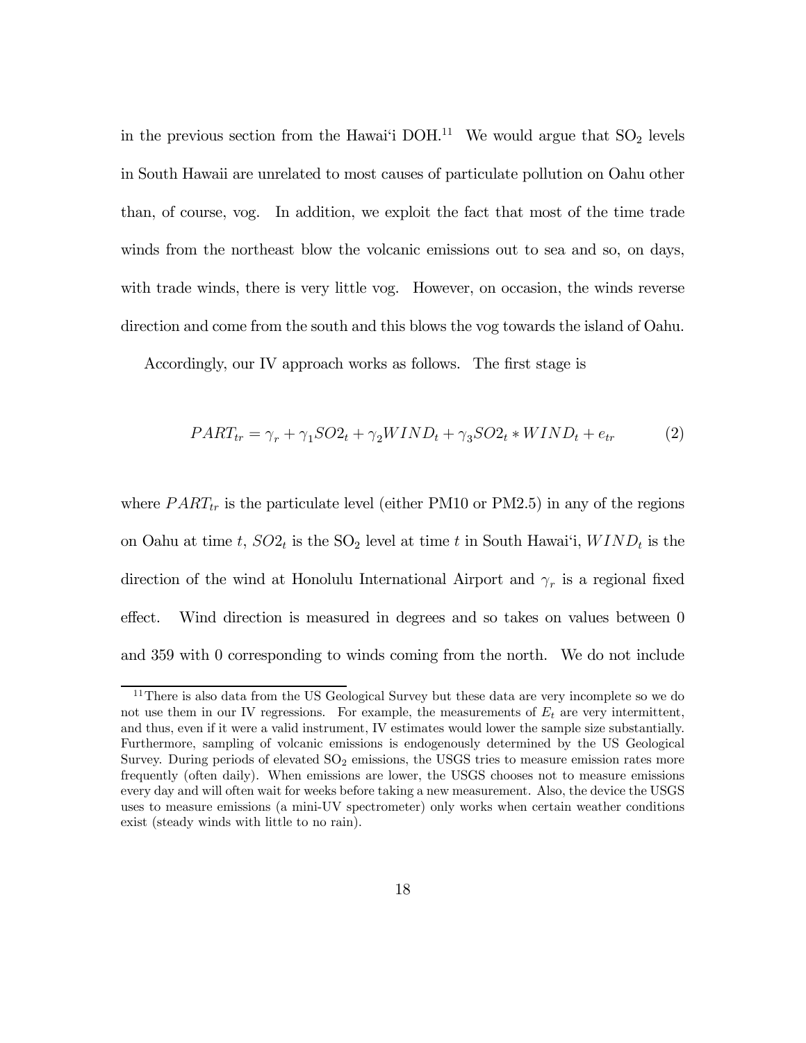in the previous section from the Hawai'i DOH.[11] We would argue that $SO_2$ levels in South Hawaii are unrelated to most causes of particulate pollution on Oahu other than, of course, vog. In addition, we exploit the fact that most of the time trade winds from the northeast blow the volcanic emissions out to sea and so, on days, with trade winds, there is very little vog. However, on occasion, the winds reverse direction and come from the south and this blows the vog towards the island of Oahu.

Accordingly, our IV approach works as follows. The first stage is

$$PART_{tr} = \gamma_r + \gamma_1 SO2_t + \gamma_2 WIND_t + \gamma_3 SO2_t * WIND_t + e_{tr} \tag{2}$$

where $PART_{tr}$ is the particulate level (either PM10 or PM2.5) in any of the regions on Oahu at time $t$, $SO2_t$ is the $SO_2$ level at time $t$ in South Hawai'i, $WIND_t$ is the direction of the wind at Honolulu International Airport and $\gamma_r$ is a regional fixed effect. Wind direction is measured in degrees and so takes on values between 0 and 359 with 0 corresponding to winds coming from the north. We do not include

[11] There is also data from the US Geological Survey but these data are very incomplete so we do not use them in our IV regressions. For example, the measurements of $E_t$ are very intermittent, and thus, even if it were a valid instrument, IV estimates would lower the sample size substantially. Furthermore, sampling of volcanic emissions is endogenously determined by the US Geological Survey. During periods of elevated $SO_2$ emissions, the USGS tries to measure emission rates more frequently (often daily). When emissions are lower, the USGS chooses not to measure emissions every day and will often wait for weeks before taking a new measurement. Also, the device the USGS uses to measure emissions (a mini-UV spectrometer) only works when certain weather conditions exist (steady winds with little to no rain).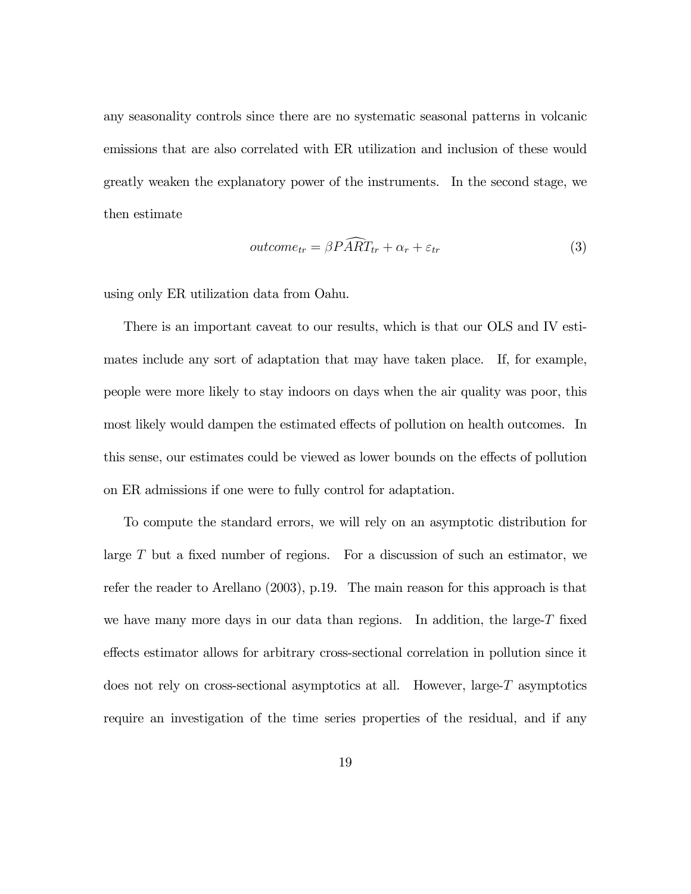any seasonality controls since there are no systematic seasonal patterns in volcanic emissions that are also correlated with ER utilization and inclusion of these would greatly weaken the explanatory power of the instruments. In the second stage, we then estimate

$$outcome_{tr} = \beta \widehat{PART}_{tr} + \alpha_r + \varepsilon_{tr} \tag{3}$$

using only ER utilization data from Oahu.

There is an important caveat to our results, which is that our OLS and IV estimates include any sort of adaptation that may have taken place. If, for example, people were more likely to stay indoors on days when the air quality was poor, this most likely would dampen the estimated effects of pollution on health outcomes. In this sense, our estimates could be viewed as lower bounds on the effects of pollution on ER admissions if one were to fully control for adaptation.

To compute the standard errors, we will rely on an asymptotic distribution for large $T$ but a fixed number of regions. For a discussion of such an estimator, we refer the reader to Arellano (2003), p.19. The main reason for this approach is that we have many more days in our data than regions. In addition, the large-$T$ fixed effects estimator allows for arbitrary cross-sectional correlation in pollution since it does not rely on cross-sectional asymptotics at all. However, large-$T$ asymptotics require an investigation of the time series properties of the residual, and if any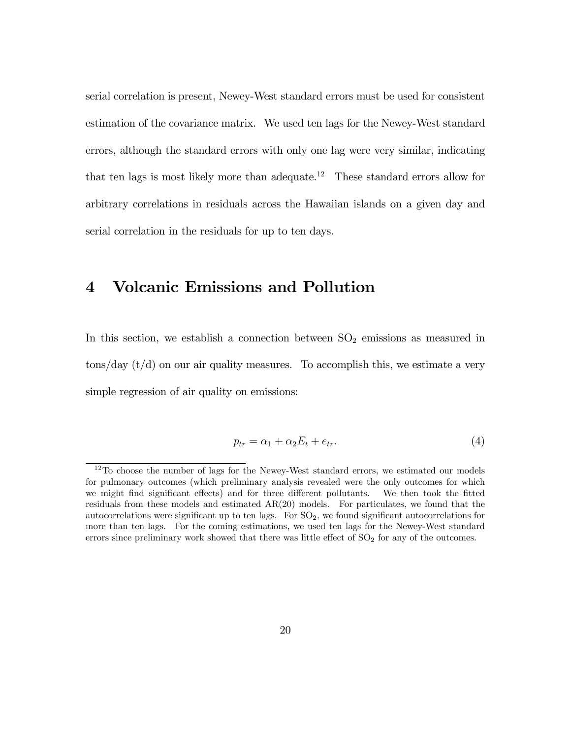serial correlation is present, Newey-West standard errors must be used for consistent estimation of the covariance matrix. We used ten lags for the Newey-West standard errors, although the standard errors with only one lag were very similar, indicating that ten lags is most likely more than adequate.[12] These standard errors allow for arbitrary correlations in residuals across the Hawaiian islands on a given day and serial correlation in the residuals for up to ten days.

# 4 Volcanic Emissions and Pollution

In this section, we establish a connection between $SO_2$ emissions as measured in tons/day (t/d) on our air quality measures. To accomplish this, we estimate a very simple regression of air quality on emissions:

$$p_{tr} = \alpha_1 + \alpha_2 E_t + e_{tr}. \tag{4}$$

[12] To choose the number of lags for the Newey-West standard errors, we estimated our models for pulmonary outcomes (which preliminary analysis revealed were the only outcomes for which we might find significant effects) and for three different pollutants. We then took the fitted residuals from these models and estimated AR(20) models. For particulates, we found that the autocorrelations were significant up to ten lags. For $SO_2$, we found significant autocorrelations for more than ten lags. For the coming estimations, we used ten lags for the Newey-West standard errors since preliminary work showed that there was little effect of $SO_2$ for any of the outcomes.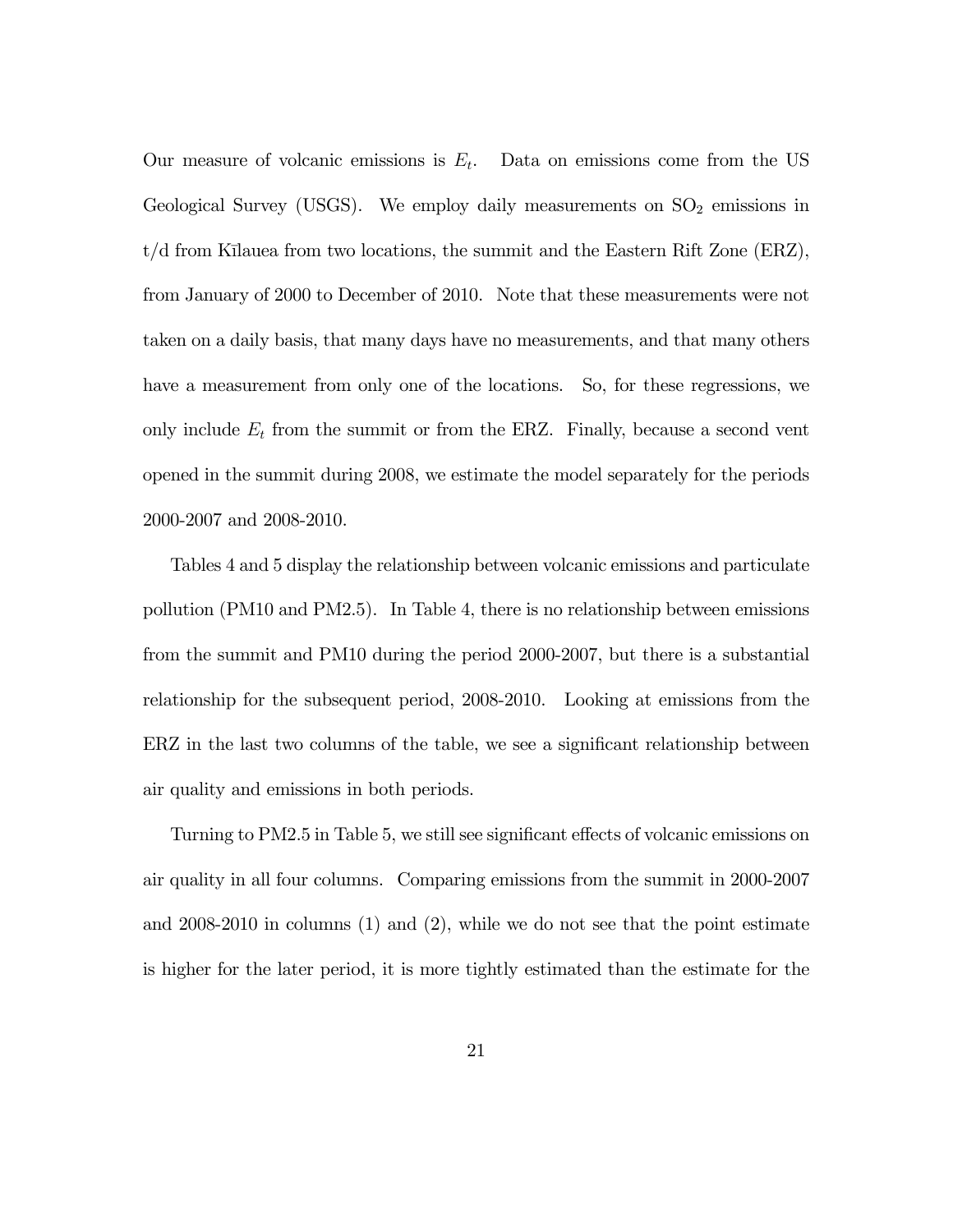Our measure of volcanic emissions is $E_t$. Data on emissions come from the US Geological Survey (USGS). We employ daily measurements on $SO_2$ emissions in t/d from Kīlauea from two locations, the summit and the Eastern Rift Zone (ERZ), from January of 2000 to December of 2010. Note that these measurements were not taken on a daily basis, that many days have no measurements, and that many others have a measurement from only one of the locations. So, for these regressions, we only include $E_t$ from the summit or from the ERZ. Finally, because a second vent opened in the summit during 2008, we estimate the model separately for the periods 2000-2007 and 2008-2010.

Tables 4 and 5 display the relationship between volcanic emissions and particulate pollution (PM10 and PM2.5). In Table 4, there is no relationship between emissions from the summit and PM10 during the period 2000-2007, but there is a substantial relationship for the subsequent period, 2008-2010. Looking at emissions from the ERZ in the last two columns of the table, we see a significant relationship between air quality and emissions in both periods.

Turning to PM2.5 in Table 5, we still see significant effects of volcanic emissions on air quality in all four columns. Comparing emissions from the summit in 2000-2007 and 2008-2010 in columns (1) and (2), while we do not see that the point estimate is higher for the later period, it is more tightly estimated than the estimate for the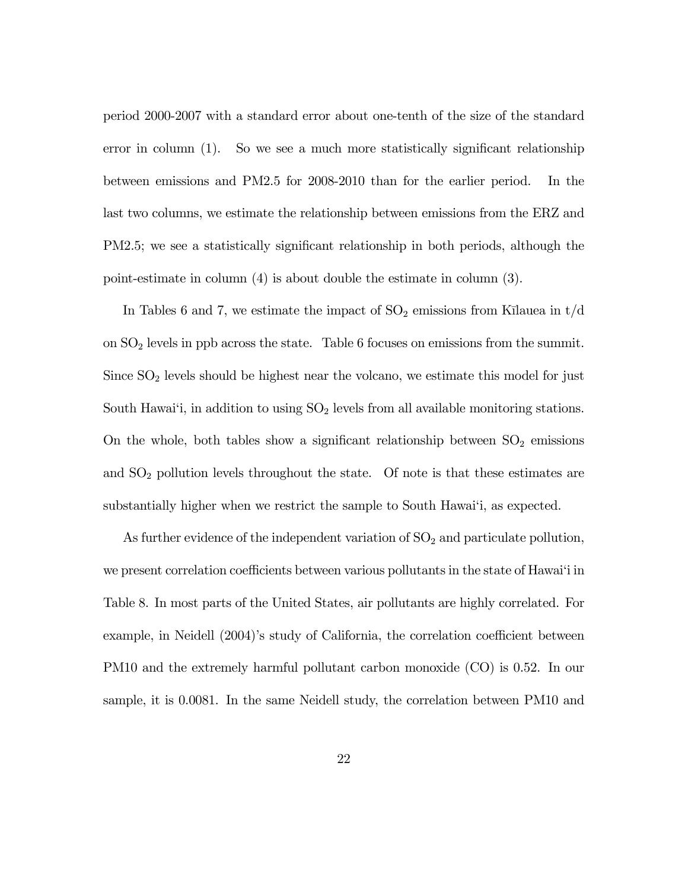period 2000-2007 with a standard error about one-tenth of the size of the standard error in column (1). So we see a much more statistically significant relationship between emissions and PM2.5 for 2008-2010 than for the earlier period. In the last two columns, we estimate the relationship between emissions from the ERZ and PM2.5; we see a statistically significant relationship in both periods, although the point-estimate in column (4) is about double the estimate in column (3).

In Tables 6 and 7, we estimate the impact of $SO_2$ emissions from Kīlauea in t/d on $SO_2$ levels in ppb across the state. Table 6 focuses on emissions from the summit. Since $SO_2$ levels should be highest near the volcano, we estimate this model for just South Hawaiʻi, in addition to using $SO_2$ levels from all available monitoring stations. On the whole, both tables show a significant relationship between $SO_2$ emissions and $SO_2$ pollution levels throughout the state. Of note is that these estimates are substantially higher when we restrict the sample to South Hawaiʻi, as expected.

As further evidence of the independent variation of $SO_2$ and particulate pollution, we present correlation coefficients between various pollutants in the state of Hawaiʻi in Table 8. In most parts of the United States, air pollutants are highly correlated. For example, in Neidell (2004)'s study of California, the correlation coefficient between PM10 and the extremely harmful pollutant carbon monoxide (CO) is 0.52. In our sample, it is 0.0081. In the same Neidell study, the correlation between PM10 and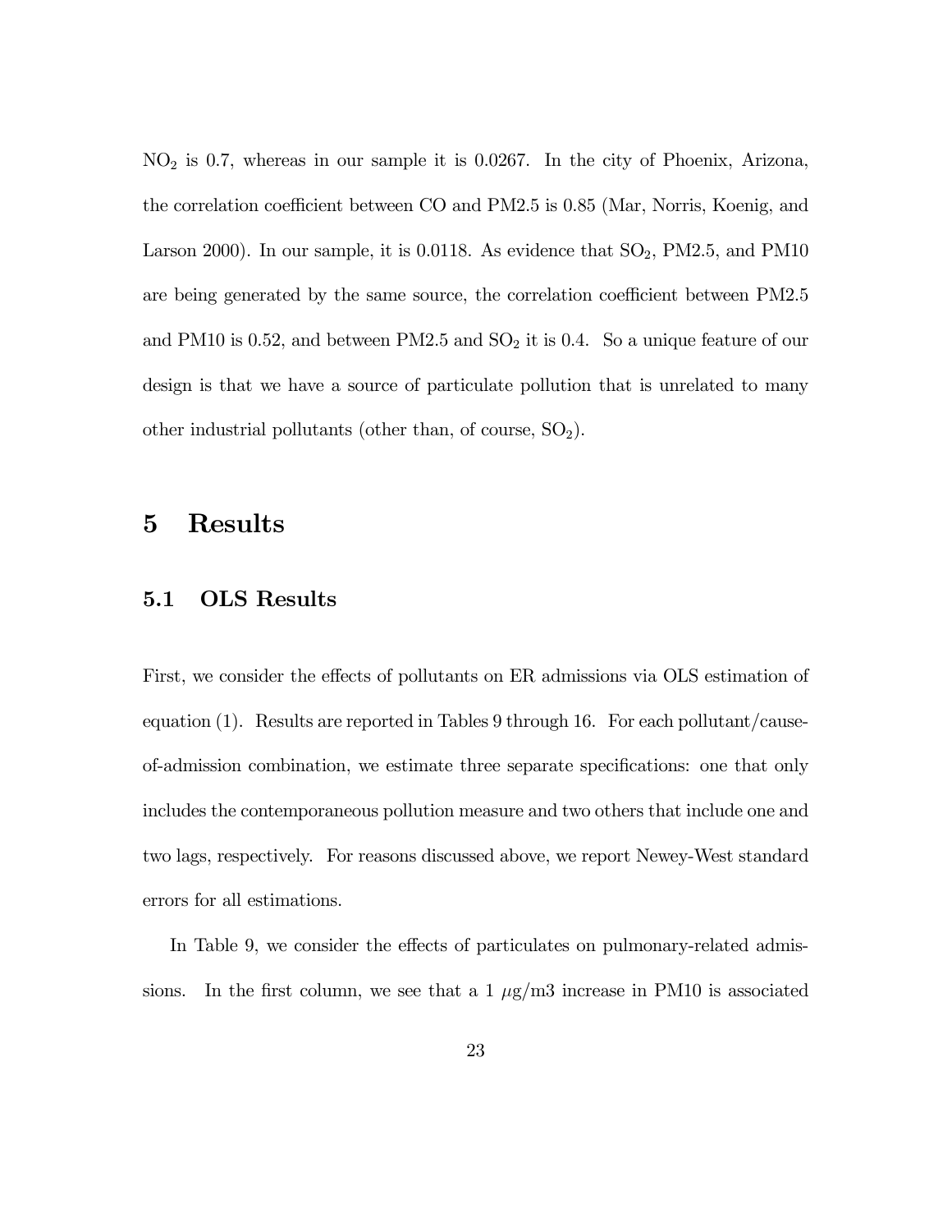$NO_2$ is 0.7, whereas in our sample it is 0.0267. In the city of Phoenix, Arizona, the correlation coefficient between CO and PM2.5 is 0.85 (Mar, Norris, Koenig, and Larson 2000). In our sample, it is 0.0118. As evidence that $SO_2$, PM2.5, and PM10 are being generated by the same source, the correlation coefficient between PM2.5 and PM10 is 0.52, and between PM2.5 and $SO_2$ it is 0.4. So a unique feature of our design is that we have a source of particulate pollution that is unrelated to many other industrial pollutants (other than, of course, $SO_2$).

# 5 Results

## 5.1 OLS Results

First, we consider the effects of pollutants on ER admissions via OLS estimation of equation (1). Results are reported in Tables 9 through 16. For each pollutant/cause-of-admission combination, we estimate three separate specifications: one that only includes the contemporaneous pollution measure and two others that include one and two lags, respectively. For reasons discussed above, we report Newey-West standard errors for all estimations.

In Table 9, we consider the effects of particulates on pulmonary-related admissions. In the first column, we see that a 1 $\mu$g/m3 increase in PM10 is associated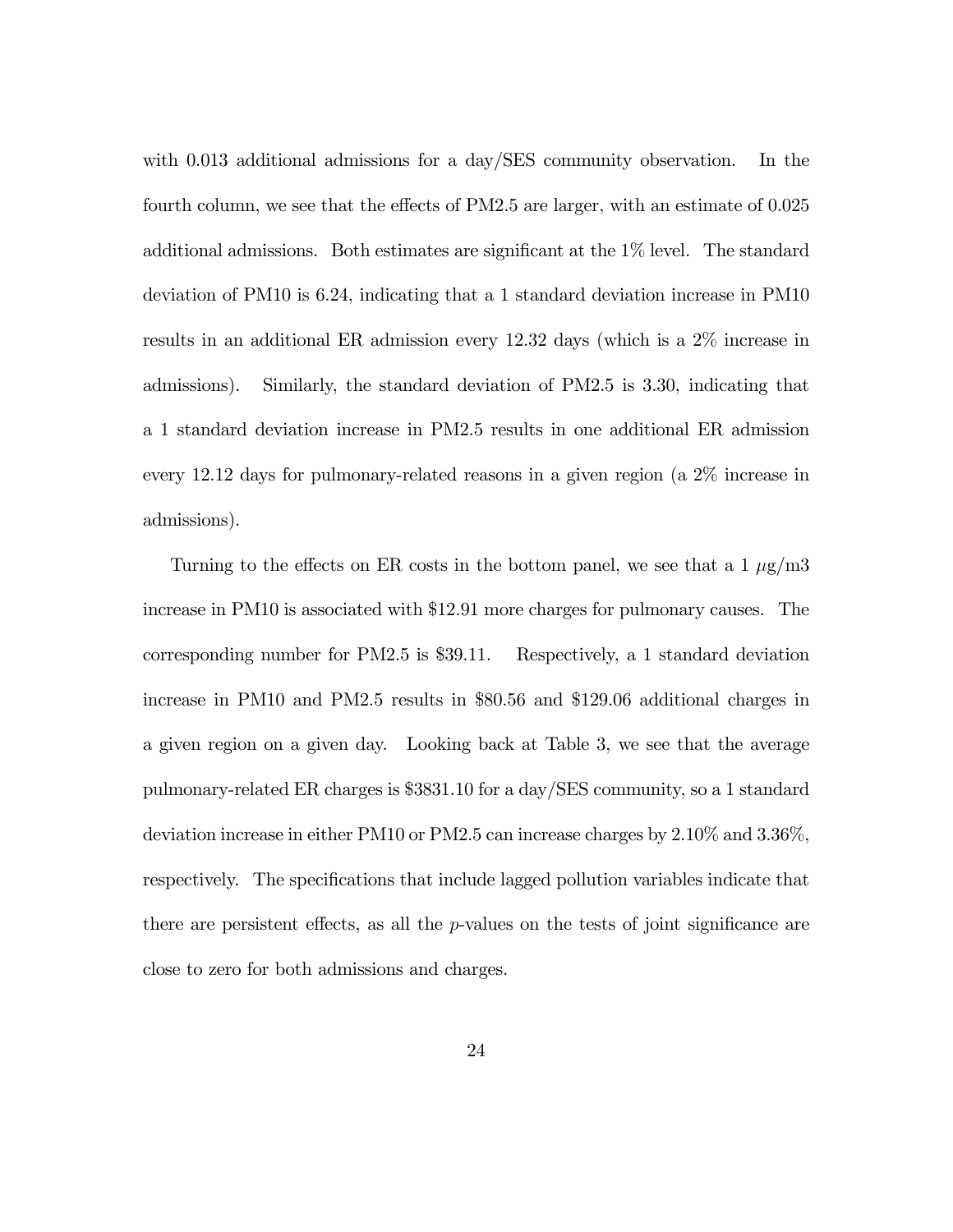with 0.013 additional admissions for a day/SES community observation. In the fourth column, we see that the effects of PM2.5 are larger, with an estimate of 0.025 additional admissions. Both estimates are significant at the 1% level. The standard deviation of PM10 is 6.24, indicating that a 1 standard deviation increase in PM10 results in an additional ER admission every 12.32 days (which is a 2% increase in admissions). Similarly, the standard deviation of PM2.5 is 3.30, indicating that a 1 standard deviation increase in PM2.5 results in one additional ER admission every 12.12 days for pulmonary-related reasons in a given region (a 2% increase in admissions).

Turning to the effects on ER costs in the bottom panel, we see that a 1 $\mu$g/m3 increase in PM10 is associated with $12.91 more charges for pulmonary causes. The corresponding number for PM2.5 is $39.11. Respectively, a 1 standard deviation increase in PM10 and PM2.5 results in $80.56 and $129.06 additional charges in a given region on a given day. Looking back at Table 3, we see that the average pulmonary-related ER charges is $3831.10 for a day/SES community, so a 1 standard deviation increase in either PM10 or PM2.5 can increase charges by 2.10% and 3.36%, respectively. The specifications that include lagged pollution variables indicate that there are persistent effects, as all the $p$-values on the tests of joint significance are close to zero for both admissions and charges.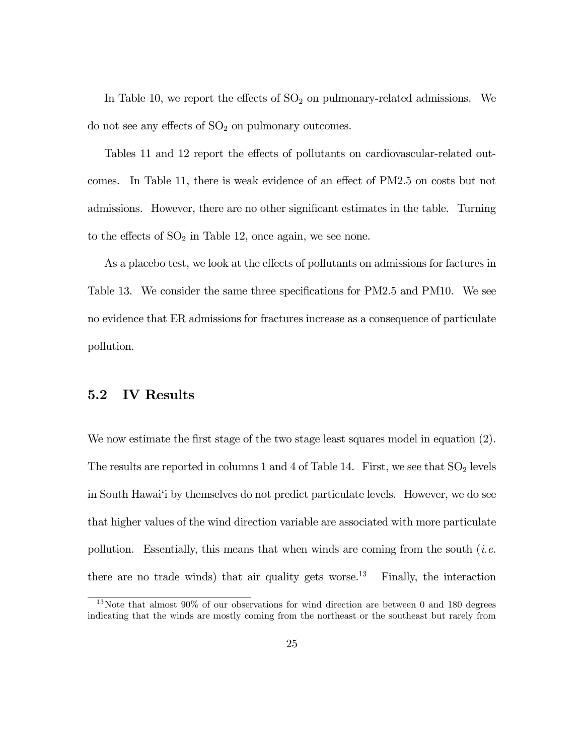In Table 10, we report the effects of $SO_2$ on pulmonary-related admissions. We do not see any effects of $SO_2$ on pulmonary outcomes.

Tables 11 and 12 report the effects of pollutants on cardiovascular-related outcomes. In Table 11, there is weak evidence of an effect of PM2.5 on costs but not admissions. However, there are no other significant estimates in the table. Turning to the effects of $SO_2$ in Table 12, once again, we see none.

As a placebo test, we look at the effects of pollutants on admissions for factures in Table 13. We consider the same three specifications for PM2.5 and PM10. We see no evidence that ER admissions for fractures increase as a consequence of particulate pollution.

## 5.2 IV Results

We now estimate the first stage of the two stage least squares model in equation (2). The results are reported in columns 1 and 4 of Table 14. First, we see that $SO_2$ levels in South Hawai'i by themselves do not predict particulate levels. However, we do see that higher values of the wind direction variable are associated with more particulate pollution. Essentially, this means that when winds are coming from the south (*i.e.* there are no trade winds) that air quality gets worse.[13] Finally, the interaction

[13] Note that almost 90% of our observations for wind direction are between 0 and 180 degrees indicating that the winds are mostly coming from the northeast or the southeast but rarely from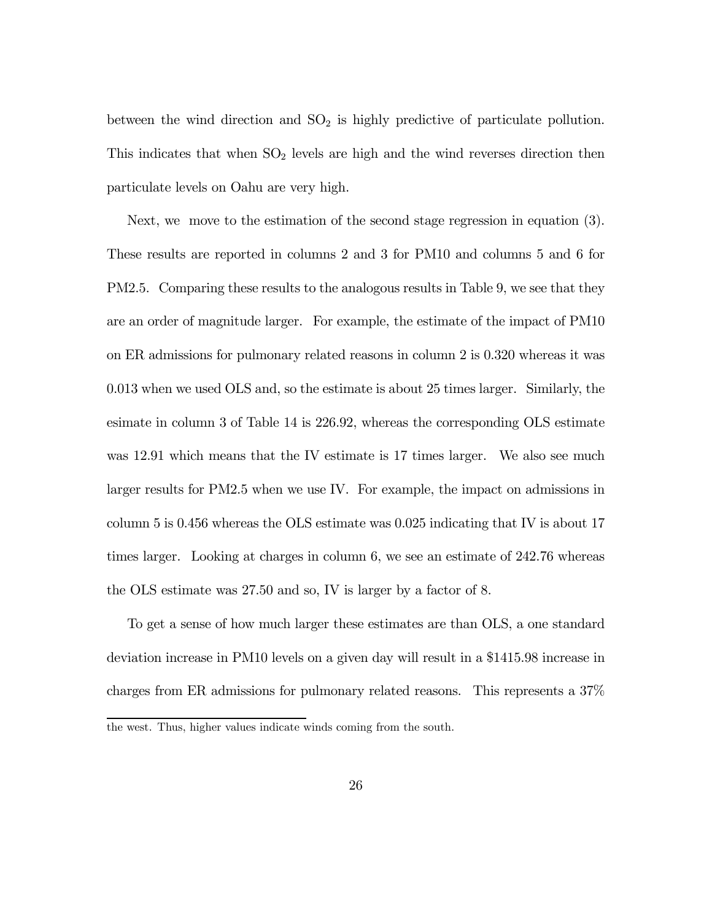between the wind direction and $SO_2$ is highly predictive of particulate pollution. This indicates that when $SO_2$ levels are high and the wind reverses direction then particulate levels on Oahu are very high.

Next, we move to the estimation of the second stage regression in equation (3). These results are reported in columns 2 and 3 for PM10 and columns 5 and 6 for PM2.5. Comparing these results to the analogous results in Table 9, we see that they are an order of magnitude larger. For example, the estimate of the impact of PM10 on ER admissions for pulmonary related reasons in column 2 is 0.320 whereas it was 0.013 when we used OLS and, so the estimate is about 25 times larger. Similarly, the esimate in column 3 of Table 14 is 226.92, whereas the corresponding OLS estimate was 12.91 which means that the IV estimate is 17 times larger. We also see much larger results for PM2.5 when we use IV. For example, the impact on admissions in column 5 is 0.456 whereas the OLS estimate was 0.025 indicating that IV is about 17 times larger. Looking at charges in column 6, we see an estimate of 242.76 whereas the OLS estimate was 27.50 and so, IV is larger by a factor of 8.

To get a sense of how much larger these estimates are than OLS, a one standard deviation increase in PM10 levels on a given day will result in a \$1415.98 increase in charges from ER admissions for pulmonary related reasons. This represents a 37%

---

the west. Thus, higher values indicate winds coming from the south.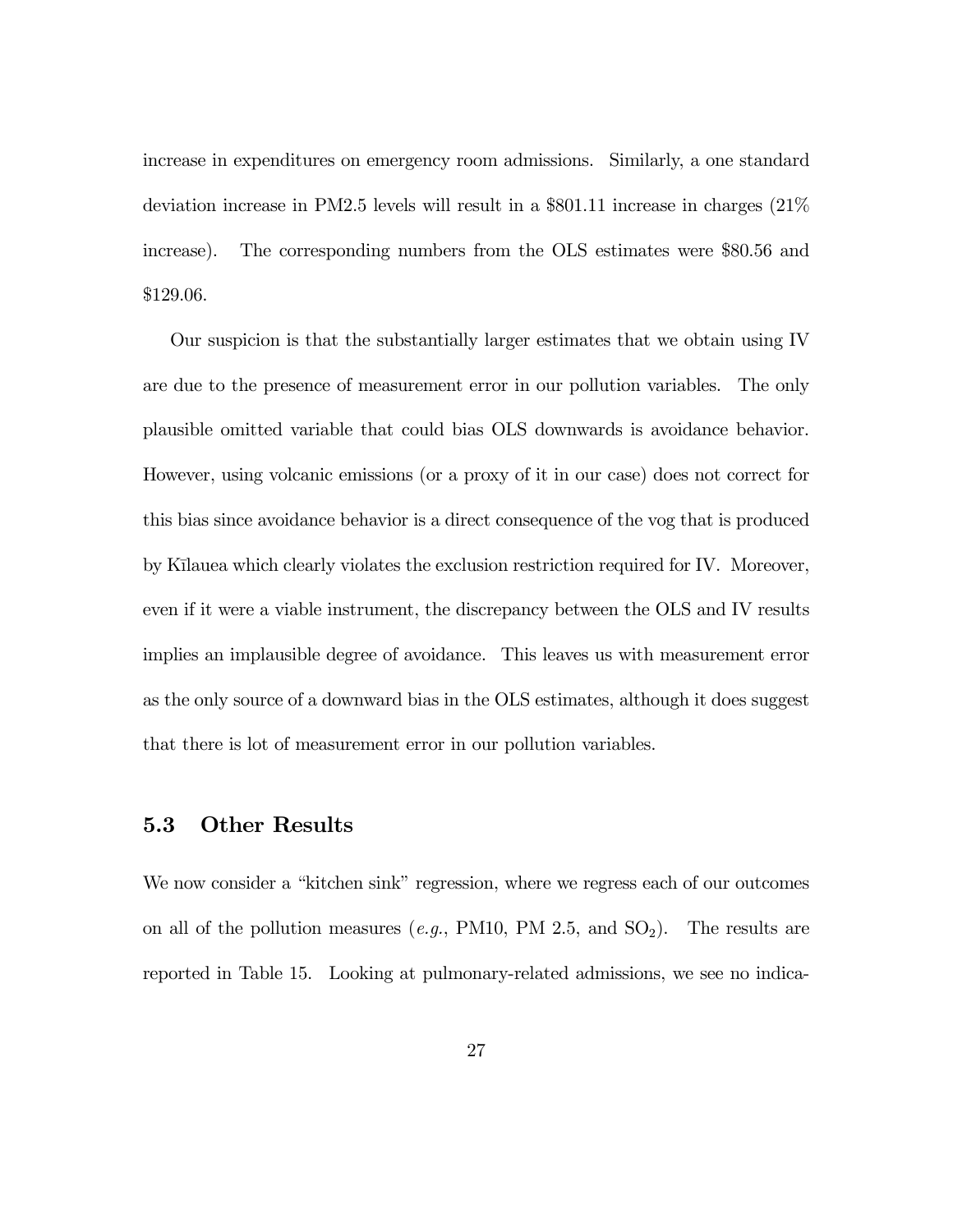increase in expenditures on emergency room admissions. Similarly, a one standard deviation increase in PM2.5 levels will result in a \$801.11 increase in charges (21% increase). The corresponding numbers from the OLS estimates were \$80.56 and \$129.06.

Our suspicion is that the substantially larger estimates that we obtain using IV are due to the presence of measurement error in our pollution variables. The only plausible omitted variable that could bias OLS downwards is avoidance behavior. However, using volcanic emissions (or a proxy of it in our case) does not correct for this bias since avoidance behavior is a direct consequence of the vog that is produced by Kīlauea which clearly violates the exclusion restriction required for IV. Moreover, even if it were a viable instrument, the discrepancy between the OLS and IV results implies an implausible degree of avoidance. This leaves us with measurement error as the only source of a downward bias in the OLS estimates, although it does suggest that there is lot of measurement error in our pollution variables.

### 5.3 Other Results

We now consider a "kitchen sink" regression, where we regress each of our outcomes on all of the pollution measures (*e.g.*, PM10, PM 2.5, and $SO_2$). The results are reported in Table 15. Looking at pulmonary-related admissions, we see no indica-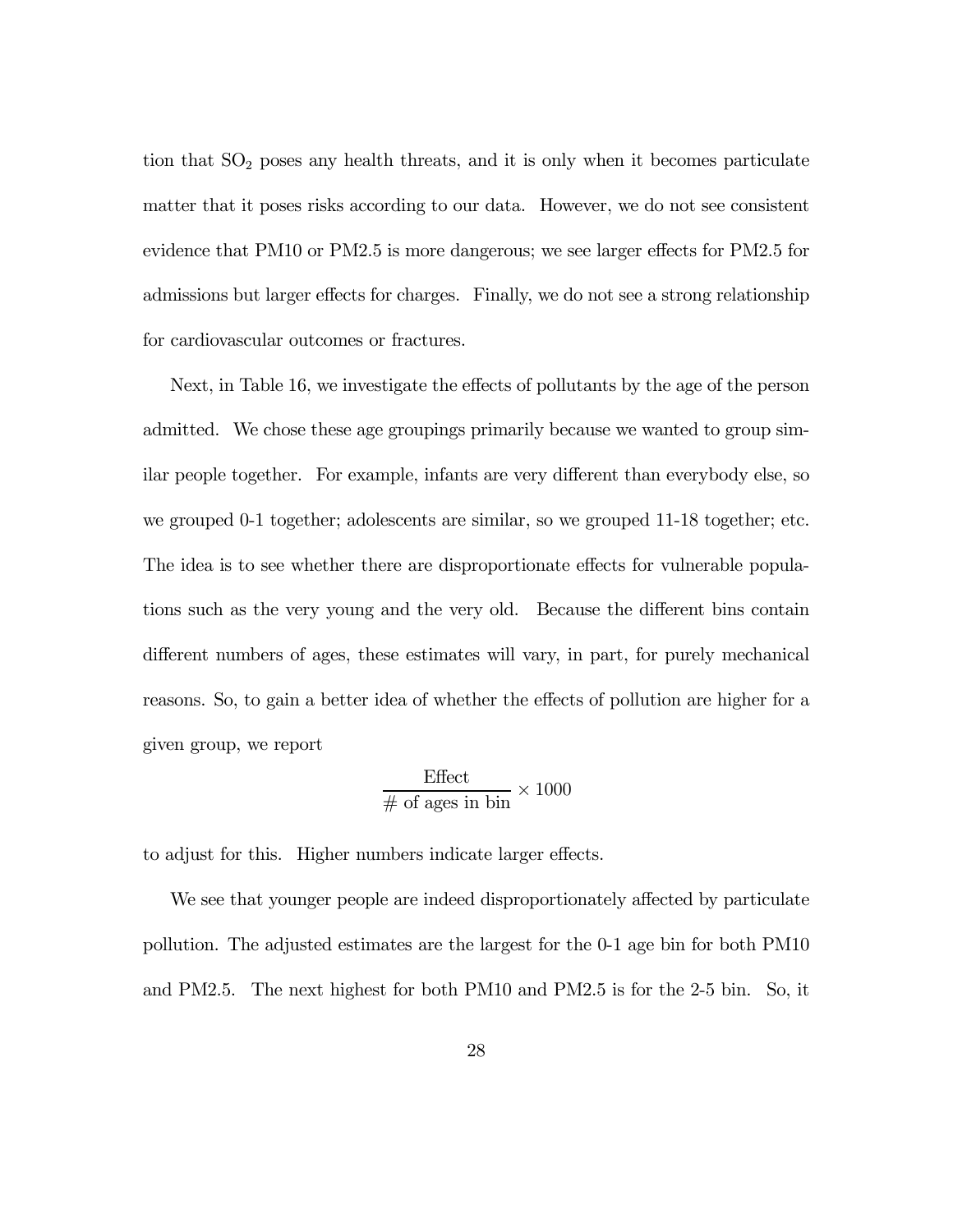tion that $SO_2$ poses any health threats, and it is only when it becomes particulate matter that it poses risks according to our data. However, we do not see consistent evidence that PM10 or PM2.5 is more dangerous; we see larger effects for PM2.5 for admissions but larger effects for charges. Finally, we do not see a strong relationship for cardiovascular outcomes or fractures.

Next, in Table 16, we investigate the effects of pollutants by the age of the person admitted. We chose these age groupings primarily because we wanted to group similar people together. For example, infants are very different than everybody else, so we grouped 0-1 together; adolescents are similar, so we grouped 11-18 together; etc. The idea is to see whether there are disproportionate effects for vulnerable populations such as the very young and the very old. Because the different bins contain different numbers of ages, these estimates will vary, in part, for purely mechanical reasons. So, to gain a better idea of whether the effects of pollution are higher for a given group, we report

$$\frac{\text{Effect}}{\text{\# of ages in bin}} \times 1000$$

to adjust for this. Higher numbers indicate larger effects.

We see that younger people are indeed disproportionately affected by particulate pollution. The adjusted estimates are the largest for the 0-1 age bin for both PM10 and PM2.5. The next highest for both PM10 and PM2.5 is for the 2-5 bin. So, it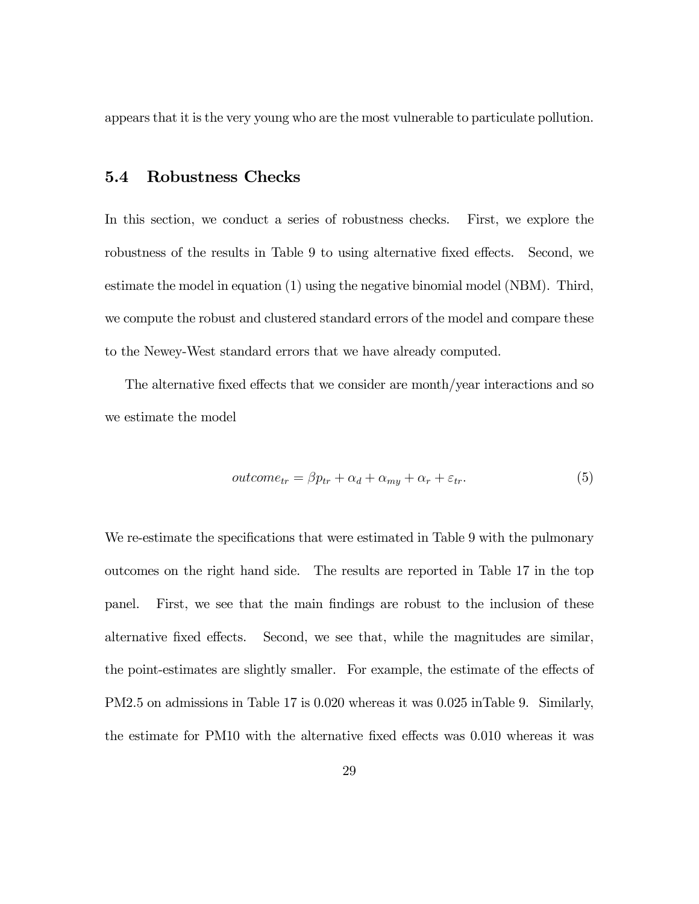appears that it is the very young who are the most vulnerable to particulate pollution.

### 5.4 Robustness Checks

In this section, we conduct a series of robustness checks. First, we explore the robustness of the results in Table 9 to using alternative fixed effects. Second, we estimate the model in equation (1) using the negative binomial model (NBM). Third, we compute the robust and clustered standard errors of the model and compare these to the Newey-West standard errors that we have already computed.

The alternative fixed effects that we consider are month/year interactions and so we estimate the model

$$outcome_{tr} = \beta p_{tr} + \alpha_d + \alpha_{my} + \alpha_r + \varepsilon_{tr}. \tag{5}$$

We re-estimate the specifications that were estimated in Table 9 with the pulmonary outcomes on the right hand side. The results are reported in Table 17 in the top panel. First, we see that the main findings are robust to the inclusion of these alternative fixed effects. Second, we see that, while the magnitudes are similar, the point-estimates are slightly smaller. For example, the estimate of the effects of PM2.5 on admissions in Table 17 is 0.020 whereas it was 0.025 inTable 9. Similarly, the estimate for PM10 with the alternative fixed effects was 0.010 whereas it was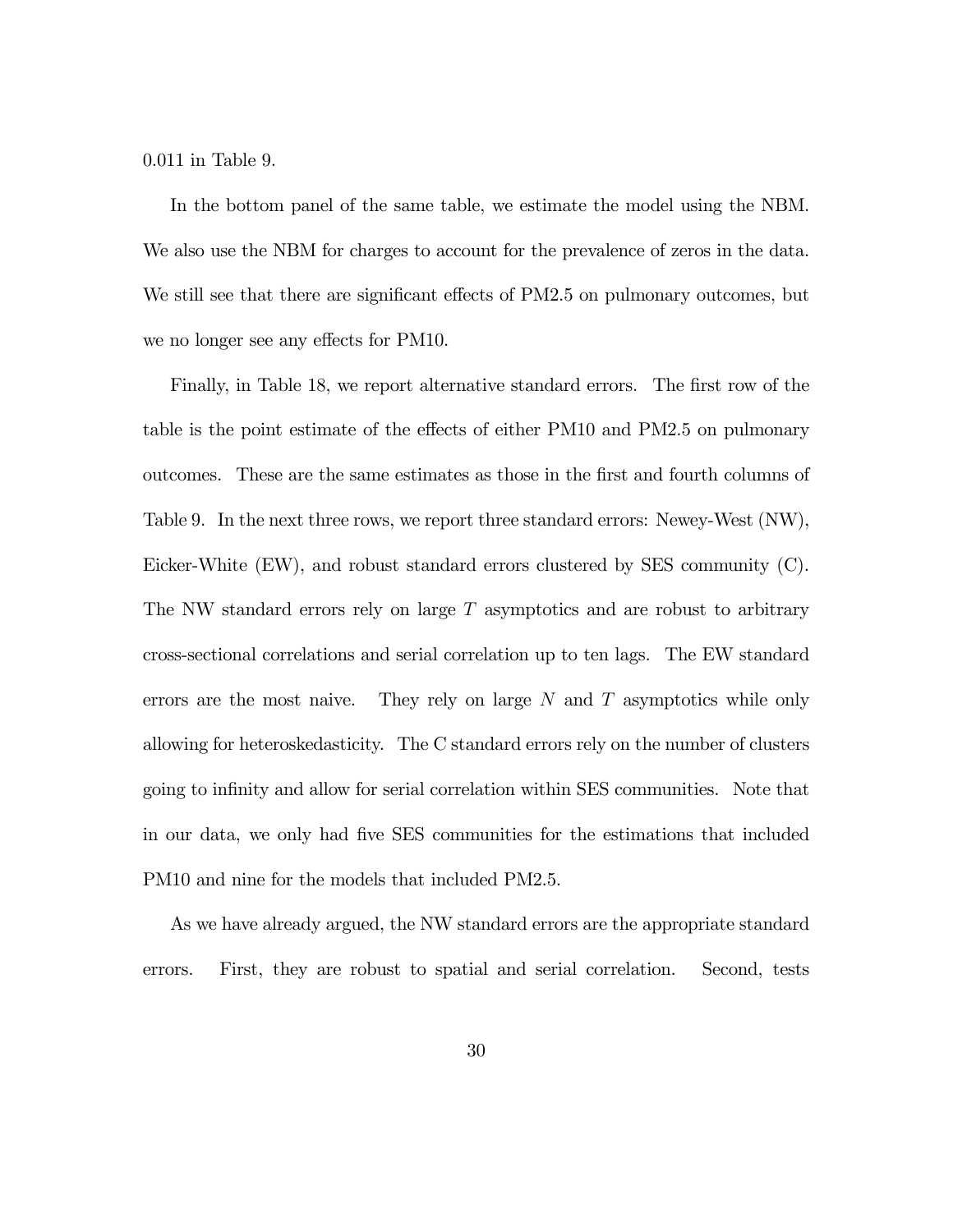0.011 in Table 9.

In the bottom panel of the same table, we estimate the model using the NBM. We also use the NBM for charges to account for the prevalence of zeros in the data. We still see that there are significant effects of PM2.5 on pulmonary outcomes, but we no longer see any effects for PM10.

Finally, in Table 18, we report alternative standard errors. The first row of the table is the point estimate of the effects of either PM10 and PM2.5 on pulmonary outcomes. These are the same estimates as those in the first and fourth columns of Table 9. In the next three rows, we report three standard errors: Newey-West (NW), Eicker-White (EW), and robust standard errors clustered by SES community (C). The NW standard errors rely on large $T$ asymptotics and are robust to arbitrary cross-sectional correlations and serial correlation up to ten lags. The EW standard errors are the most naive. They rely on large $N$ and $T$ asymptotics while only allowing for heteroskedasticity. The C standard errors rely on the number of clusters going to infinity and allow for serial correlation within SES communities. Note that in our data, we only had five SES communities for the estimations that included PM10 and nine for the models that included PM2.5.

As we have already argued, the NW standard errors are the appropriate standard errors. First, they are robust to spatial and serial correlation. Second, tests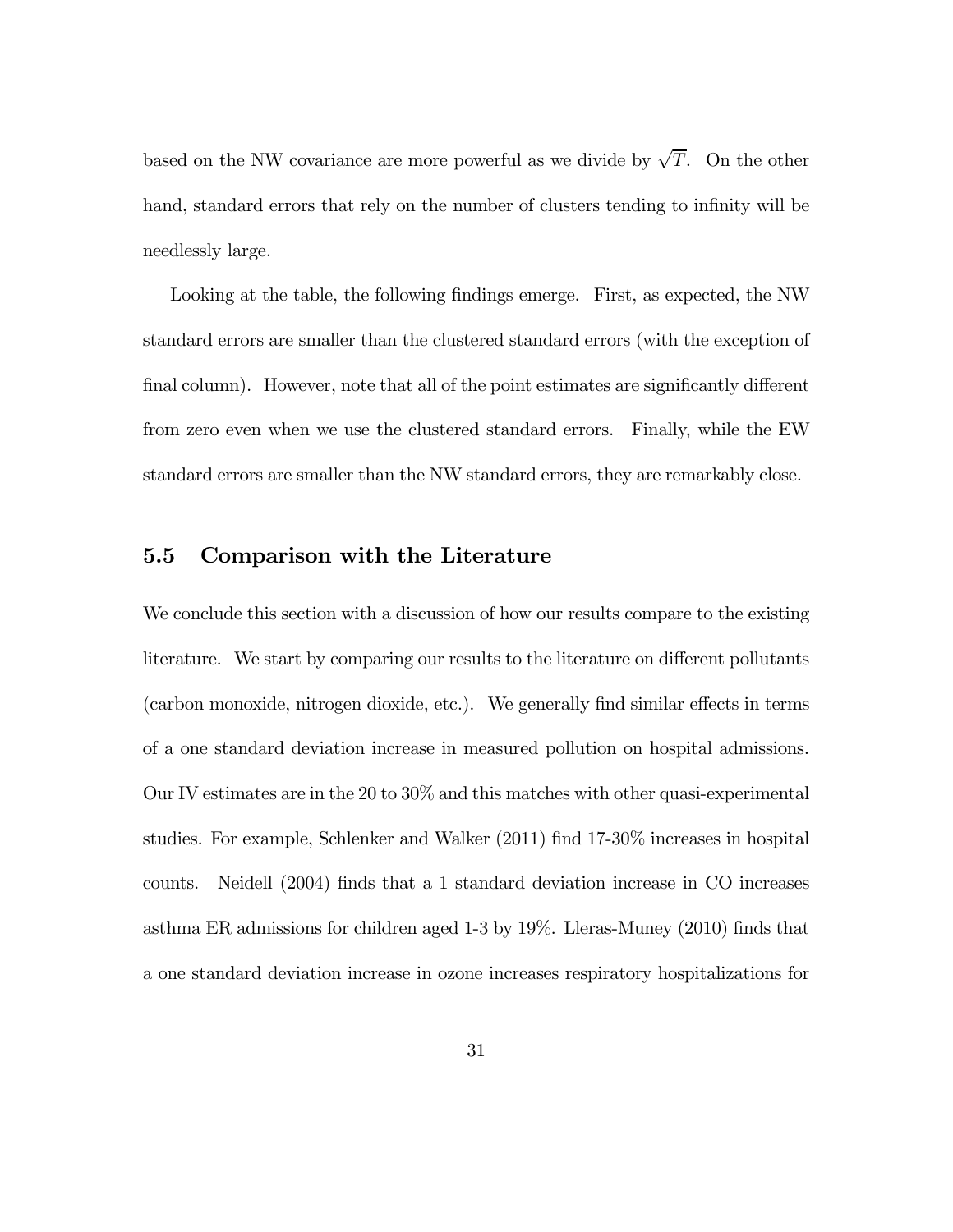based on the NW covariance are more powerful as we divide by $\sqrt{T}$. On the other hand, standard errors that rely on the number of clusters tending to infinity will be needlessly large.

Looking at the table, the following findings emerge. First, as expected, the NW standard errors are smaller than the clustered standard errors (with the exception of final column). However, note that all of the point estimates are significantly different from zero even when we use the clustered standard errors. Finally, while the EW standard errors are smaller than the NW standard errors, they are remarkably close.

## 5.5 Comparison with the Literature

We conclude this section with a discussion of how our results compare to the existing literature. We start by comparing our results to the literature on different pollutants (carbon monoxide, nitrogen dioxide, etc.). We generally find similar effects in terms of a one standard deviation increase in measured pollution on hospital admissions. Our IV estimates are in the 20 to 30% and this matches with other quasi-experimental studies. For example, Schlenker and Walker (2011) find 17-30% increases in hospital counts. Neidell (2004) finds that a 1 standard deviation increase in CO increases asthma ER admissions for children aged 1-3 by 19%. Lleras-Muney (2010) finds that a one standard deviation increase in ozone increases respiratory hospitalizations for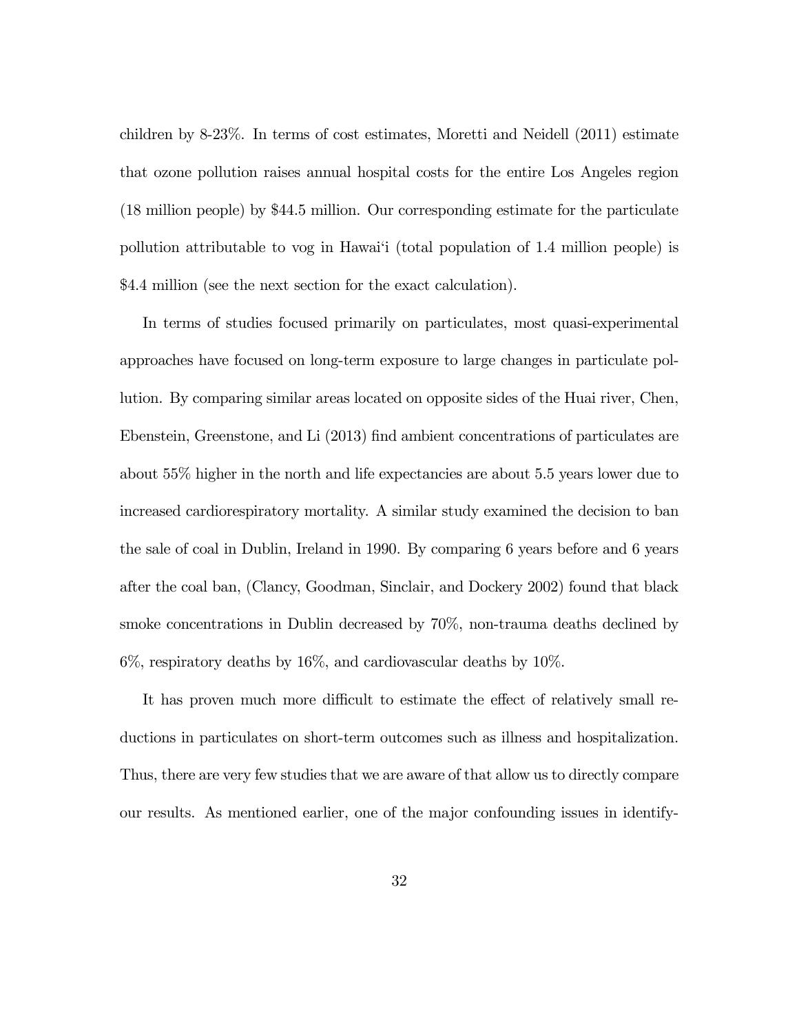children by 8-23%. In terms of cost estimates, Moretti and Neidell (2011) estimate that ozone pollution raises annual hospital costs for the entire Los Angeles region (18 million people) by $44.5 million. Our corresponding estimate for the particulate pollution attributable to vog in Hawai'i (total population of 1.4 million people) is $4.4 million (see the next section for the exact calculation).

In terms of studies focused primarily on particulates, most quasi-experimental approaches have focused on long-term exposure to large changes in particulate pollution. By comparing similar areas located on opposite sides of the Huai river, Chen, Ebenstein, Greenstone, and Li (2013) find ambient concentrations of particulates are about 55% higher in the north and life expectancies are about 5.5 years lower due to increased cardiorespiratory mortality. A similar study examined the decision to ban the sale of coal in Dublin, Ireland in 1990. By comparing 6 years before and 6 years after the coal ban, (Clancy, Goodman, Sinclair, and Dockery 2002) found that black smoke concentrations in Dublin decreased by 70%, non-trauma deaths declined by 6%, respiratory deaths by 16%, and cardiovascular deaths by 10%.

It has proven much more difficult to estimate the effect of relatively small reductions in particulates on short-term outcomes such as illness and hospitalization. Thus, there are very few studies that we are aware of that allow us to directly compare our results. As mentioned earlier, one of the major confounding issues in identify-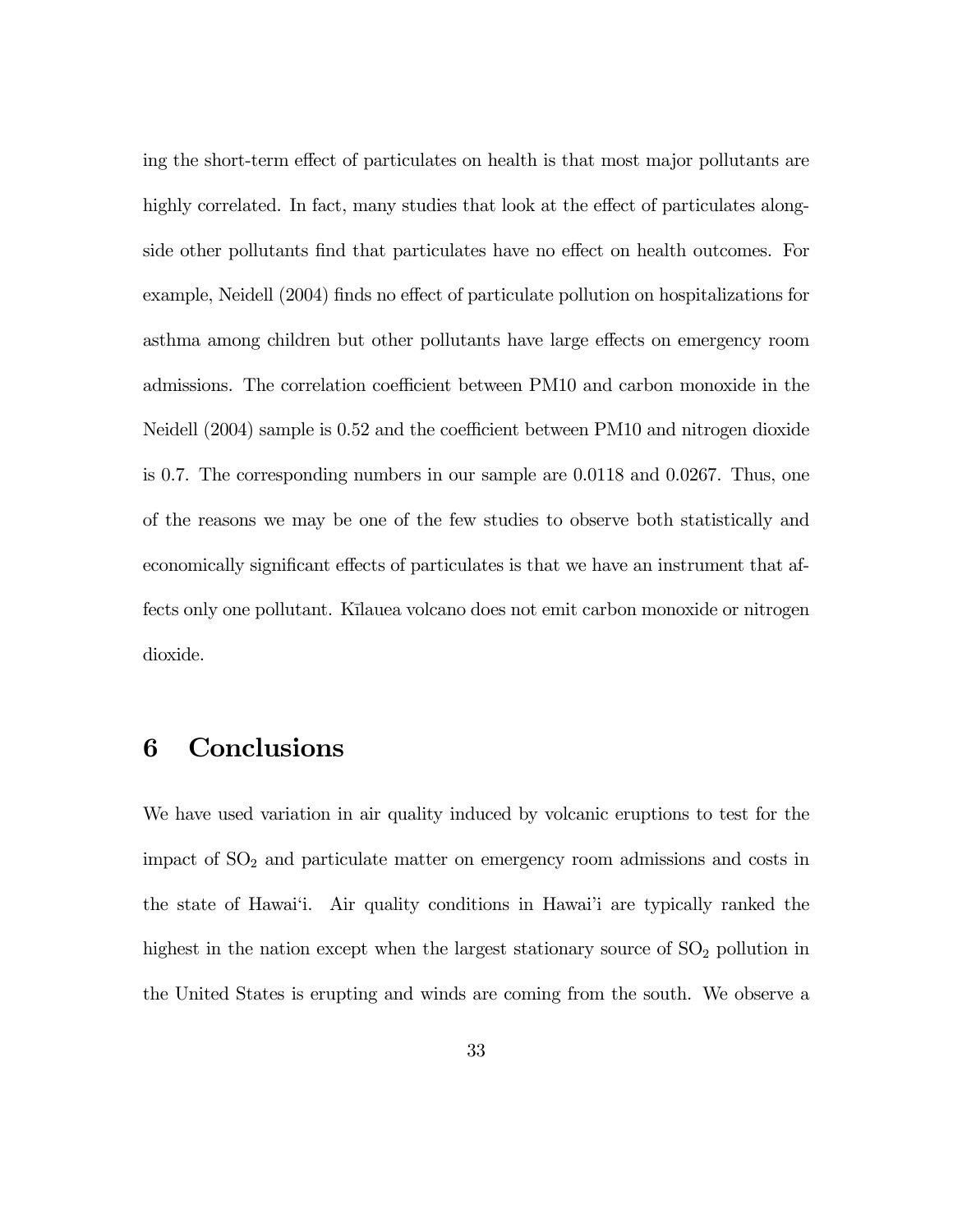ing the short-term effect of particulates on health is that most major pollutants are highly correlated. In fact, many studies that look at the effect of particulates alongside other pollutants find that particulates have no effect on health outcomes. For example, Neidell (2004) finds no effect of particulate pollution on hospitalizations for asthma among children but other pollutants have large effects on emergency room admissions. The correlation coefficient between PM10 and carbon monoxide in the Neidell (2004) sample is 0.52 and the coefficient between PM10 and nitrogen dioxide is 0.7. The corresponding numbers in our sample are 0.0118 and 0.0267. Thus, one of the reasons we may be one of the few studies to observe both statistically and economically significant effects of particulates is that we have an instrument that affects only one pollutant. Kīlauea volcano does not emit carbon monoxide or nitrogen dioxide.

# 6 Conclusions

We have used variation in air quality induced by volcanic eruptions to test for the impact of $SO_2$ and particulate matter on emergency room admissions and costs in the state of Hawai'i. Air quality conditions in Hawai'i are typically ranked the highest in the nation except when the largest stationary source of $SO_2$ pollution in the United States is erupting and winds are coming from the south. We observe a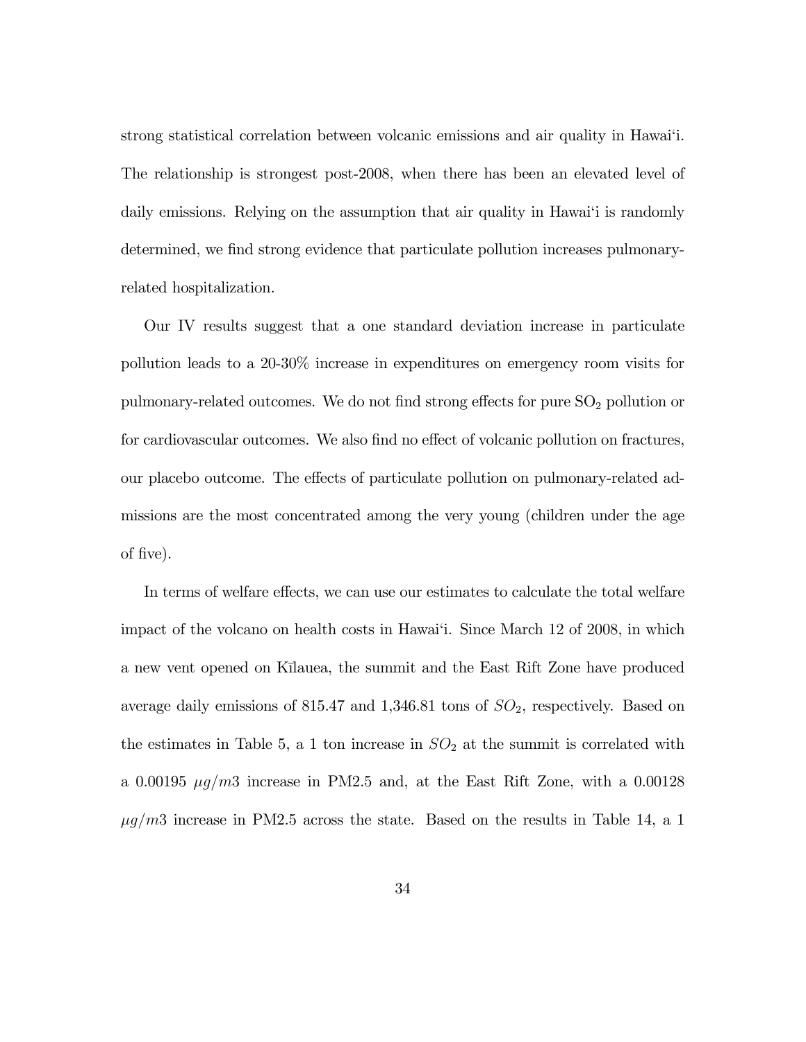strong statistical correlation between volcanic emissions and air quality in Hawai'i. The relationship is strongest post-2008, when there has been an elevated level of daily emissions. Relying on the assumption that air quality in Hawai'i is randomly determined, we find strong evidence that particulate pollution increases pulmonary-related hospitalization.

Our IV results suggest that a one standard deviation increase in particulate pollution leads to a 20-30% increase in expenditures on emergency room visits for pulmonary-related outcomes. We do not find strong effects for pure $SO_2$ pollution or for cardiovascular outcomes. We also find no effect of volcanic pollution on fractures, our placebo outcome. The effects of particulate pollution on pulmonary-related admissions are the most concentrated among the very young (children under the age of five).

In terms of welfare effects, we can use our estimates to calculate the total welfare impact of the volcano on health costs in Hawai'i. Since March 12 of 2008, in which a new vent opened on Kīlauea, the summit and the East Rift Zone have produced average daily emissions of 815.47 and 1,346.81 tons of $SO_2$, respectively. Based on the estimates in Table 5, a 1 ton increase in $SO_2$ at the summit is correlated with a 0.00195 $\mu g/m3$ increase in PM2.5 and, at the East Rift Zone, with a 0.00128 $\mu g/m3$ increase in PM2.5 across the state. Based on the results in Table 14, a 1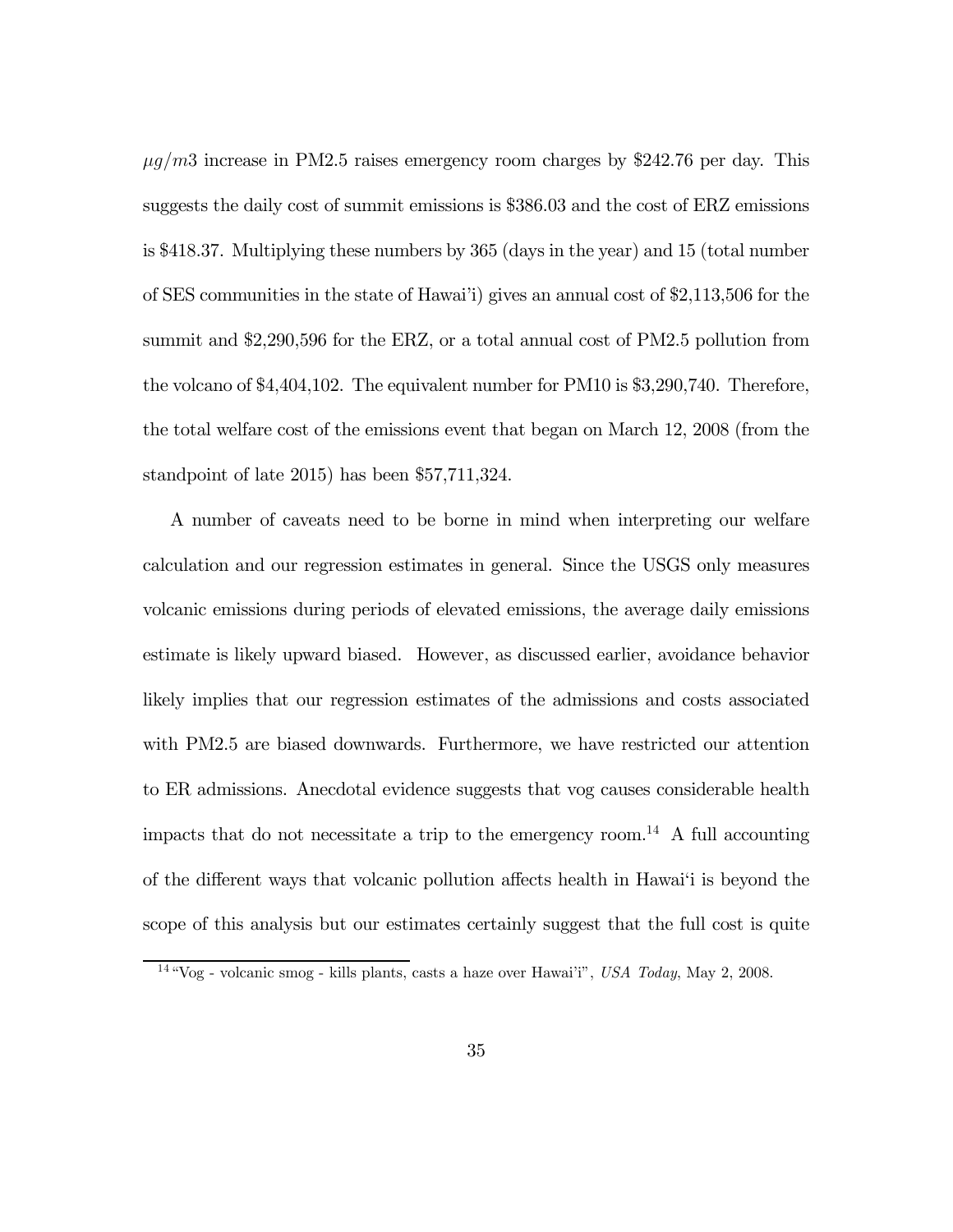$\mu g/m3$ increase in PM2.5 raises emergency room charges by \$242.76 per day. This suggests the daily cost of summit emissions is \$386.03 and the cost of ERZ emissions is \$418.37. Multiplying these numbers by 365 (days in the year) and 15 (total number of SES communities in the state of Hawai'i) gives an annual cost of \$2,113,506 for the summit and \$2,290,596 for the ERZ, or a total annual cost of PM2.5 pollution from the volcano of \$4,404,102. The equivalent number for PM10 is \$3,290,740. Therefore, the total welfare cost of the emissions event that began on March 12, 2008 (from the standpoint of late 2015) has been \$57,711,324.

A number of caveats need to be borne in mind when interpreting our welfare calculation and our regression estimates in general. Since the USGS only measures volcanic emissions during periods of elevated emissions, the average daily emissions estimate is likely upward biased. However, as discussed earlier, avoidance behavior likely implies that our regression estimates of the admissions and costs associated with PM2.5 are biased downwards. Furthermore, we have restricted our attention to ER admissions. Anecdotal evidence suggests that vog causes considerable health impacts that do not necessitate a trip to the emergency room.[14] A full accounting of the different ways that volcanic pollution affects health in Hawai'i is beyond the scope of this analysis but our estimates certainly suggest that the full cost is quite

[14] "Vog - volcanic smog - kills plants, casts a haze over Hawai'i", *USA Today*, May 2, 2008.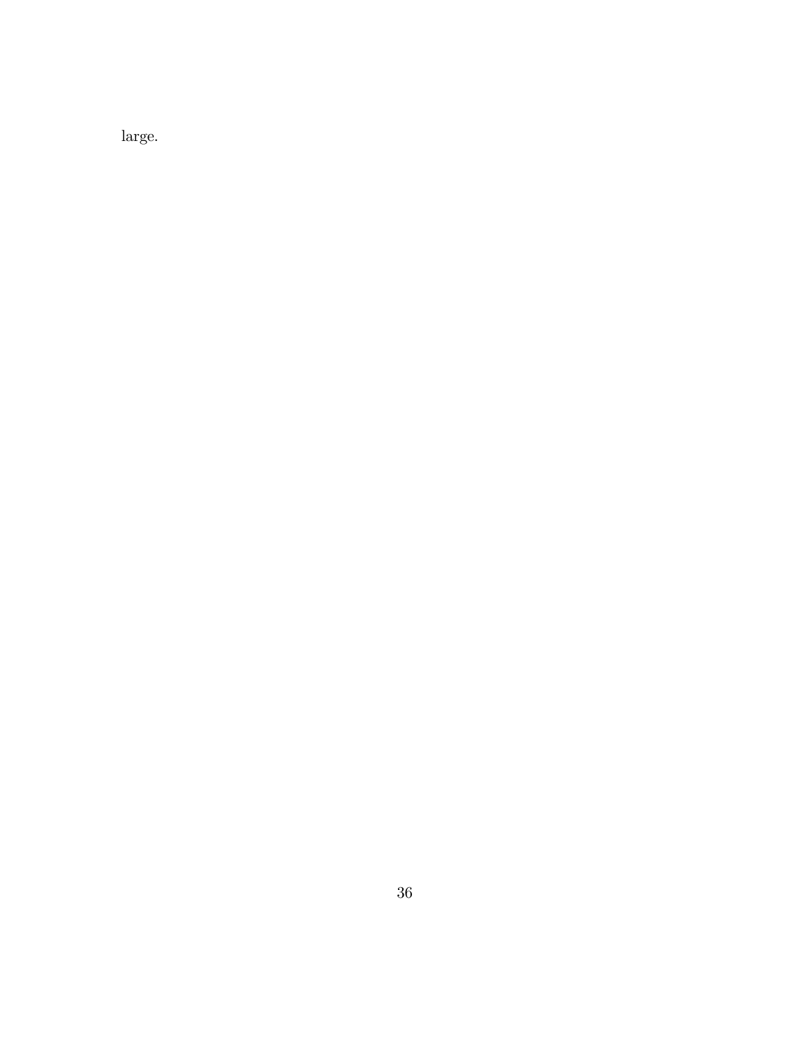large.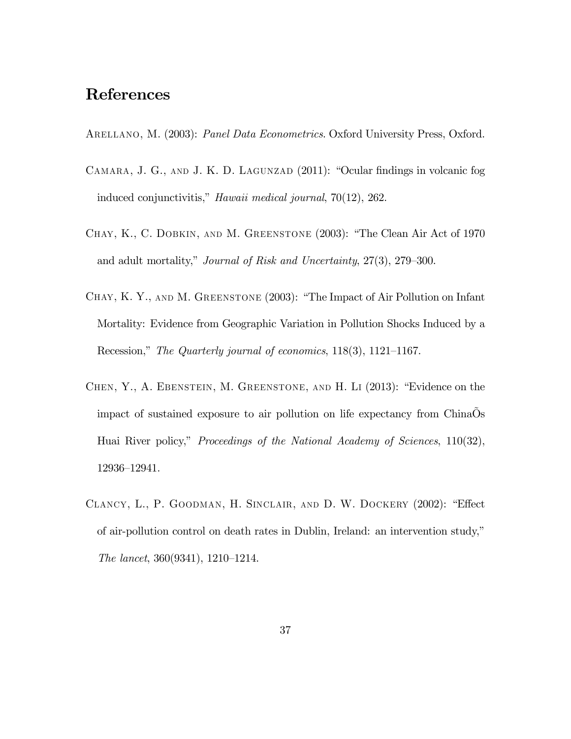# References

Arellano, M. (2003): *Panel Data Econometrics*. Oxford University Press, Oxford.

Camara, J. G., and J. K. D. Lagunzad (2011): "Ocular findings in volcanic fog induced conjunctivitis," *Hawaii medical journal*, 70(12), 262.

Chay, K., C. Dobkin, and M. Greenstone (2003): "The Clean Air Act of 1970 and adult mortality," *Journal of Risk and Uncertainty*, 27(3), 279–300.

Chay, K. Y., and M. Greenstone (2003): "The Impact of Air Pollution on Infant Mortality: Evidence from Geographic Variation in Pollution Shocks Induced by a Recession," *The Quarterly journal of economics*, 118(3), 1121–1167.

Chen, Y., A. Ebenstein, M. Greenstone, and H. Li (2013): "Evidence on the impact of sustained exposure to air pollution on life expectancy from ChinaÕs Huai River policy," *Proceedings of the National Academy of Sciences*, 110(32), 12936–12941.

Clancy, L., P. Goodman, H. Sinclair, and D. W. Dockery (2002): "Effect of air-pollution control on death rates in Dublin, Ireland: an intervention study," *The lancet*, 360(9341), 1210–1214.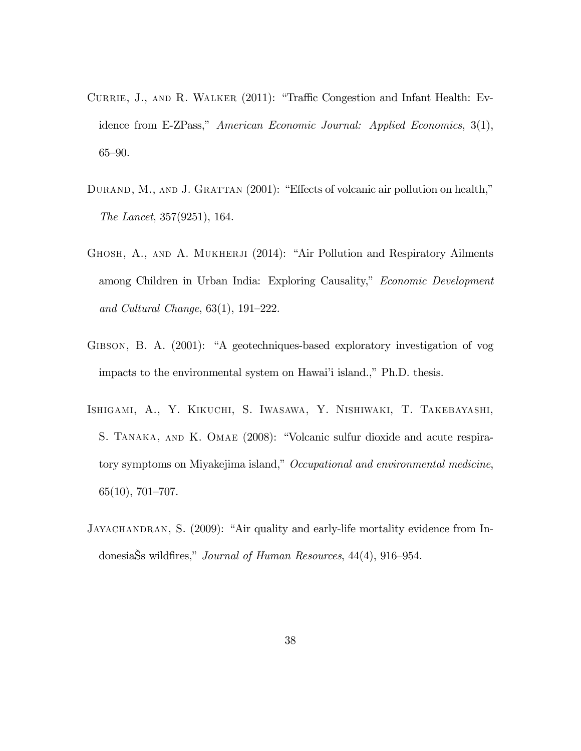Currie, J., and R. Walker (2011): "Traffic Congestion and Infant Health: Evidence from E-ZPass," *American Economic Journal: Applied Economics*, 3(1), 65–90.

Durand, M., and J. Grattan (2001): "Effects of volcanic air pollution on health," *The Lancet*, 357(9251), 164.

Ghosh, A., and A. Mukherji (2014): "Air Pollution and Respiratory Ailments among Children in Urban India: Exploring Causality," *Economic Development and Cultural Change*, 63(1), 191–222.

Gibson, B. A. (2001): "A geotechniques-based exploratory investigation of vog impacts to the environmental system on Hawai'i island.," Ph.D. thesis.

Ishigami, A., Y. Kikuchi, S. Iwasawa, Y. Nishiwaki, T. Takebayashi, S. Tanaka, and K. Omae (2008): "Volcanic sulfur dioxide and acute respiratory symptoms on Miyakejima island," *Occupational and environmental medicine*, 65(10), 701–707.

Jayachandran, S. (2009): "Air quality and early-life mortality evidence from IndonesiaŠs wildfires," *Journal of Human Resources*, 44(4), 916–954.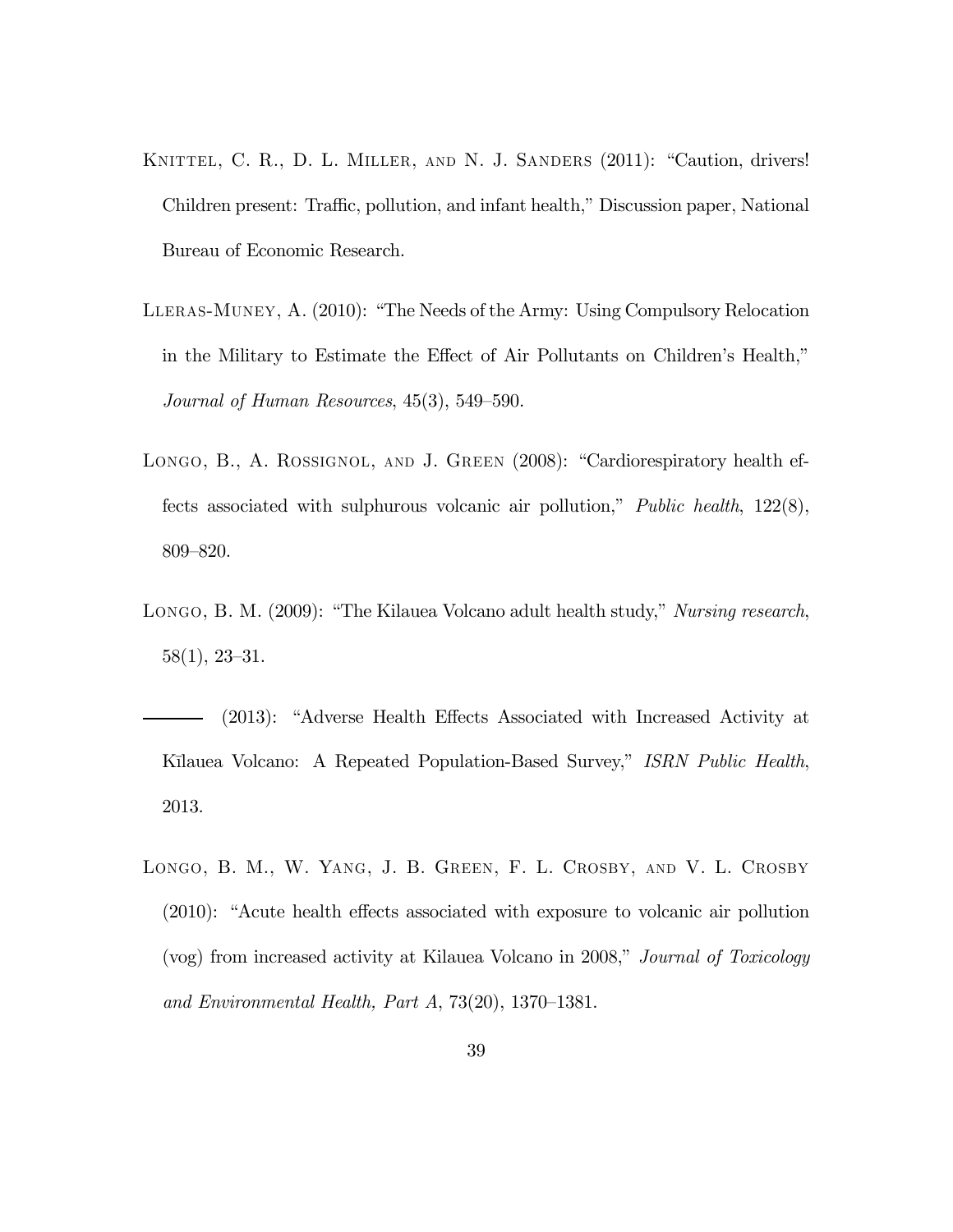Knittel, C. R., D. L. Miller, and N. J. Sanders (2011): "Caution, drivers! Children present: Traffic, pollution, and infant health," Discussion paper, National Bureau of Economic Research.

Lleras-Muney, A. (2010): "The Needs of the Army: Using Compulsory Relocation in the Military to Estimate the Effect of Air Pollutants on Children's Health," *Journal of Human Resources*, 45(3), 549–590.

Longo, B., A. Rossignol, and J. Green (2008): "Cardiorespiratory health effects associated with sulphurous volcanic air pollution," *Public health*, 122(8), 809–820.

Longo, B. M. (2009): "The Kilauea Volcano adult health study," *Nursing research*, 58(1), 23–31.

——— (2013): "Adverse Health Effects Associated with Increased Activity at Kīlauea Volcano: A Repeated Population-Based Survey," *ISRN Public Health*, 2013.

Longo, B. M., W. Yang, J. B. Green, F. L. Crosby, and V. L. Crosby (2010): "Acute health effects associated with exposure to volcanic air pollution (vog) from increased activity at Kilauea Volcano in 2008," *Journal of Toxicology and Environmental Health, Part A*, 73(20), 1370–1381.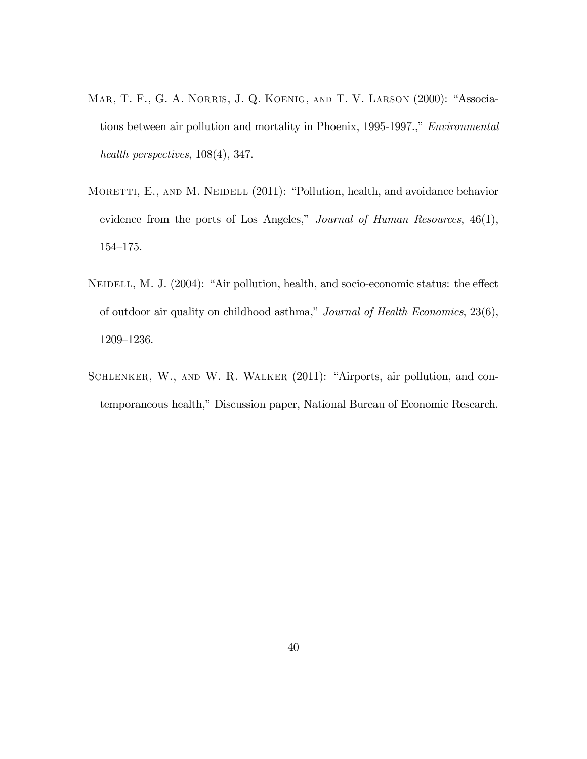Mar, T. F., G. A. Norris, J. Q. Koenig, and T. V. Larson (2000): "Associations between air pollution and mortality in Phoenix, 1995-1997.," *Environmental health perspectives*, 108(4), 347.

Moretti, E., and M. Neidell (2011): "Pollution, health, and avoidance behavior evidence from the ports of Los Angeles," *Journal of Human Resources*, 46(1), 154–175.

Neidell, M. J. (2004): "Air pollution, health, and socio-economic status: the effect of outdoor air quality on childhood asthma," *Journal of Health Economics*, 23(6), 1209–1236.

Schlenker, W., and W. R. Walker (2011): "Airports, air pollution, and contemporaneous health," Discussion paper, National Bureau of Economic Research.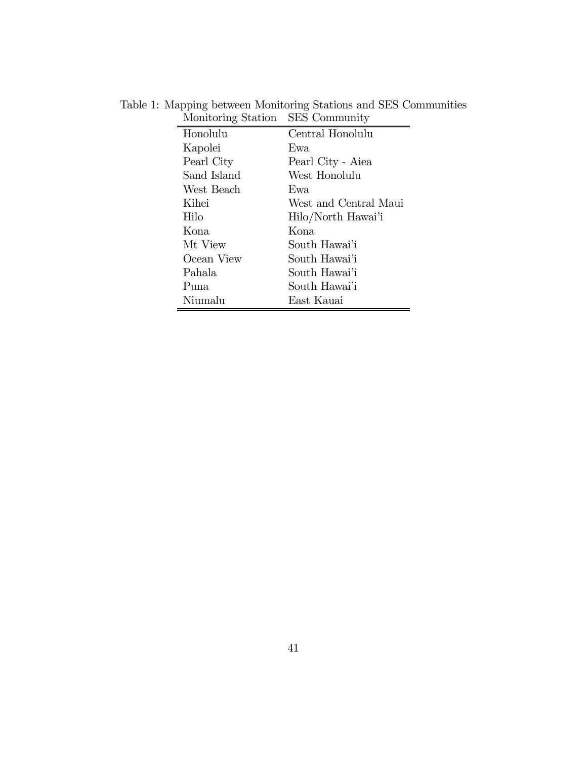Table 1: Mapping between Monitoring Stations and SES Communities

| Monitoring Station | SES Community |
|---|---|
| Honolulu | Central Honolulu |
| Kapolei | Ewa |
| Pearl City | Pearl City - Aiea |
| Sand Island | West Honolulu |
| West Beach | Ewa |
| Kihei | West and Central Maui |
| Hilo | Hilo/North Hawai'i |
| Kona | Kona |
| Mt View | South Hawai'i |
| Ocean View | South Hawai'i |
| Pahala | South Hawai'i |
| Puna | South Hawai'i |
| Niumalu | East Kauai |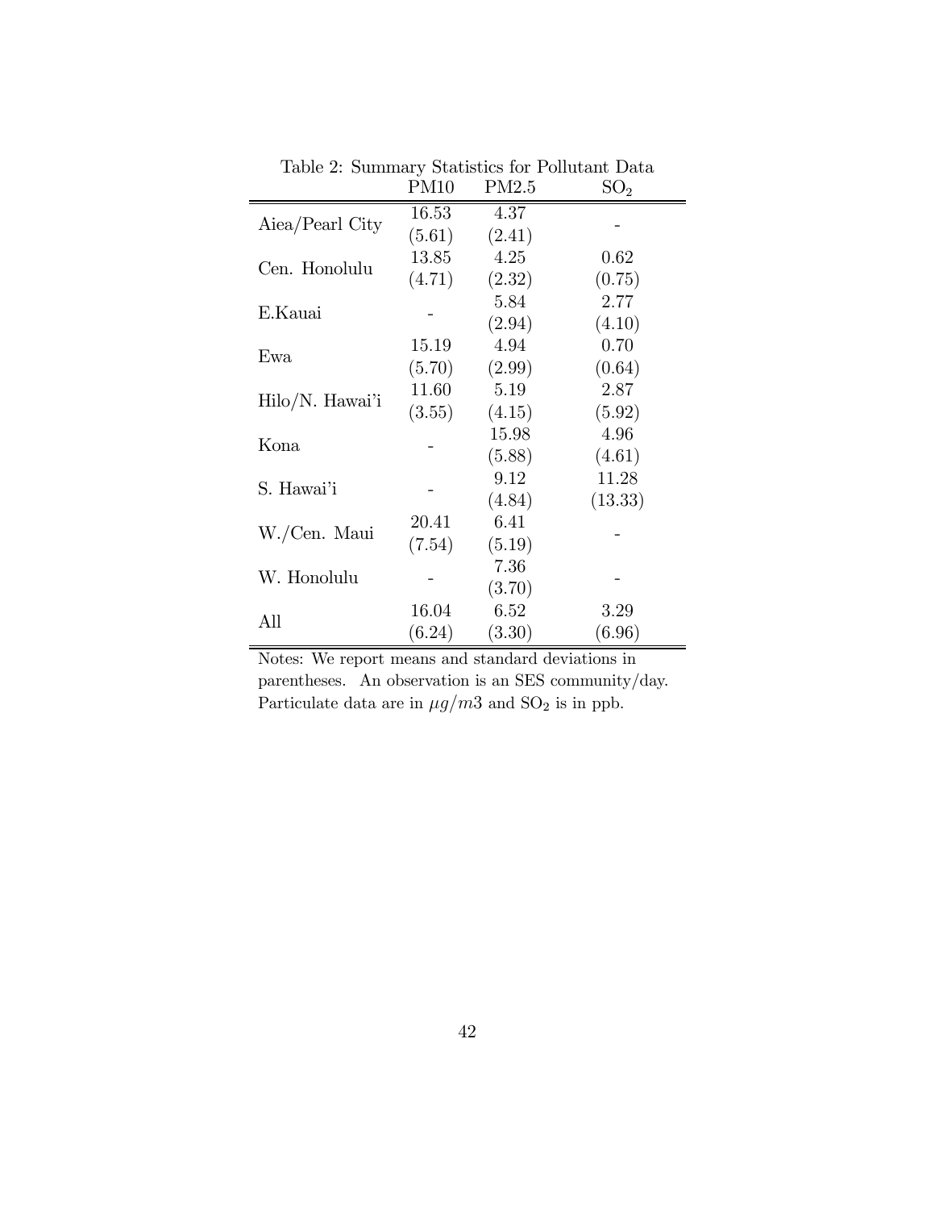Table 2: Summary Statistics for Pollutant Data

| | PM10 | PM2.5 | $SO_2$ |
|---|---|---|---|
| Aiea/Pearl City | 16.53 | 4.37 | - |
| | (5.61) | (2.41) | |
| Cen. Honolulu | 13.85 | 4.25 | 0.62 |
| | (4.71) | (2.32) | (0.75) |
| E.Kauai | - | 5.84 | 2.77 |
| | | (2.94) | (4.10) |
| Ewa | 15.19 | 4.94 | 0.70 |
| | (5.70) | (2.99) | (0.64) |
| Hilo/N. Hawai'i | 11.60 | 5.19 | 2.87 |
| | (3.55) | (4.15) | (5.92) |
| Kona | - | 15.98 | 4.96 |
| | | (5.88) | (4.61) |
| S. Hawai'i | - | 9.12 | 11.28 |
| | | (4.84) | (13.33) |
| W./Cen. Maui | 20.41 | 6.41 | - |
| | (7.54) | (5.19) | |
| W. Honolulu | - | 7.36 | - |
| | | (3.70) | |
| All | 16.04 | 6.52 | 3.29 |
| | (6.24) | (3.30) | (6.96) |

Notes: We report means and standard deviations in parentheses. An observation is an SES community/day. Particulate data are in $\mu g/m3$ and $SO_2$ is in ppb.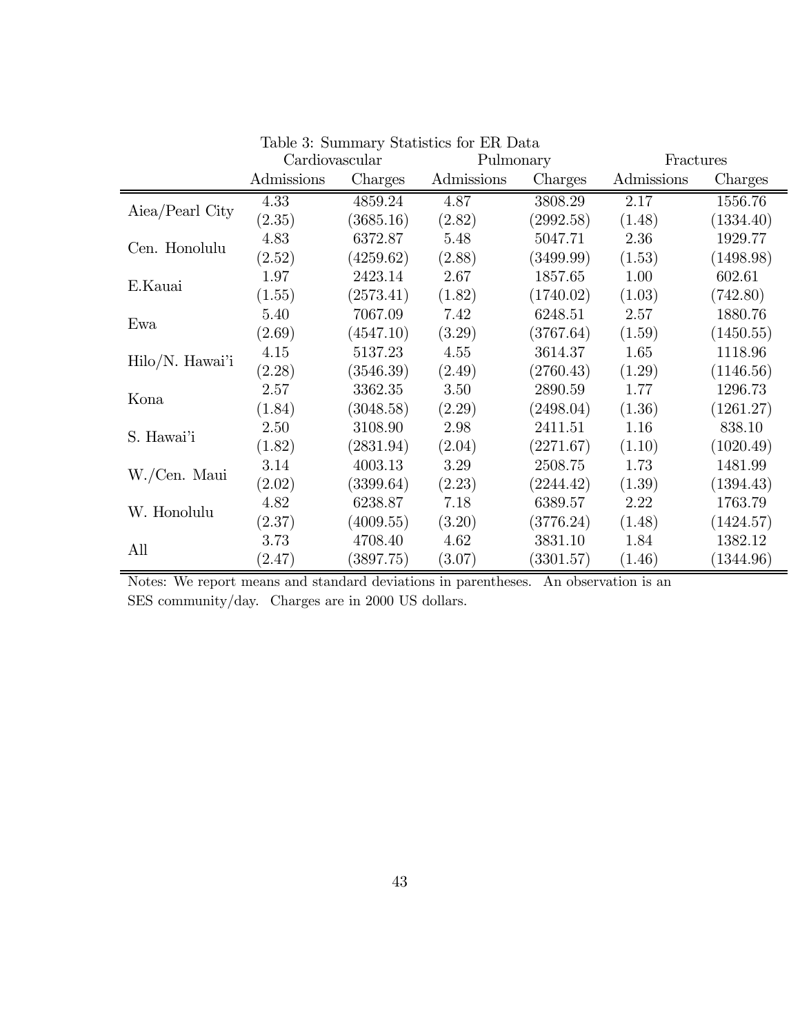Table 3: Summary Statistics for ER Data

| | Cardiovascular | | Pulmonary | | Fractures | |
|---|---|---|---|---|---|---|
| | Admissions | Charges | Admissions | Charges | Admissions | Charges |
| Aiea/Pearl City | 4.33 | 4859.24 | 4.87 | 3808.29 | 2.17 | 1556.76 |
| | (2.35) | (3685.16) | (2.82) | (2992.58) | (1.48) | (1334.40) |
| Cen. Honolulu | 4.83 | 6372.87 | 5.48 | 5047.71 | 2.36 | 1929.77 |
| | (2.52) | (4259.62) | (2.88) | (3499.99) | (1.53) | (1498.98) |
| E.Kauai | 1.97 | 2423.14 | 2.67 | 1857.65 | 1.00 | 602.61 |
| | (1.55) | (2573.41) | (1.82) | (1740.02) | (1.03) | (742.80) |
| Ewa | 5.40 | 7067.09 | 7.42 | 6248.51 | 2.57 | 1880.76 |
| | (2.69) | (4547.10) | (3.29) | (3767.64) | (1.59) | (1450.55) |
| Hilo/N. Hawai'i | 4.15 | 5137.23 | 4.55 | 3614.37 | 1.65 | 1118.96 |
| | (2.28) | (3546.39) | (2.49) | (2760.43) | (1.29) | (1146.56) |
| Kona | 2.57 | 3362.35 | 3.50 | 2890.59 | 1.77 | 1296.73 |
| | (1.84) | (3048.58) | (2.29) | (2498.04) | (1.36) | (1261.27) |
| S. Hawai'i | 2.50 | 3108.90 | 2.98 | 2411.51 | 1.16 | 838.10 |
| | (1.82) | (2831.94) | (2.04) | (2271.67) | (1.10) | (1020.49) |
| W./Cen. Maui | 3.14 | 4003.13 | 3.29 | 2508.75 | 1.73 | 1481.99 |
| | (2.02) | (3399.64) | (2.23) | (2244.42) | (1.39) | (1394.43) |
| W. Honolulu | 4.82 | 6238.87 | 7.18 | 6389.57 | 2.22 | 1763.79 |
| | (2.37) | (4009.55) | (3.20) | (3776.24) | (1.48) | (1424.57) |
| All | 3.73 | 4708.40 | 4.62 | 3831.10 | 1.84 | 1382.12 |
| | (2.47) | (3897.75) | (3.07) | (3301.57) | (1.46) | (1344.96) |

Notes: We report means and standard deviations in parentheses. An observation is an SES community/day. Charges are in 2000 US dollars.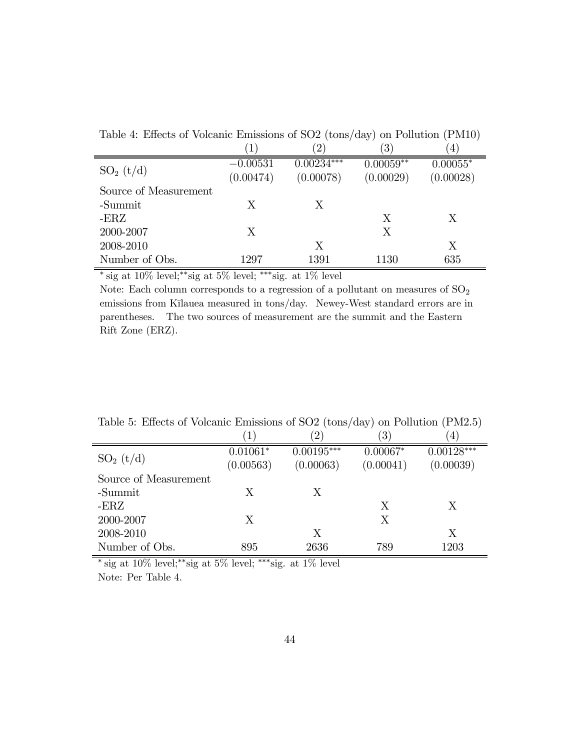Table 4: Effects of Volcanic Emissions of SO2 (tons/day) on Pollution (PM10)

| | (1) | (2) | (3) | (4) |
|---|---|---|---|---|
| $SO_2$ (t/d) | $-0.00531$ | $0.00234^{***}$ | $0.00059^{**}$ | $0.00055^{*}$ |
| | (0.00474) | (0.00078) | (0.00029) | (0.00028) |
| Source of Measurement | | | | |
| -Summit | X | X | | |
| -ERZ | | | X | X |
| 2000-2007 | X | | X | |
| 2008-2010 | | X | | X |
| Number of Obs. | 1297 | 1391 | 1130 | 635 |

$^{*}$ sig at 10% level; $^{**}$sig at 5% level; $^{***}$sig. at 1% level

Note: Each column corresponds to a regression of a pollutant on measures of $SO_2$ emissions from Kīlauea measured in tons/day. Newey-West standard errors are in parentheses. The two sources of measurement are the summit and the Eastern Rift Zone (ERZ).

Table 5: Effects of Volcanic Emissions of SO2 (tons/day) on Pollution (PM2.5)

| | (1) | (2) | (3) | (4) |
|---|---|---|---|---|
| $SO_2$ (t/d) | $0.01061^{*}$ | $0.00195^{***}$ | $0.00067^{*}$ | $0.00128^{***}$ |
| | (0.00563) | (0.00063) | (0.00041) | (0.00039) |
| Source of Measurement | | | | |
| -Summit | X | X | | |
| -ERZ | | | X | X |
| 2000-2007 | X | | X | |
| 2008-2010 | | X | | X |
| Number of Obs. | 895 | 2636 | 789 | 1203 |

$^{*}$ sig at 10% level; $^{**}$sig at 5% level; $^{***}$sig. at 1% level

Note: Per Table 4.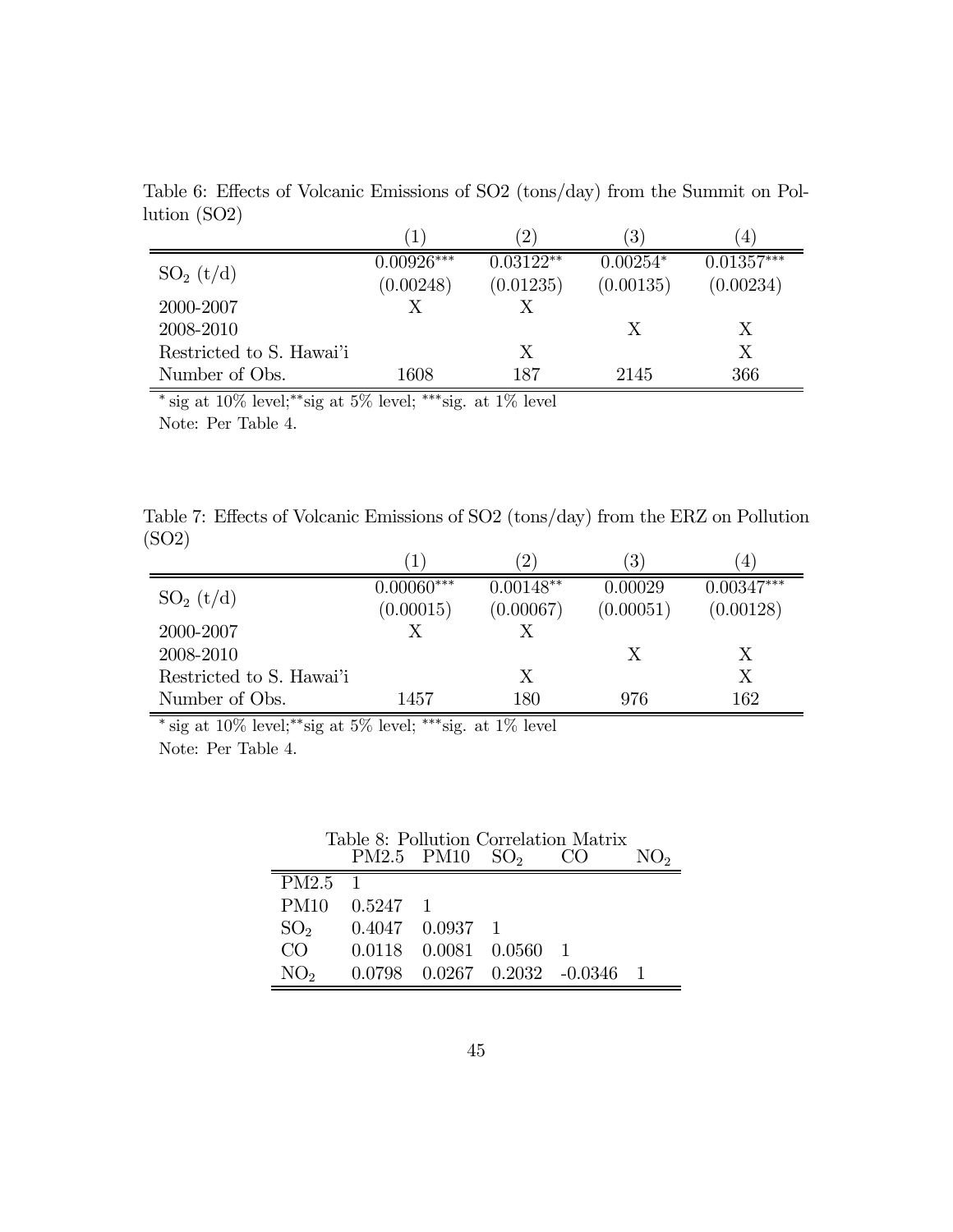Table 6: Effects of Volcanic Emissions of SO2 (tons/day) from the Summit on Pollution (SO2)

| | (1) | (2) | (3) | (4) |
|---|---|---|---|---|
| $SO_2$ (t/d) | 0.00926*** | 0.03122** | 0.00254* | 0.01357*** |
| | (0.00248) | (0.01235) | (0.00135) | (0.00234) |
| 2000-2007 | X | X | | |
| 2008-2010 | | | X | X |
| Restricted to S. Hawai'i | | X | | X |
| Number of Obs. | 1608 | 187 | 2145 | 366 |

* sig at 10% level; ** sig at 5% level; *** sig. at 1% level

Note: Per Table 4.

Table 7: Effects of Volcanic Emissions of SO2 (tons/day) from the ERZ on Pollution (SO2)

| | (1) | (2) | (3) | (4) |
|---|---|---|---|---|
| $SO_2$ (t/d) | 0.00060*** | 0.00148** | 0.00029 | 0.00347*** |
| | (0.00015) | (0.00067) | (0.00051) | (0.00128) |
| 2000-2007 | X | X | | |
| 2008-2010 | | | X | X |
| Restricted to S. Hawai'i | | X | | X |
| Number of Obs. | 1457 | 180 | 976 | 162 |

* sig at 10% level; ** sig at 5% level; *** sig. at 1% level

Note: Per Table 4.

Table 8: Pollution Correlation Matrix

| | PM2.5 | PM10 | $SO_2$ | CO | $NO_2$ |
|---|---|---|---|---|---|
| PM2.5 | 1 | | | | |
| PM10 | 0.5247 | 1 | | | |
| $SO_2$ | 0.4047 | 0.0937 | 1 | | |
| CO | 0.0118 | 0.0081 | 0.0560 | 1 | |
| $NO_2$ | 0.0798 | 0.0267 | 0.2032 | -0.0346 | 1 |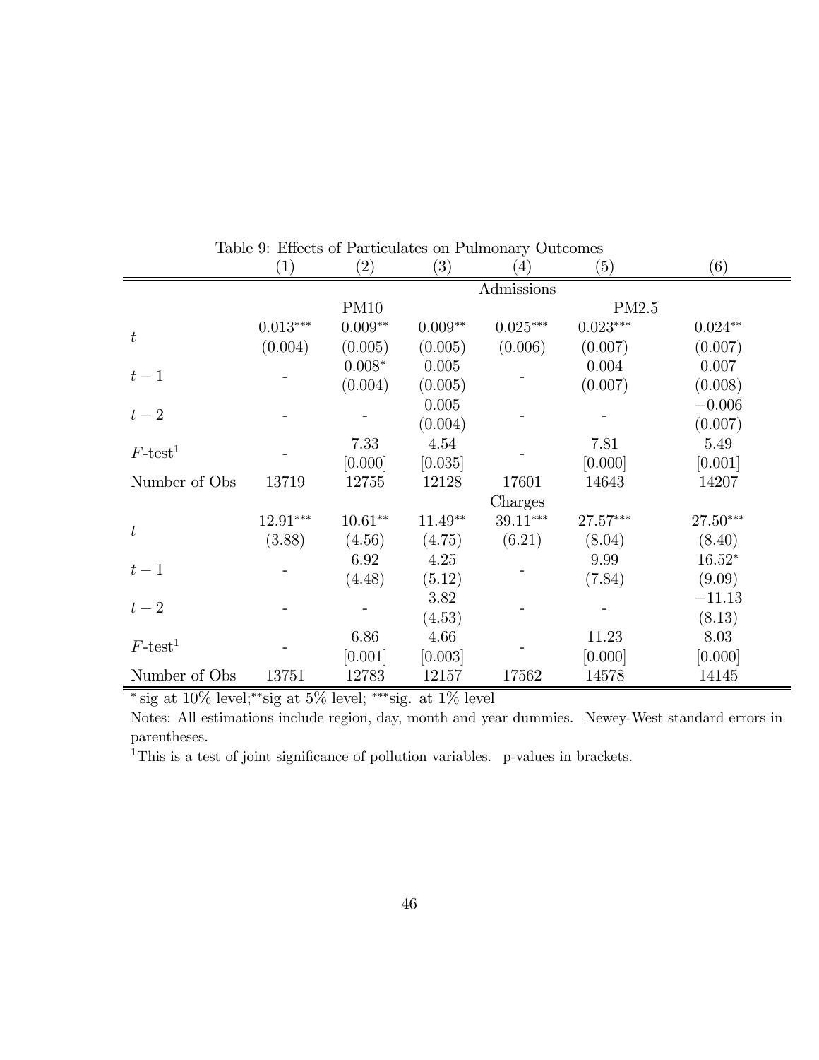Table 9: Effects of Particulates on Pulmonary Outcomes

| | (1) | (2) | (3) | (4) | (5) | (6) |
|---|---|---|---|---|---|---|
| | Admissions | | | | | |
| | | PM10 | | | PM2.5 | |
| $t$ | 0.013*** | 0.009** | 0.009** | 0.025*** | 0.023*** | 0.024** |
| | (0.004) | (0.005) | (0.005) | (0.006) | (0.007) | (0.007) |
| $t-1$ | - | 0.008* | 0.005 | - | 0.004 | 0.007 |
| | | (0.004) | (0.005) | | (0.007) | (0.008) |
| $t-2$ | - | - | 0.005 | - | - | $-0.006$ |
| | | | (0.004) | | | (0.007) |
| $F$-test[1] | - | 7.33 | 4.54 | - | 7.81 | 5.49 |
| | | [0.000] | [0.035] | | [0.000] | [0.001] |
| Number of Obs | 13719 | 12755 | 12128 | 17601 | 14643 | 14207 |
| | Charges | | | | | |
| $t$ | 12.91*** | 10.61** | 11.49** | 39.11*** | 27.57*** | 27.50*** |
| | (3.88) | (4.56) | (4.75) | (6.21) | (8.04) | (8.40) |
| $t-1$ | - | 6.92 | 4.25 | - | 9.99 | 16.52* |
| | | (4.48) | (5.12) | | (7.84) | (9.09) |
| $t-2$ | - | - | 3.82 | - | - | $-11.13$ |
| | | | (4.53) | | | (8.13) |
| $F$-test[1] | - | 6.86 | 4.66 | - | 11.23 | 8.03 |
| | | [0.001] | [0.003] | | [0.000] | [0.000] |
| Number of Obs | 13751 | 12783 | 12157 | 17562 | 14578 | 14145 |

* sig at 10% level; ** sig at 5% level; *** sig. at 1% level

Notes: All estimations include region, day, month and year dummies. Newey-West standard errors in parentheses.

[1] This is a test of joint significance of pollution variables. p-values in brackets.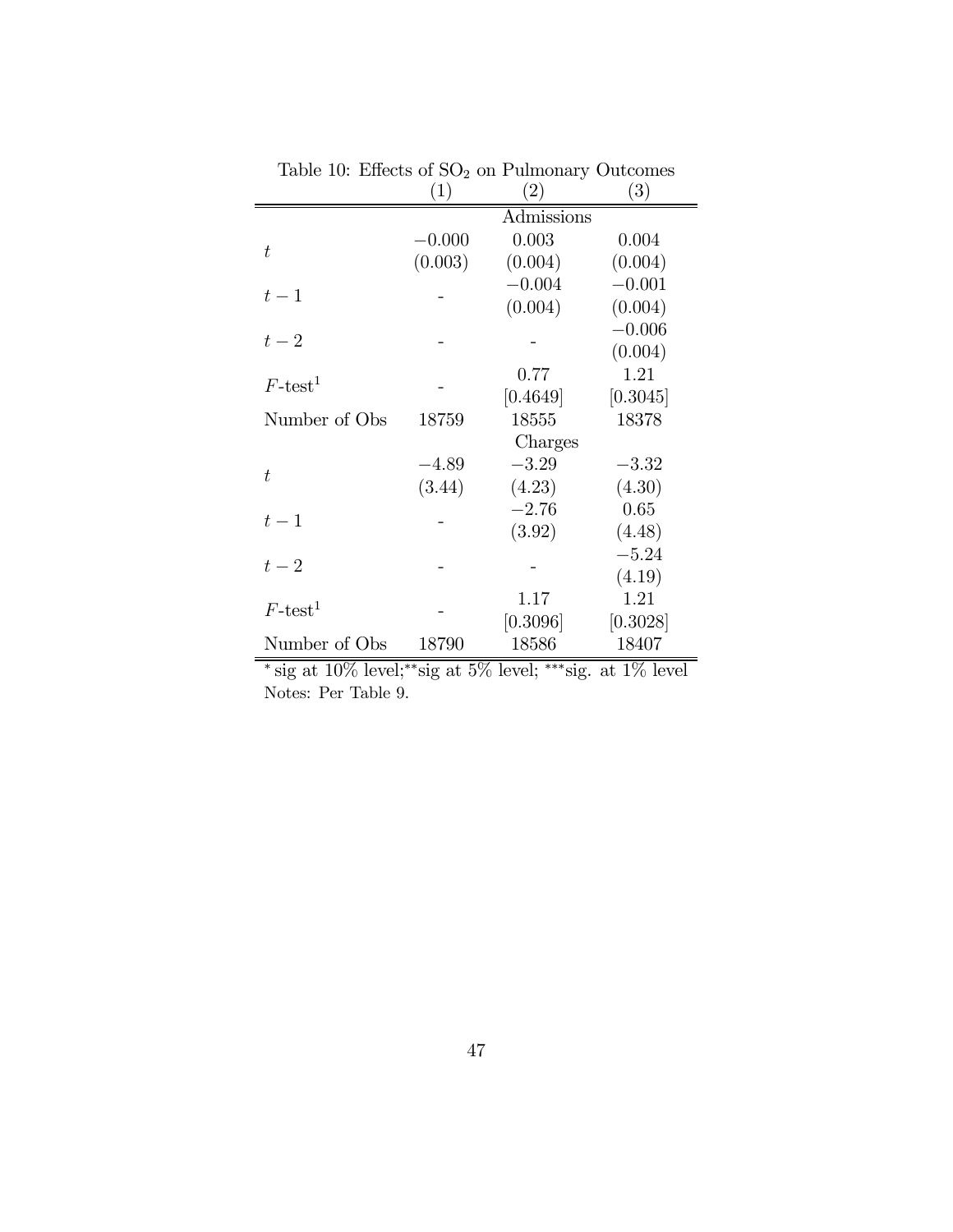Table 10: Effects of $SO_2$ on Pulmonary Outcomes

| | (1) | (2) | (3) |
|---|---|---|---|
| | | Admissions | |
| $t$ | $-0.000$ | 0.003 | 0.004 |
| | (0.003) | (0.004) | (0.004) |
| $t-1$ | - | $-0.004$ | $-0.001$ |
| | | (0.004) | (0.004) |
| $t-2$ | - | - | $-0.006$ |
| | | | (0.004) |
| $F$-test[1] | - | 0.77 | 1.21 |
| | | [0.4649] | [0.3045] |
| Number of Obs | 18759 | 18555 | 18378 |
| | | Charges | |
| $t$ | $-4.89$ | $-3.29$ | $-3.32$ |
| | (3.44) | (4.23) | (4.30) |
| $t-1$ | - | $-2.76$ | 0.65 |
| | | (3.92) | (4.48) |
| $t-2$ | - | - | $-5.24$ |
| | | | (4.19) |
| $F$-test[1] | - | 1.17 | 1.21 |
| | | [0.3096] | [0.3028] |
| Number of Obs | 18790 | 18586 | 18407 |

* sig at 10% level; ** sig at 5% level; *** sig. at 1% level

Notes: Per Table 9.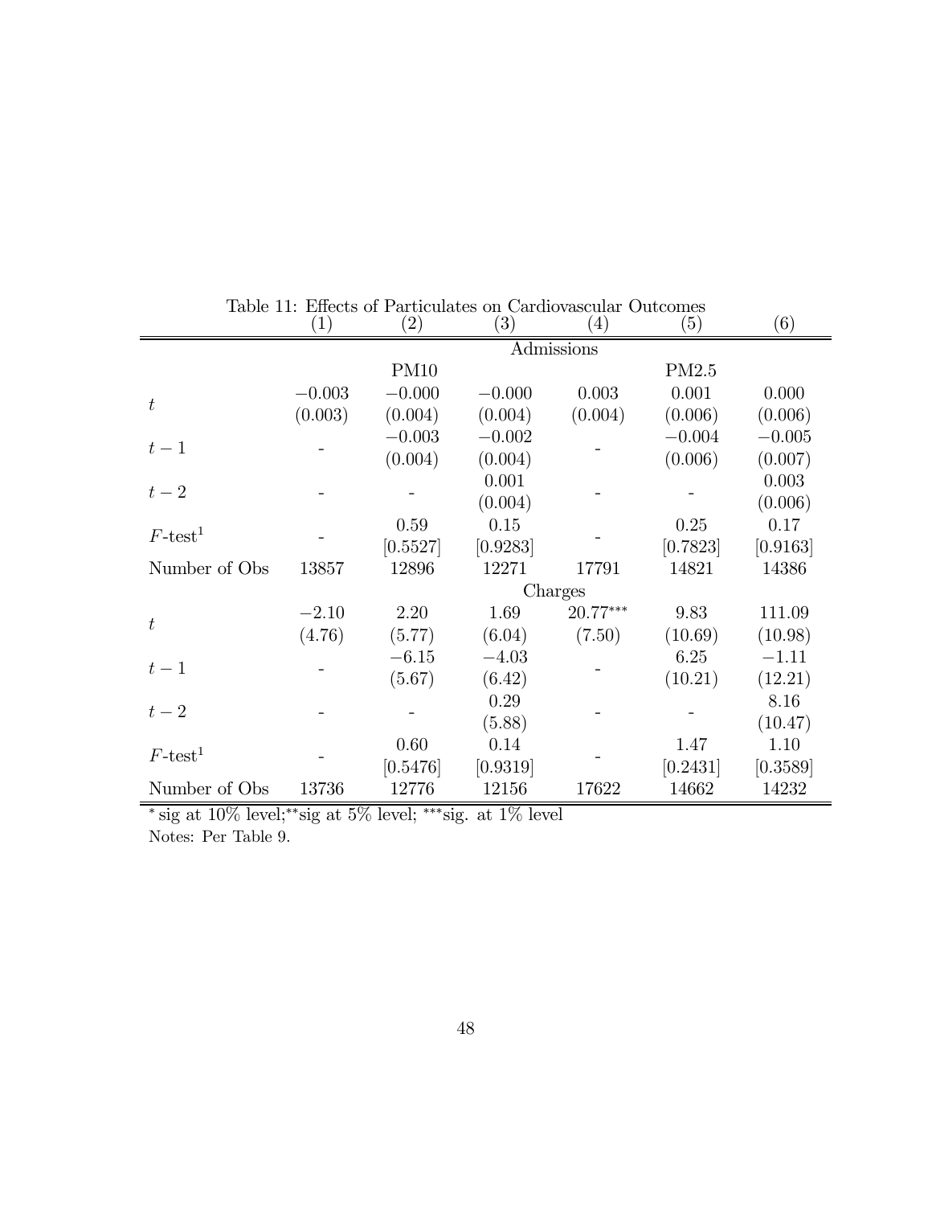Table 11: Effects of Particulates on Cardiovascular Outcomes

| | (1) | (2) | (3) | (4) | (5) | (6) |
|---|---|---|---|---|---|---|
| | | | Admissions | | | |
| | | PM10 | | | PM2.5 | |
| $t$ | $-0.003$ | $-0.000$ | $-0.000$ | 0.003 | 0.001 | 0.000 |
| | (0.003) | (0.004) | (0.004) | (0.004) | (0.006) | (0.006) |
| $t-1$ | - | $-0.003$ | $-0.002$ | - | $-0.004$ | $-0.005$ |
| | | (0.004) | (0.004) | | (0.006) | (0.007) |
| $t-2$ | - | - | 0.001 | - | - | 0.003 |
| | | | (0.004) | | | (0.006) |
| $F$-test[1] | - | 0.59 | 0.15 | - | 0.25 | 0.17 |
| | | [0.5527] | [0.9283] | | [0.7823] | [0.9163] |
| Number of Obs | 13857 | 12896 | 12271 | 17791 | 14821 | 14386 |
| | | | Charges | | | |
| $t$ | $-2.10$ | 2.20 | 1.69 | 20.77*** | 9.83 | 111.09 |
| | (4.76) | (5.77) | (6.04) | (7.50) | (10.69) | (10.98) |
| $t-1$ | - | $-6.15$ | $-4.03$ | - | 6.25 | $-1.11$ |
| | | (5.67) | (6.42) | | (10.21) | (12.21) |
| $t-2$ | - | - | 0.29 | - | - | 8.16 |
| | | | (5.88) | | | (10.47) |
| $F$-test[1] | - | 0.60 | 0.14 | - | 1.47 | 1.10 |
| | | [0.5476] | [0.9319] | | [0.2431] | [0.3589] |
| Number of Obs | 13736 | 12776 | 12156 | 17622 | 14662 | 14232 |

\* sig at 10% level; ** sig at 5% level; *** sig. at 1% level

Notes: Per Table 9.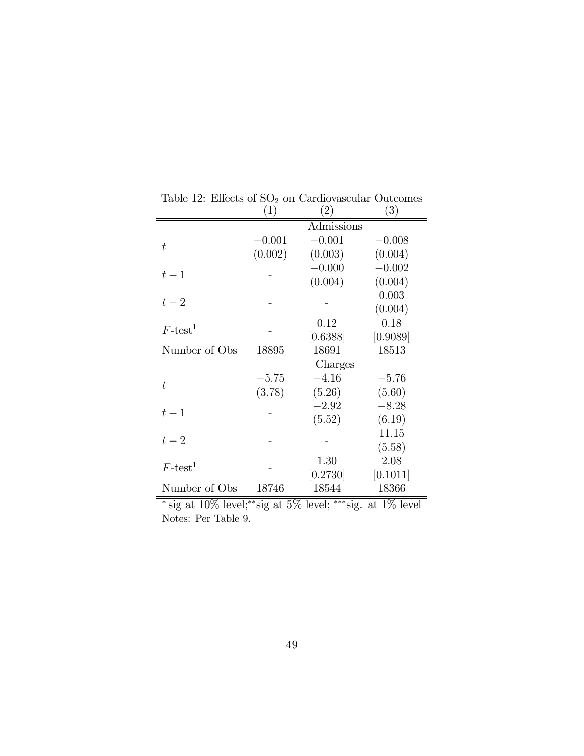Table 12: Effects of $SO_2$ on Cardiovascular Outcomes

| | (1) | (2) | (3) |
|---|---|---|---|
| | | Admissions | |
| $t$ | $-0.001$ | $-0.001$ | $-0.008$ |
| | (0.002) | (0.003) | (0.004) |
| $t-1$ | - | $-0.000$ | $-0.002$ |
| | | (0.004) | (0.004) |
| $t-2$ | - | - | 0.003 |
| | | | (0.004) |
| $F$-test[1] | - | 0.12 | 0.18 |
| | | [0.6388] | [0.9089] |
| Number of Obs | 18895 | 18691 | 18513 |
| | | Charges | |
| $t$ | $-5.75$ | $-4.16$ | $-5.76$ |
| | (3.78) | (5.26) | (5.60) |
| $t-1$ | - | $-2.92$ | $-8.28$ |
| | | (5.52) | (6.19) |
| $t-2$ | - | - | 11.15 |
| | | | (5.58) |
| $F$-test[1] | - | 1.30 | 2.08 |
| | | [0.2730] | [0.1011] |
| Number of Obs | 18746 | 18544 | 18366 |

* sig at 10% level; ** sig at 5% level; *** sig. at 1% level

Notes: Per Table 9.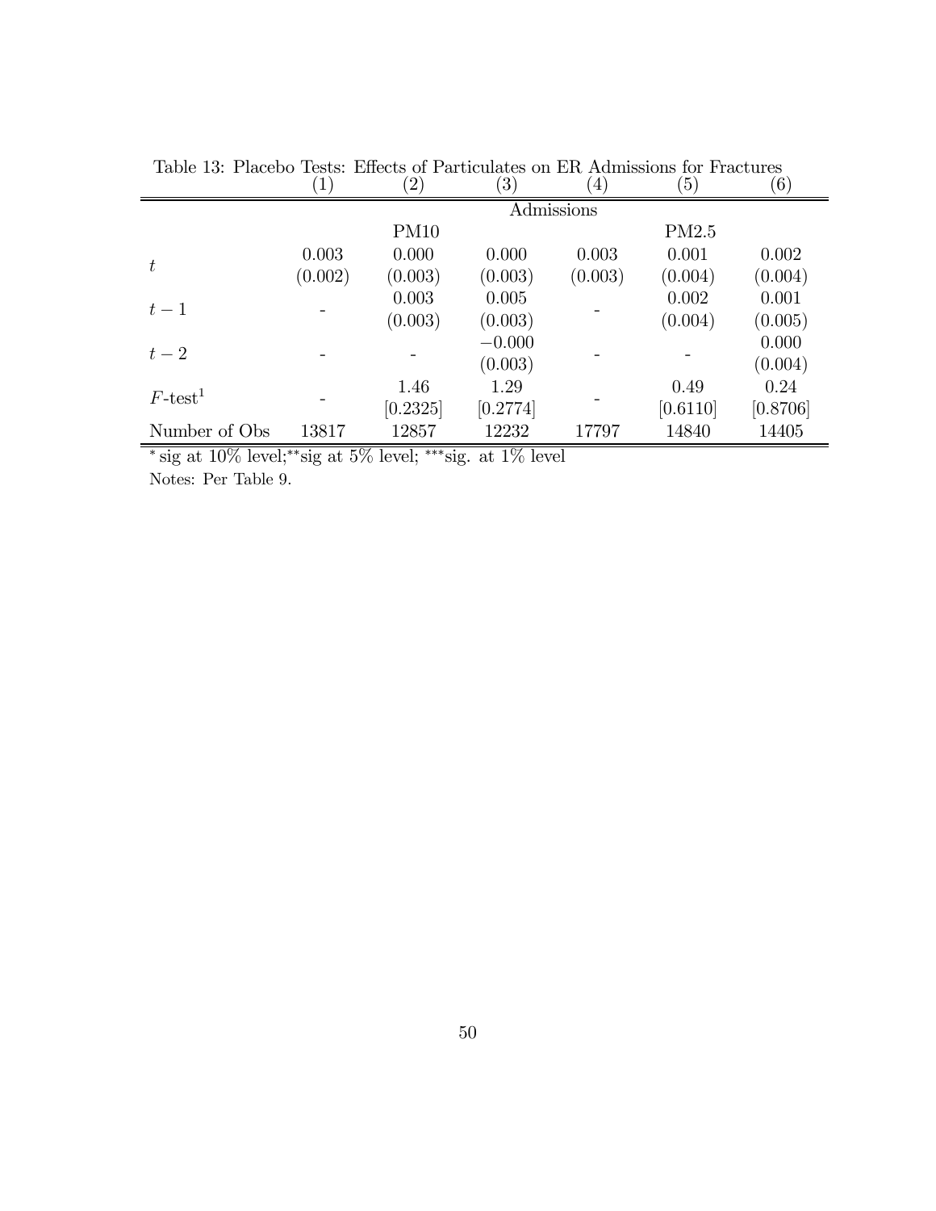Table 13: Placebo Tests: Effects of Particulates on ER Admissions for Fractures

| | (1) | (2) | (3) | (4) | (5) | (6) |
|---|---|---|---|---|---|---|
| | Admissions | | | | | |
| | | PM10 | | | PM2.5 | |
| $t$ | 0.003 | 0.000 | 0.000 | 0.003 | 0.001 | 0.002 |
| | (0.002) | (0.003) | (0.003) | (0.003) | (0.004) | (0.004) |
| $t-1$ | - | 0.003 | 0.005 | - | 0.002 | 0.001 |
| | | (0.003) | (0.003) | | (0.004) | (0.005) |
| $t-2$ | - | - | $-0.000$ | - | - | 0.000 |
| | | | (0.003) | | | (0.004) |
| $F$-test[1] | - | 1.46 | 1.29 | - | 0.49 | 0.24 |
| | | [0.2325] | [0.2774] | | [0.6110] | [0.8706] |
| Number of Obs | 13817 | 12857 | 12232 | 17797 | 14840 | 14405 |

* sig at 10% level;** sig at 5% level; *** sig. at 1% level

Notes: Per Table 9.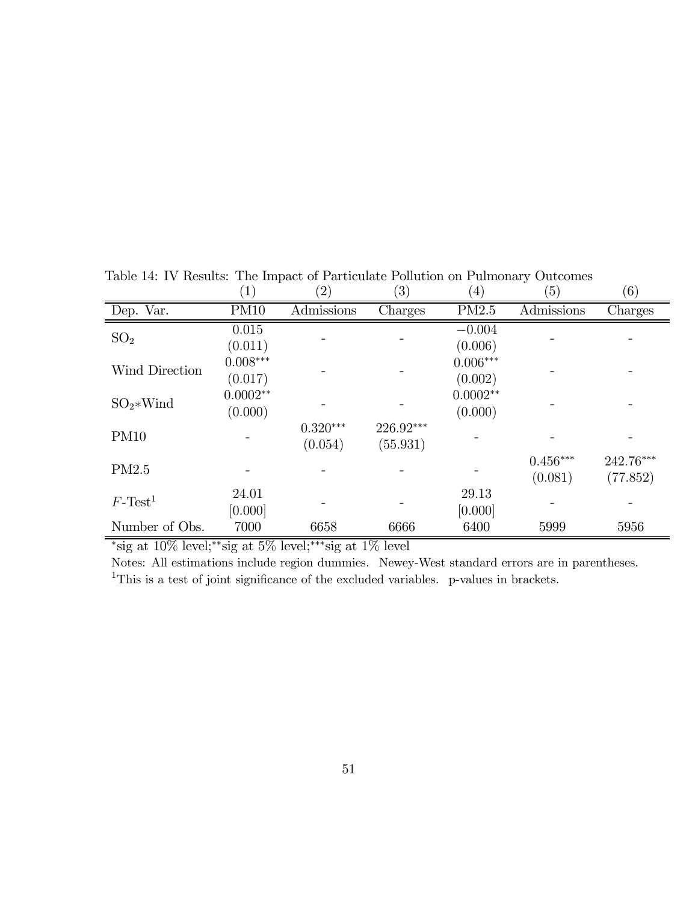Table 14: IV Results: The Impact of Particulate Pollution on Pulmonary Outcomes

| | (1) | (2) | (3) | (4) | (5) | (6) |
|---|---|---|---|---|---|---|
| Dep. Var. | PM10 | Admissions | Charges | PM2.5 | Admissions | Charges |
| $SO_2$ | 0.015 | - | - | $-0.004$ | - | - |
| | (0.011) | | | (0.006) | | |
| Wind Direction | $0.008^{***}$ | - | - | $0.006^{***}$ | - | - |
| | (0.017) | | | (0.002) | | |
| $SO_2$*Wind | $0.0002^{**}$ | - | - | $0.0002^{**}$ | - | - |
| | (0.000) | | | (0.000) | | |
| PM10 | - | $0.320^{***}$ | $226.92^{***}$ | - | - | - |
| | | (0.054) | (55.931) | | | |
| PM2.5 | - | - | - | - | $0.456^{***}$ | $242.76^{***}$ |
| | | | | | (0.081) | (77.852) |
| $F$-Test[1] | 24.01 | - | - | 29.13 | - | - |
| | [0.000] | | | [0.000] | | |
| Number of Obs. | 7000 | 6658 | 6666 | 6400 | 5999 | 5956 |

*sig at 10% level;**sig at 5% level;***sig at 1% level

Notes: All estimations include region dummies. Newey-West standard errors are in parentheses.

[1]This is a test of joint significance of the excluded variables. p-values in brackets.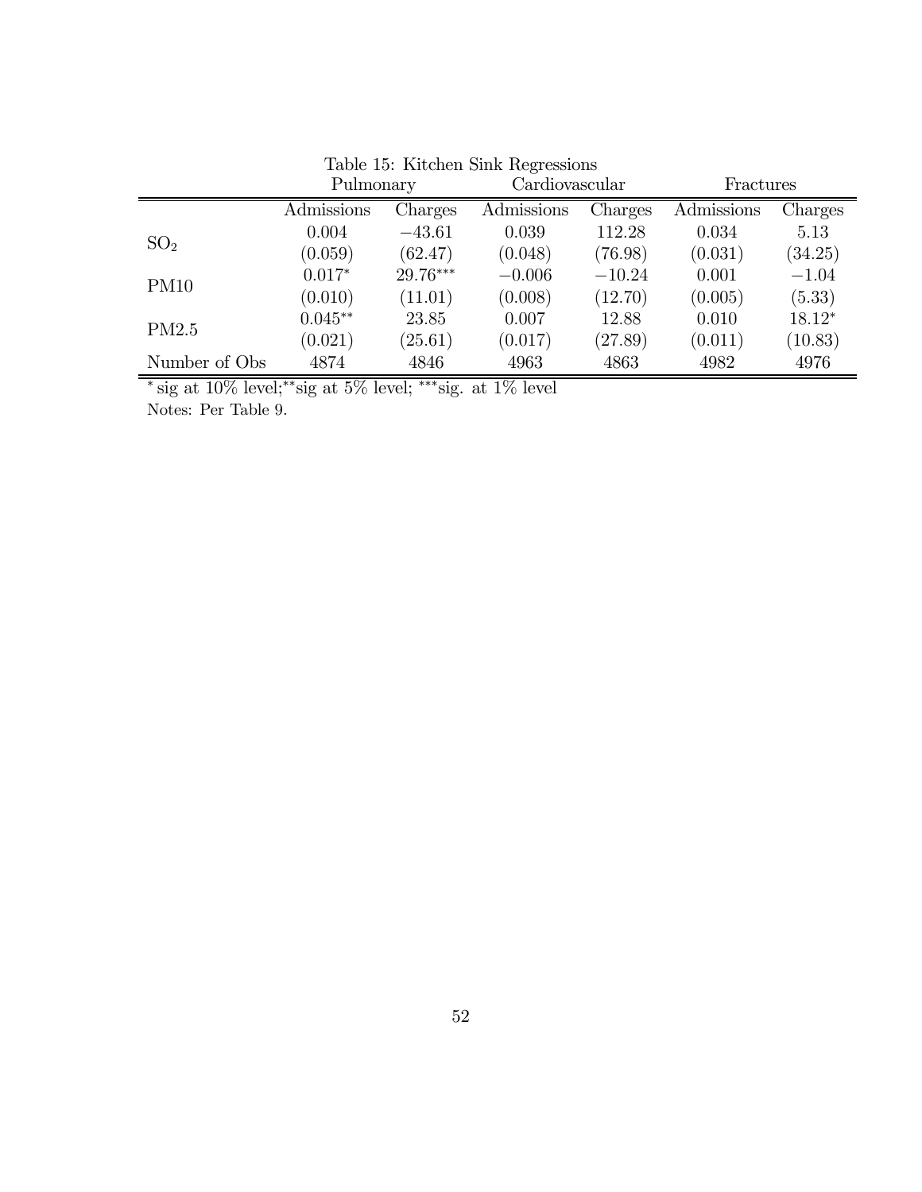Table 15: Kitchen Sink Regressions

| | Pulmonary | | Cardiovascular | | Fractures | |
|---|---|---|---|---|---|---|
| | Admissions | Charges | Admissions | Charges | Admissions | Charges |
| $SO_2$ | 0.004 | −43.61 | 0.039 | 112.28 | 0.034 | 5.13 |
| | (0.059) | (62.47) | (0.048) | (76.98) | (0.031) | (34.25) |
| PM10 | $0.017^{*}$ | $29.76^{***}$ | −0.006 | −10.24 | 0.001 | −1.04 |
| | (0.010) | (11.01) | (0.008) | (12.70) | (0.005) | (5.33) |
| PM2.5 | $0.045^{**}$ | 23.85 | 0.007 | 12.88 | 0.010 | $18.12^{*}$ |
| | (0.021) | (25.61) | (0.017) | (27.89) | (0.011) | (10.83) |
| Number of Obs | 4874 | 4846 | 4963 | 4863 | 4982 | 4976 |

$^{*}$ sig at 10% level; $^{**}$sig at 5% level; $^{***}$sig. at 1% level

Notes: Per Table 9.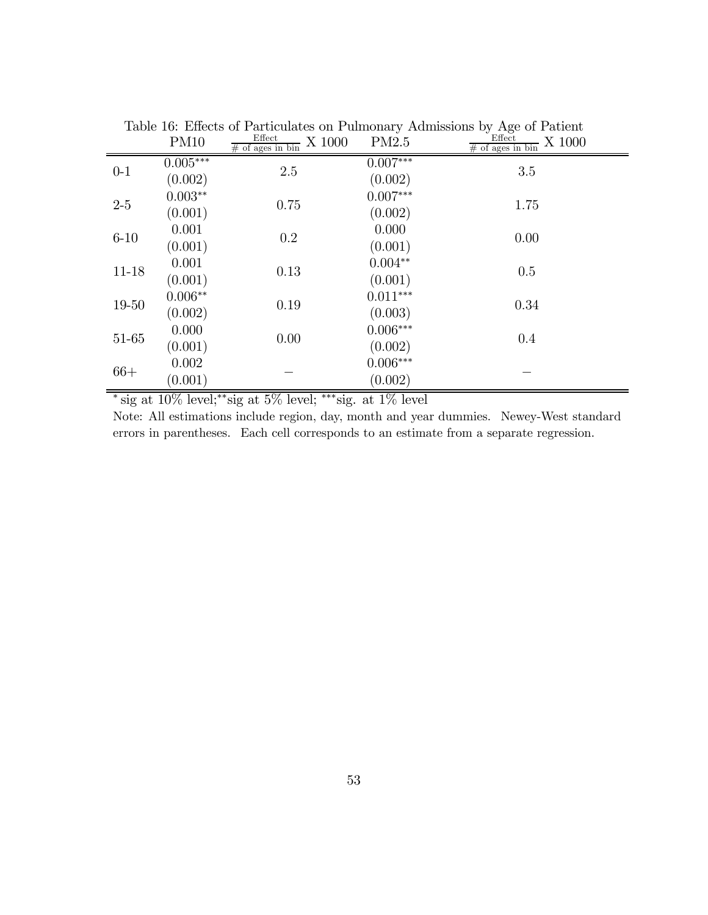Table 16: Effects of Particulates on Pulmonary Admissions by Age of Patient

| | PM10 | $\frac{\text{Effect}}{\text{\# of ages in bin}}$ X 1000 | PM2.5 | $\frac{\text{Effect}}{\text{\# of ages in bin}}$ X 1000 |
|---|---|---|---|---|
| 0-1 | 0.005*** | 2.5 | 0.007*** | 3.5 |
| | (0.002) | | (0.002) | |
| 2-5 | 0.003** | 0.75 | 0.007*** | 1.75 |
| | (0.001) | | (0.002) | |
| 6-10 | 0.001 | 0.2 | 0.000 | 0.00 |
| | (0.001) | | (0.001) | |
| 11-18 | 0.001 | 0.13 | 0.004** | 0.5 |
| | (0.001) | | (0.001) | |
| 19-50 | 0.006** | 0.19 | 0.011*** | 0.34 |
| | (0.002) | | (0.003) | |
| 51-65 | 0.000 | 0.00 | 0.006*** | 0.4 |
| | (0.001) | | (0.002) | |
| 66+ | 0.002 | – | 0.006*** | – |
| | (0.001) | | (0.002) | |

* sig at 10% level; ** sig at 5% level; *** sig. at 1% level

Note: All estimations include region, day, month and year dummies. Newey-West standard errors in parentheses. Each cell corresponds to an estimate from a separate regression.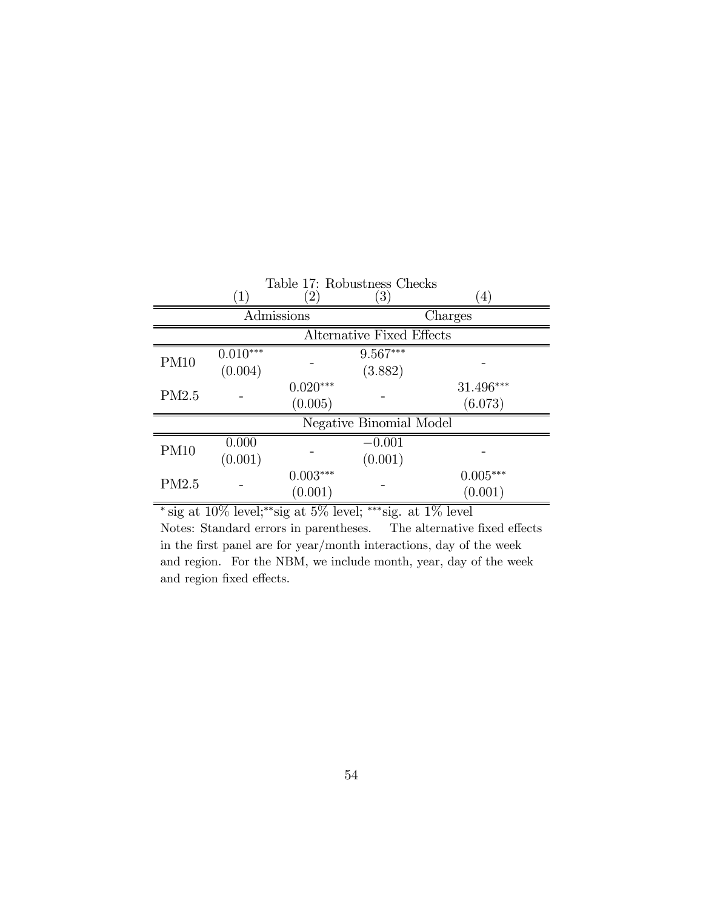Table 17: Robustness Checks

| | (1) | (2) | (3) | (4) |
|---|---|---|---|---|
| | Admissions | | Charges | |
| | Alternative Fixed Effects | | | |
| PM10 | 0.010*** | - | 9.567*** | - |
| | (0.004) | | (3.882) | |
| PM2.5 | - | 0.020*** | - | 31.496*** |
| | | (0.005) | | (6.073) |
| | Negative Binomial Model | | | |
| PM10 | 0.000 | - | −0.001 | - |
| | (0.001) | | (0.001) | |
| PM2.5 | - | 0.003*** | - | 0.005*** |
| | | (0.001) | | (0.001) |

* sig at 10% level;** sig at 5% level; *** sig. at 1% level

Notes: Standard errors in parentheses. The alternative fixed effects in the first panel are for year/month interactions, day of the week and region. For the NBM, we include month, year, day of the week and region fixed effects.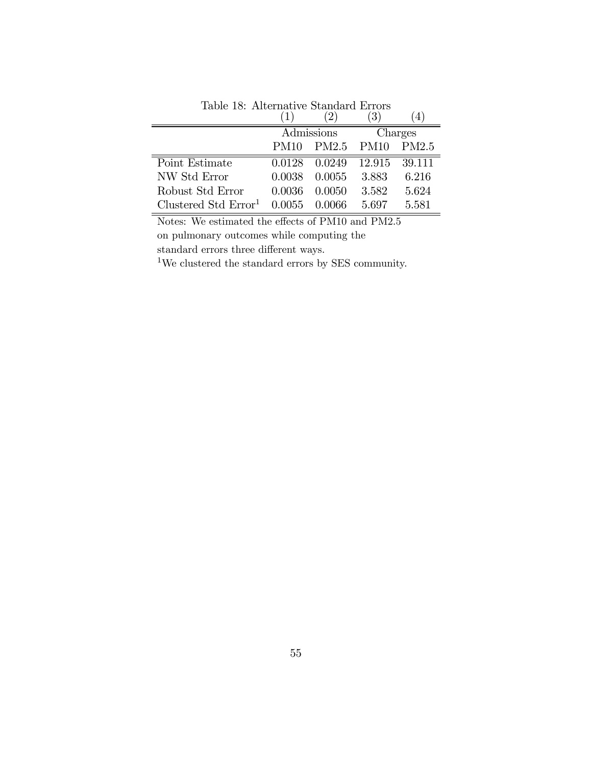Table 18: Alternative Standard Errors

| | (1) | (2) | (3) | (4) |
|---|---|---|---|---|
| | Admissions | | Charges | |
| | PM10 | PM2.5 | PM10 | PM2.5 |
| Point Estimate | 0.0128 | 0.0249 | 12.915 | 39.111 |
| NW Std Error | 0.0038 | 0.0055 | 3.883 | 6.216 |
| Robust Std Error | 0.0036 | 0.0050 | 3.582 | 5.624 |
| Clustered Std Error[1] | 0.0055 | 0.0066 | 5.697 | 5.581 |

Notes: We estimated the effects of PM10 and PM2.5 on pulmonary outcomes while computing the standard errors three different ways.

[1]We clustered the standard errors by SES community.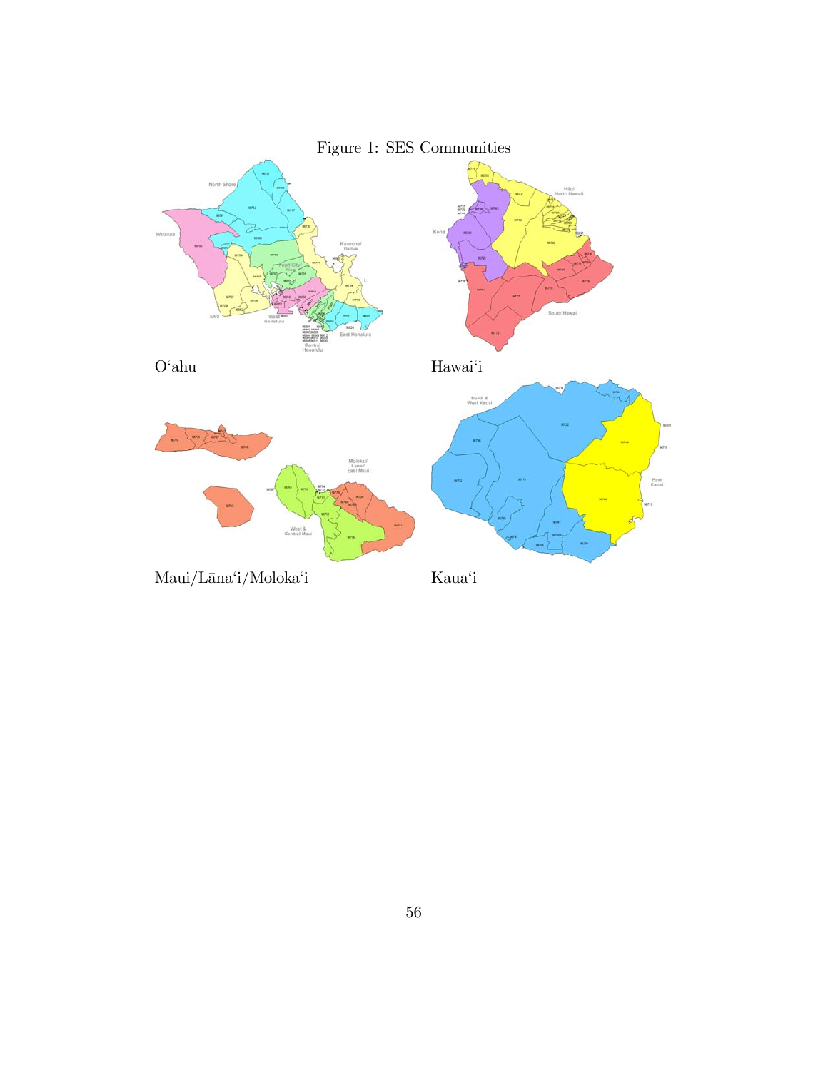Figure 1: SES Communities

O'ahu

Hawai'i

Maui/Lāna'i/Moloka'i

Kaua'i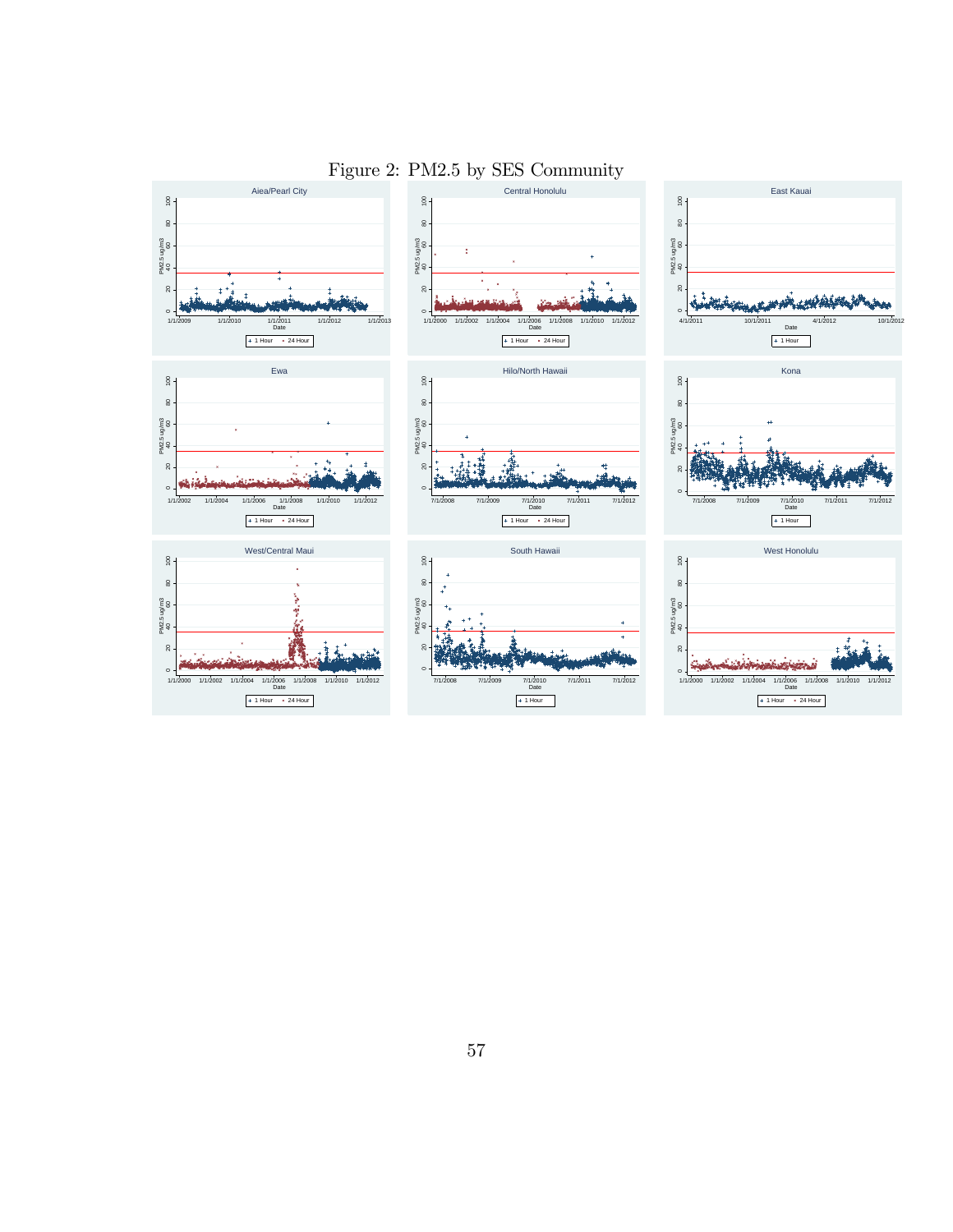Figure 2: PM2.5 by SES Community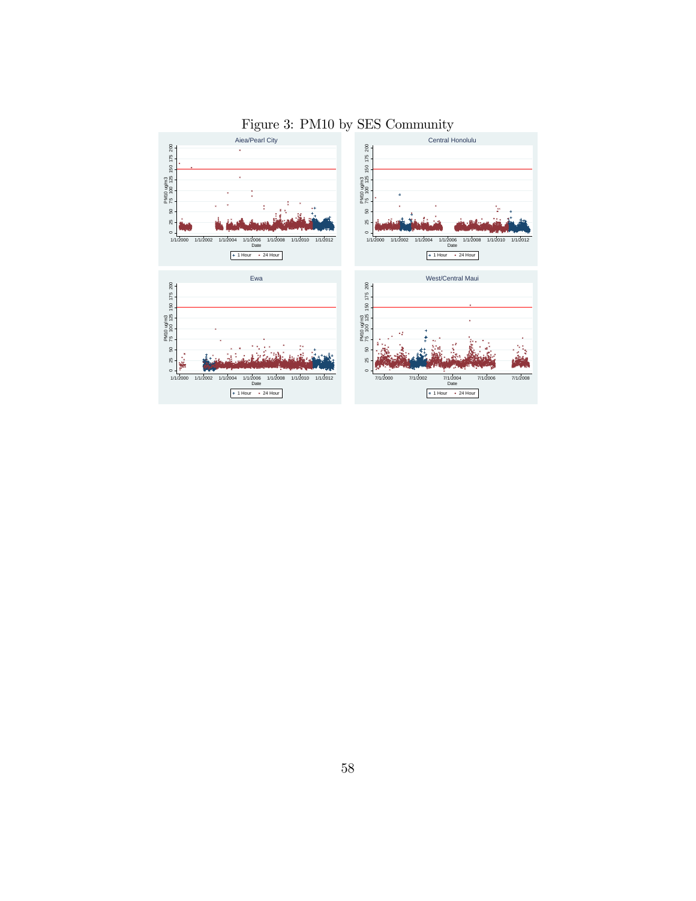Figure 3: PM10 by SES Community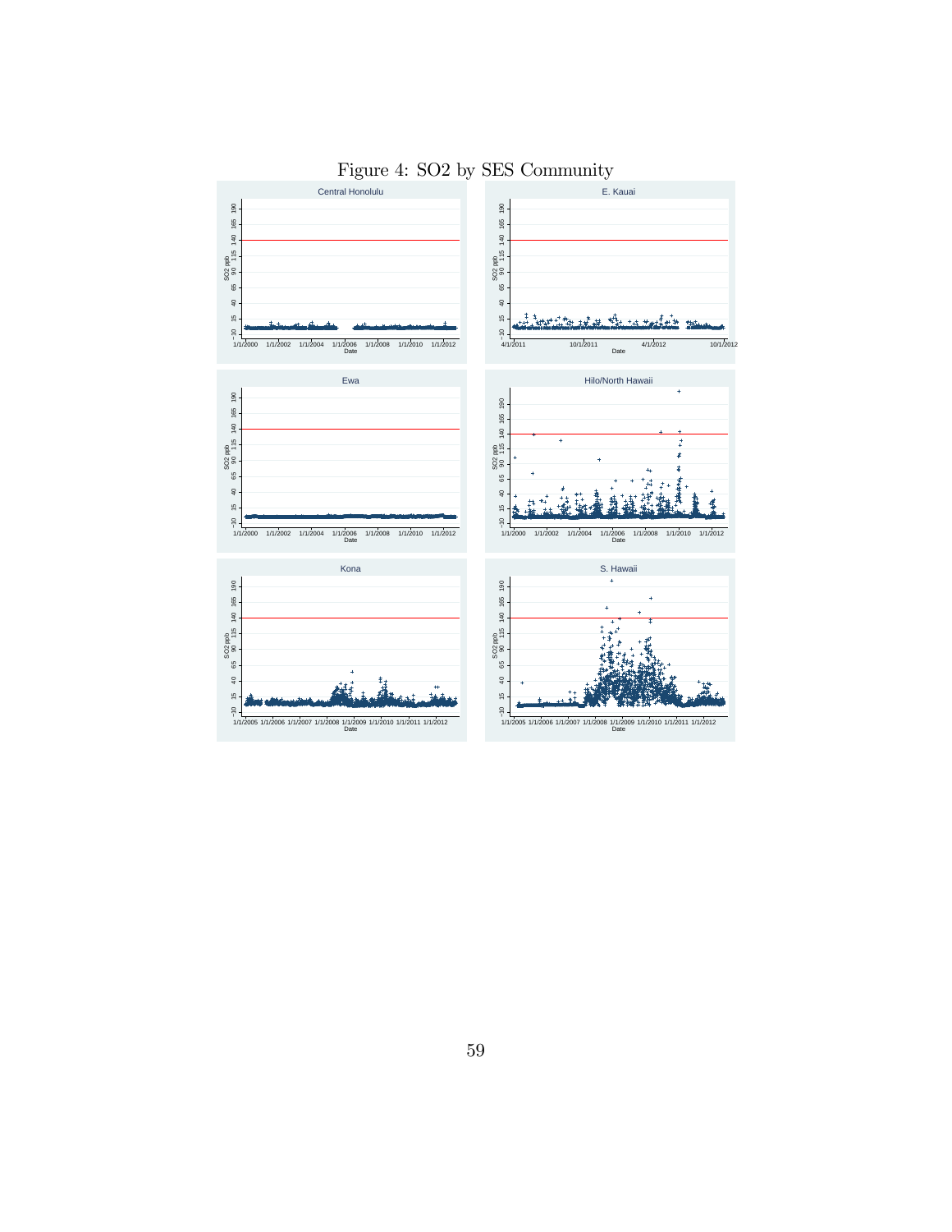Figure 4: SO2 by SES Community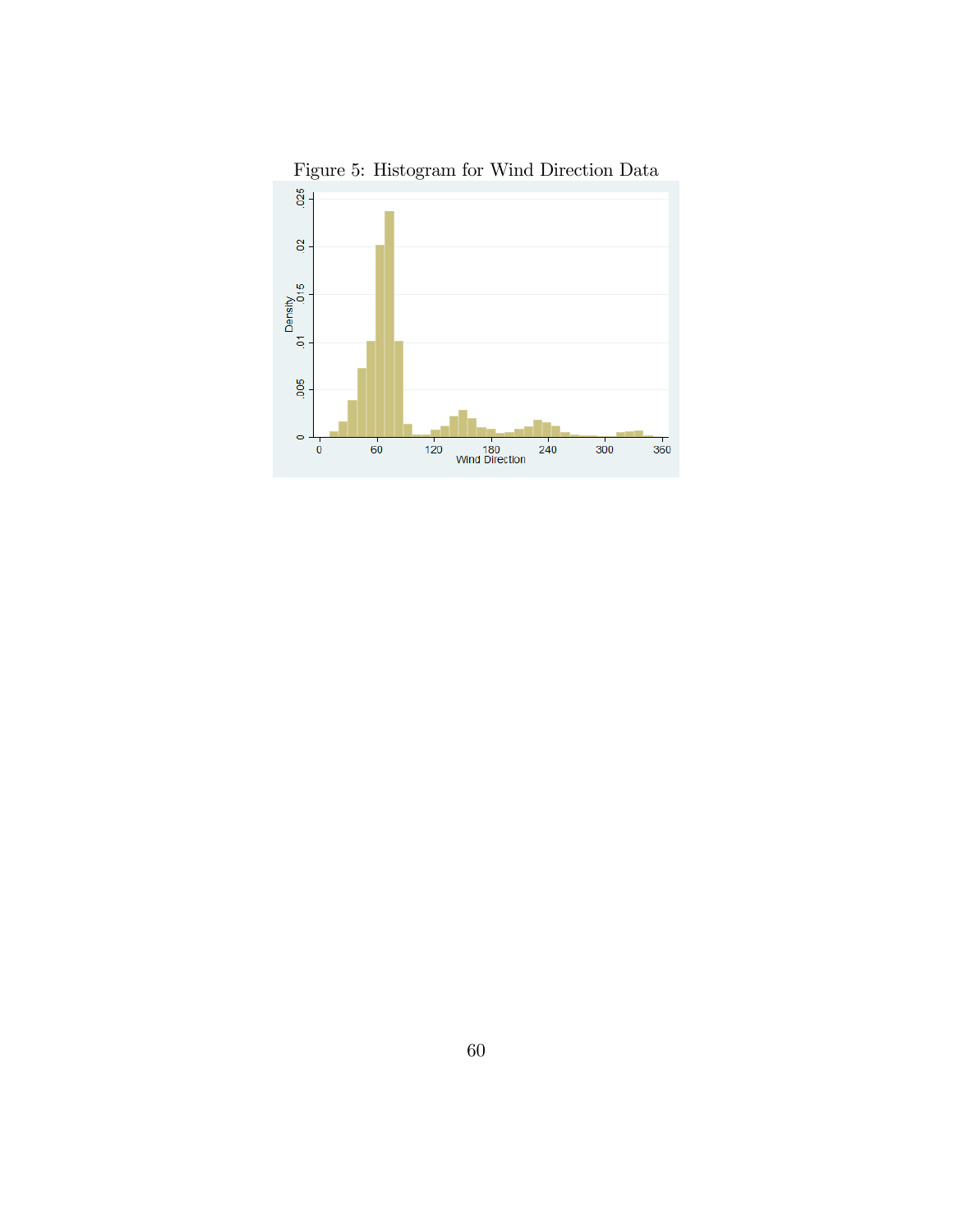Figure 5: Histogram for Wind Direction Data

Density

0
.005
.01
.015
.02
.025

0
60
120
180
240
300
360

Wind Direction